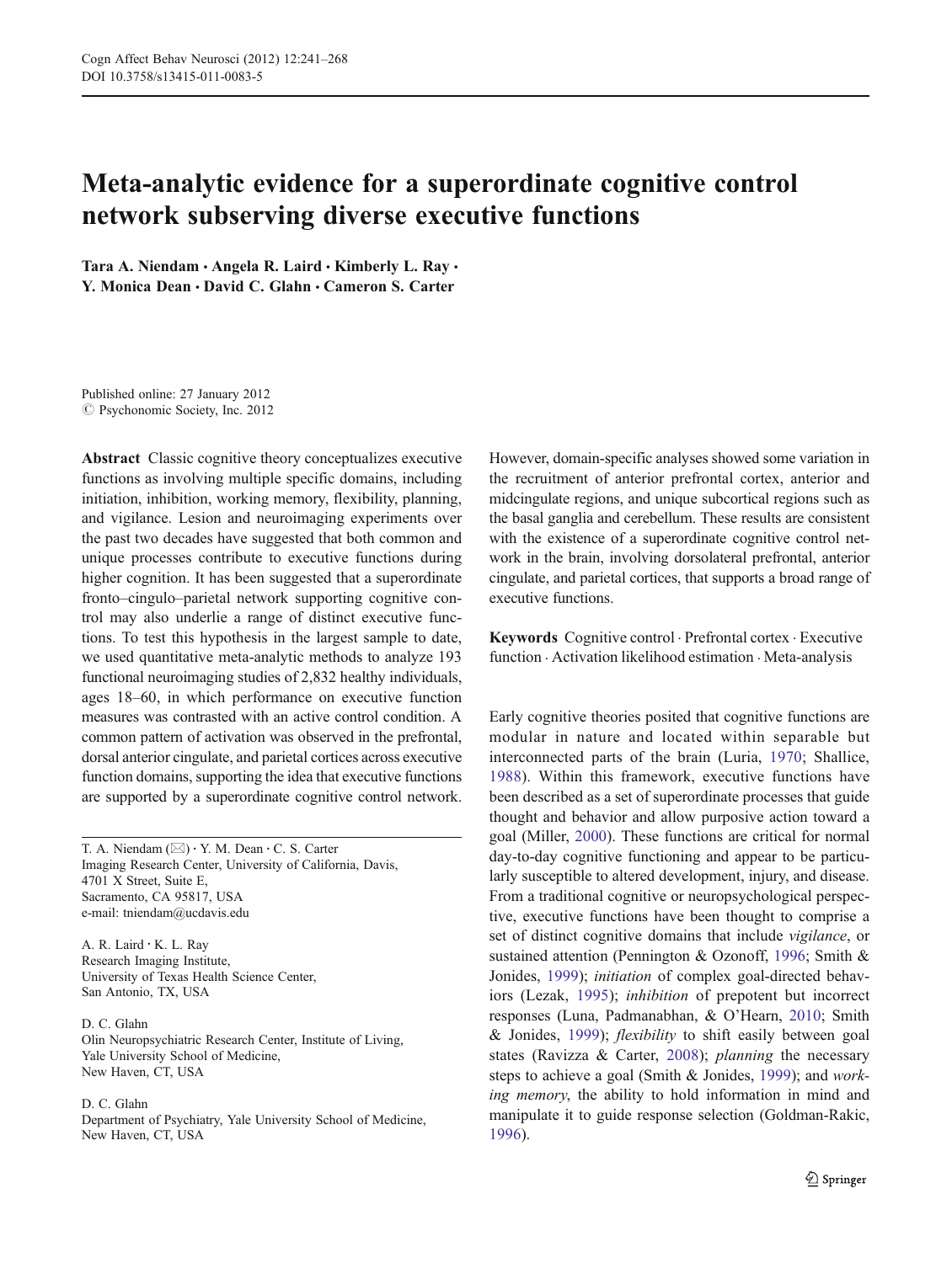# Meta-analytic evidence for a superordinate cognitive control network subserving diverse executive functions

**Tara A. Niendam · Angela R. Laird · Kimberly L. Ray · Y. Monica Dean · David C. Glahn · Cameron S. Carter**

Published online: 27 January 2012
© Psychonomic Society, Inc. 2012

**Abstract** Classic cognitive theory conceptualizes executive functions as involving multiple specific domains, including initiation, inhibition, working memory, flexibility, planning, and vigilance. Lesion and neuroimaging experiments over the past two decades have suggested that both common and unique processes contribute to executive functions during higher cognition. It has been suggested that a superordinate fronto–cingulo–parietal network supporting cognitive control may also underlie a range of distinct executive functions. To test this hypothesis in the largest sample to date, we used quantitative meta-analytic methods to analyze 193 functional neuroimaging studies of 2,832 healthy individuals, ages 18–60, in which performance on executive function measures was contrasted with an active control condition. A common pattern of activation was observed in the prefrontal, dorsal anterior cingulate, and parietal cortices across executive function domains, supporting the idea that executive functions are supported by a superordinate cognitive control network. However, domain-specific analyses showed some variation in the recruitment of anterior prefrontal cortex, anterior and midcingulate regions, and unique subcortical regions such as the basal ganglia and cerebellum. These results are consistent with the existence of a superordinate cognitive control network in the brain, involving dorsolateral prefrontal, anterior cingulate, and parietal cortices, that supports a broad range of executive functions.

**Keywords** Cognitive control · Prefrontal cortex · Executive function · Activation likelihood estimation · Meta-analysis

T. A. Niendam (✉) · Y. M. Dean · C. S. Carter
Imaging Research Center, University of California, Davis,
4701 X Street, Suite E,
Sacramento, CA 95817, USA
e-mail: tniendam@ucdavis.edu

A. R. Laird · K. L. Ray
Research Imaging Institute,
University of Texas Health Science Center,
San Antonio, TX, USA

D. C. Glahn
Olin Neuropsychiatric Research Center, Institute of Living,
Yale University School of Medicine,
New Haven, CT, USA

D. C. Glahn
Department of Psychiatry, Yale University School of Medicine,
New Haven, CT, USA

Early cognitive theories posited that cognitive functions are modular in nature and located within separable but interconnected parts of the brain (Luria, 1970; Shallice, 1988). Within this framework, executive functions have been described as a set of superordinate processes that guide thought and behavior and allow purposive action toward a goal (Miller, 2000). These functions are critical for normal day-to-day cognitive functioning and appear to be particularly susceptible to altered development, injury, and disease. From a traditional cognitive or neuropsychological perspective, executive functions have been thought to comprise a set of distinct cognitive domains that include *vigilance*, or sustained attention (Pennington & Ozonoff, 1996; Smith & Jonides, 1999); *initiation* of complex goal-directed behaviors (Lezak, 1995); *inhibition* of prepotent but incorrect responses (Luna, Padmanabhan, & O'Hearn, 2010; Smith & Jonides, 1999); *flexibility* to shift easily between goal states (Ravizza & Carter, 2008); *planning* the necessary steps to achieve a goal (Smith & Jonides, 1999); and *working memory*, the ability to hold information in mind and manipulate it to guide response selection (Goldman-Rakic, 1996).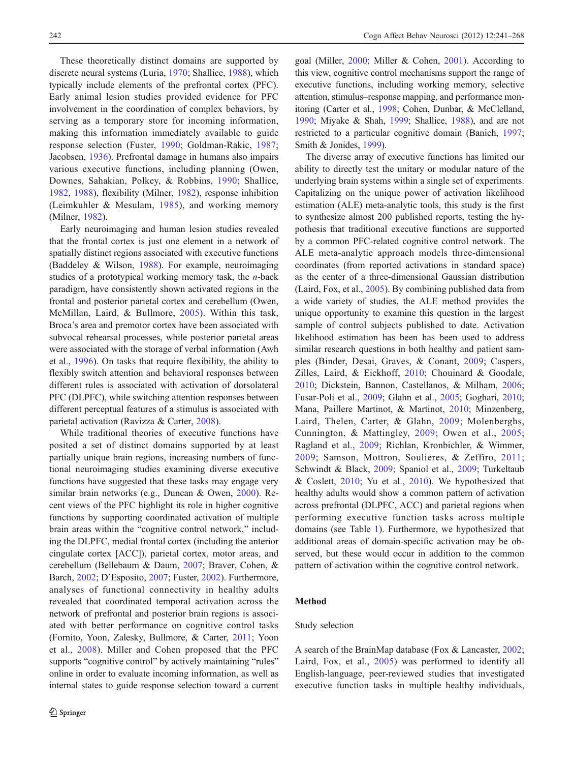These theoretically distinct domains are supported by discrete neural systems (Luria, 1970; Shallice, 1988), which typically include elements of the prefrontal cortex (PFC). Early animal lesion studies provided evidence for PFC involvement in the coordination of complex behaviors, by serving as a temporary store for incoming information, making this information immediately available to guide response selection (Fuster, 1990; Goldman-Rakic, 1987; Jacobsen, 1936). Prefrontal damage in humans also impairs various executive functions, including planning (Owen, Downes, Sahakian, Polkey, & Robbins, 1990; Shallice, 1982, 1988), flexibility (Milner, 1982), response inhibition (Leimkuhler & Mesulam, 1985), and working memory (Milner, 1982).

Early neuroimaging and human lesion studies revealed that the frontal cortex is just one element in a network of spatially distinct regions associated with executive functions (Baddeley & Wilson, 1988). For example, neuroimaging studies of a prototypical working memory task, the *n*-back paradigm, have consistently shown activated regions in the frontal and posterior parietal cortex and cerebellum (Owen, McMillan, Laird, & Bullmore, 2005). Within this task, Broca's area and premotor cortex have been associated with subvocal rehearsal processes, while posterior parietal areas were associated with the storage of verbal information (Awh et al., 1996). On tasks that require flexibility, the ability to flexibly switch attention and behavioral responses between different rules is associated with activation of dorsolateral PFC (DLPFC), while switching attention responses between different perceptual features of a stimulus is associated with parietal activation (Ravizza & Carter, 2008).

While traditional theories of executive functions have posited a set of distinct domains supported by at least partially unique brain regions, increasing numbers of functional neuroimaging studies examining diverse executive functions have suggested that these tasks may engage very similar brain networks (e.g., Duncan & Owen, 2000). Recent views of the PFC highlight its role in higher cognitive functions by supporting coordinated activation of multiple brain areas within the "cognitive control network," including the DLPFC, medial frontal cortex (including the anterior cingulate cortex [ACC]), parietal cortex, motor areas, and cerebellum (Bellebaum & Daum, 2007; Braver, Cohen, & Barch, 2002; D'Esposito, 2007; Fuster, 2002). Furthermore, analyses of functional connectivity in healthy adults revealed that coordinated temporal activation across the network of prefrontal and posterior brain regions is associated with better performance on cognitive control tasks (Fornito, Yoon, Zalesky, Bullmore, & Carter, 2011; Yoon et al., 2008). Miller and Cohen proposed that the PFC supports "cognitive control" by actively maintaining "rules" online in order to evaluate incoming information, as well as internal states to guide response selection toward a current goal (Miller, 2000; Miller & Cohen, 2001). According to this view, cognitive control mechanisms support the range of executive functions, including working memory, selective attention, stimulus–response mapping, and performance monitoring (Carter et al., 1998; Cohen, Dunbar, & McClelland, 1990; Miyake & Shah, 1999; Shallice, 1988), and are not restricted to a particular cognitive domain (Banich, 1997; Smith & Jonides, 1999).

The diverse array of executive functions has limited our ability to directly test the unitary or modular nature of the underlying brain systems within a single set of experiments. Capitalizing on the unique power of activation likelihood estimation (ALE) meta-analytic tools, this study is the first to synthesize almost 200 published reports, testing the hypothesis that traditional executive functions are supported by a common PFC-related cognitive control network. The ALE meta-analytic approach models three-dimensional coordinates (from reported activations in standard space) as the center of a three-dimensional Gaussian distribution (Laird, Fox, et al., 2005). By combining published data from a wide variety of studies, the ALE method provides the unique opportunity to examine this question in the largest sample of control subjects published to date. Activation likelihood estimation has been has been used to address similar research questions in both healthy and patient samples (Binder, Desai, Graves, & Conant, 2009; Caspers, Zilles, Laird, & Eickhoff, 2010; Chouinard & Goodale, 2010; Dickstein, Bannon, Castellanos, & Milham, 2006; Fusar-Poli et al., 2009; Glahn et al., 2005; Goghari, 2010; Mana, Paillere Martinot, & Martinot, 2010; Minzenberg, Laird, Thelen, Carter, & Glahn, 2009; Molenberghs, Cunnington, & Mattingley, 2009; Owen et al., 2005; Ragland et al., 2009; Richlan, Kronbichler, & Wimmer, 2009; Samson, Mottron, Soulieres, & Zeffiro, 2011; Schwindt & Black, 2009; Spaniol et al., 2009; Turkeltaub & Coslett, 2010; Yu et al., 2010). We hypothesized that healthy adults would show a common pattern of activation across prefrontal (DLPFC, ACC) and parietal regions when performing executive function tasks across multiple domains (see Table 1). Furthermore, we hypothesized that additional areas of domain-specific activation may be observed, but these would occur in addition to the common pattern of activation within the cognitive control network.

## Method

### Study selection

A search of the BrainMap database (Fox & Lancaster, 2002; Laird, Fox, et al., 2005) was performed to identify all English-language, peer-reviewed studies that investigated executive function tasks in multiple healthy individuals,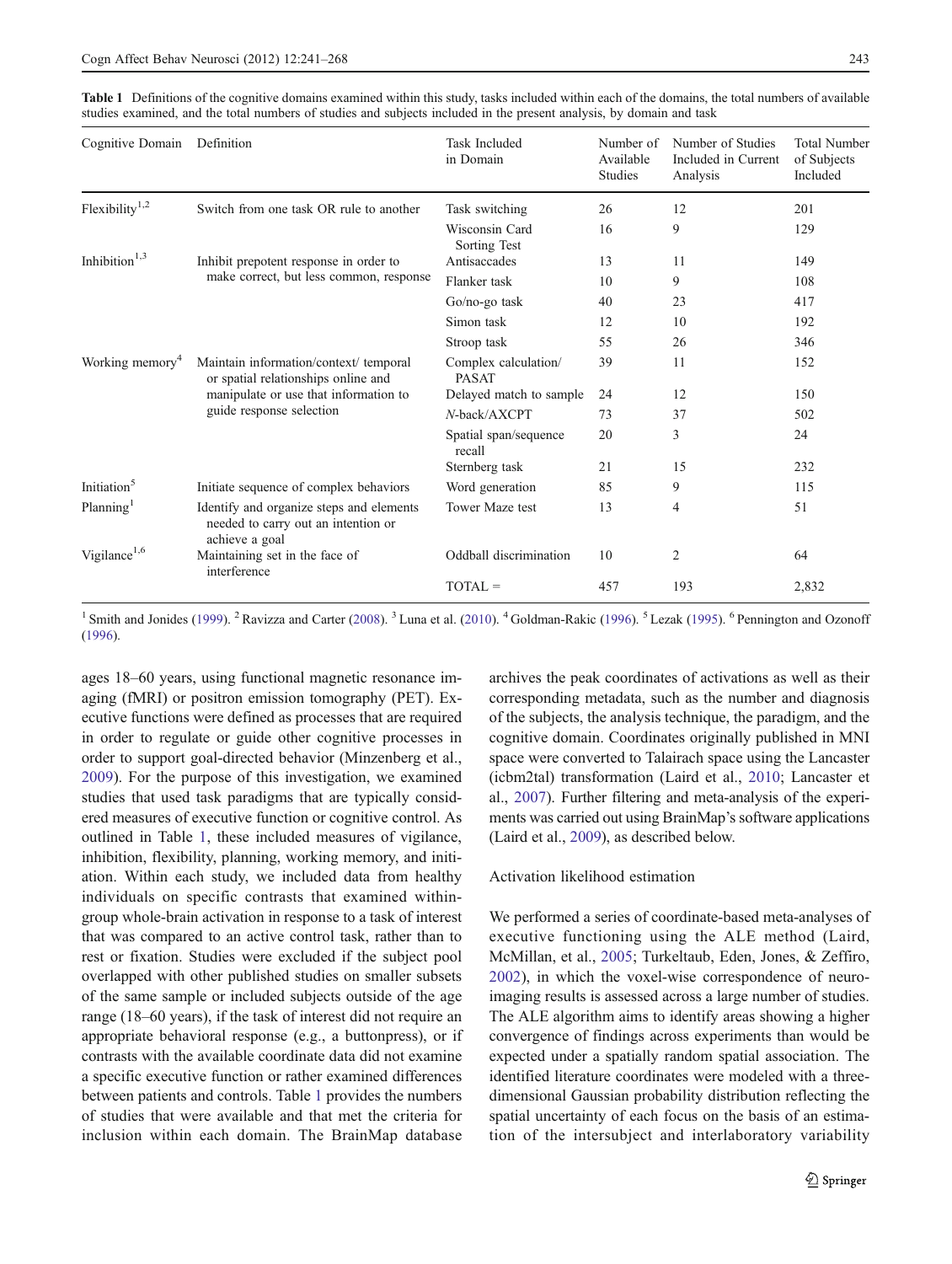**Table 1** Definitions of the cognitive domains examined within this study, tasks included within each of the domains, the total numbers of available studies examined, and the total numbers of studies and subjects included in the present analysis, by domain and task

| Cognitive Domain | Definition | Task Included in Domain | Number of Available Studies | Number of Studies Included in Current Analysis | Total Number of Subjects Included |
|---|---|---|---|---|---|
| Flexibility[1,2] | Switch from one task OR rule to another | Task switching | 26 | 12 | 201 |
| | | Wisconsin Card Sorting Test | 16 | 9 | 129 |
| Inhibition[1,3] | Inhibit prepotent response in order to make correct, but less common, response | Antisaccades | 13 | 11 | 149 |
| | | Flanker task | 10 | 9 | 108 |
| | | Go/no-go task | 40 | 23 | 417 |
| | | Simon task | 12 | 10 | 192 |
| | | Stroop task | 55 | 26 | 346 |
| Working memory[4] | Maintain information/context/ temporal or spatial relationships online and manipulate or use that information to guide response selection | Complex calculation/ PASAT | 39 | 11 | 152 |
| | | Delayed match to sample | 24 | 12 | 150 |
| | | *N*-back/AXCPT | 73 | 37 | 502 |
| | | Spatial span/sequence recall | 20 | 3 | 24 |
| | | Sternberg task | 21 | 15 | 232 |
| Initiation[5] | Initiate sequence of complex behaviors | Word generation | 85 | 9 | 115 |
| Planning[1] | Identify and organize steps and elements needed to carry out an intention or achieve a goal | Tower Maze test | 13 | 4 | 51 |
| Vigilance[1,6] | Maintaining set in the face of interference | Oddball discrimination | 10 | 2 | 64 |
| | | TOTAL = | 457 | 193 | 2,832 |

[1] Smith and Jonides (1999). [2] Ravizza and Carter (2008). [3] Luna et al. (2010). [4] Goldman-Rakic (1996). [5] Lezak (1995). [6] Pennington and Ozonoff (1996).

ages 18–60 years, using functional magnetic resonance imaging (fMRI) or positron emission tomography (PET). Executive functions were defined as processes that are required in order to regulate or guide other cognitive processes in order to support goal-directed behavior (Minzenberg et al., 2009). For the purpose of this investigation, we examined studies that used task paradigms that are typically considered measures of executive function or cognitive control. As outlined in Table 1, these included measures of vigilance, inhibition, flexibility, planning, working memory, and initiation. Within each study, we included data from healthy individuals on specific contrasts that examined within-group whole-brain activation in response to a task of interest that was compared to an active control task, rather than to rest or fixation. Studies were excluded if the subject pool overlapped with other published studies on smaller subsets of the same sample or included subjects outside of the age range (18–60 years), if the task of interest did not require an appropriate behavioral response (e.g., a buttonpress), or if contrasts with the available coordinate data did not examine a specific executive function or rather examined differences between patients and controls. Table 1 provides the numbers of studies that were available and that met the criteria for inclusion within each domain. The BrainMap database archives the peak coordinates of activations as well as their corresponding metadata, such as the number and diagnosis of the subjects, the analysis technique, the paradigm, and the cognitive domain. Coordinates originally published in MNI space were converted to Talairach space using the Lancaster (icbm2tal) transformation (Laird et al., 2010; Lancaster et al., 2007). Further filtering and meta-analysis of the experiments was carried out using BrainMap's software applications (Laird et al., 2009), as described below.

### Activation likelihood estimation

We performed a series of coordinate-based meta-analyses of executive functioning using the ALE method (Laird, McMillan, et al., 2005; Turkeltaub, Eden, Jones, & Zeffiro, 2002), in which the voxel-wise correspondence of neuroimaging results is assessed across a large number of studies. The ALE algorithm aims to identify areas showing a higher convergence of findings across experiments than would be expected under a spatially random spatial association. The identified literature coordinates were modeled with a three-dimensional Gaussian probability distribution reflecting the spatial uncertainty of each focus on the basis of an estimation of the intersubject and interlaboratory variability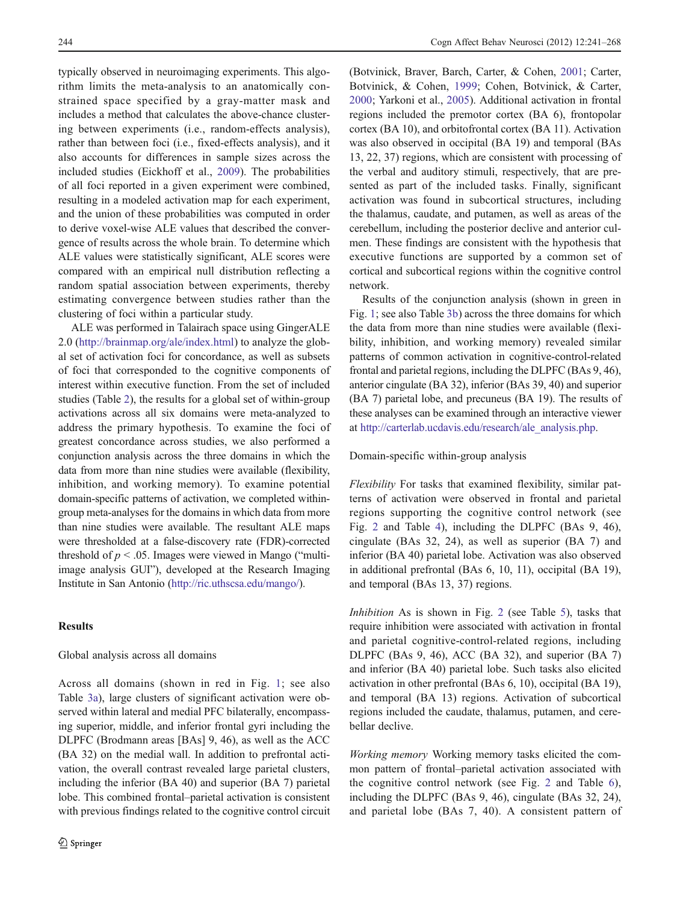typically observed in neuroimaging experiments. This algorithm limits the meta-analysis to an anatomically constrained space specified by a gray-matter mask and includes a method that calculates the above-chance clustering between experiments (i.e., random-effects analysis), rather than between foci (i.e., fixed-effects analysis), and it also accounts for differences in sample sizes across the included studies (Eickhoff et al., 2009). The probabilities of all foci reported in a given experiment were combined, resulting in a modeled activation map for each experiment, and the union of these probabilities was computed in order to derive voxel-wise ALE values that described the convergence of results across the whole brain. To determine which ALE values were statistically significant, ALE scores were compared with an empirical null distribution reflecting a random spatial association between experiments, thereby estimating convergence between studies rather than the clustering of foci within a particular study.

ALE was performed in Talairach space using GingerALE 2.0 (http://brainmap.org/ale/index.html) to analyze the global set of activation foci for concordance, as well as subsets of foci that corresponded to the cognitive components of interest within executive function. From the set of included studies (Table 2), the results for a global set of within-group activations across all six domains were meta-analyzed to address the primary hypothesis. To examine the foci of greatest concordance across studies, we also performed a conjunction analysis across the three domains in which the data from more than nine studies were available (flexibility, inhibition, and working memory). To examine potential domain-specific patterns of activation, we completed within-group meta-analyses for the domains in which data from more than nine studies were available. The resultant ALE maps were thresholded at a false-discovery rate (FDR)-corrected threshold of $p < .05$. Images were viewed in Mango ("multi-image analysis GUI"), developed at the Research Imaging Institute in San Antonio (http://ric.uthscsa.edu/mango/).

## Results

### Global analysis across all domains

Across all domains (shown in red in Fig. 1; see also Table 3a), large clusters of significant activation were observed within lateral and medial PFC bilaterally, encompassing superior, middle, and inferior frontal gyri including the DLPFC (Brodmann areas [BAs] 9, 46), as well as the ACC (BA 32) on the medial wall. In addition to prefrontal activation, the overall contrast revealed large parietal clusters, including the inferior (BA 40) and superior (BA 7) parietal lobe. This combined frontal–parietal activation is consistent with previous findings related to the cognitive control circuit (Botvinick, Braver, Barch, Carter, & Cohen, 2001; Carter, Botvinick, & Cohen, 1999; Cohen, Botvinick, & Carter, 2000; Yarkoni et al., 2005). Additional activation in frontal regions included the premotor cortex (BA 6), frontopolar cortex (BA 10), and orbitofrontal cortex (BA 11). Activation was also observed in occipital (BA 19) and temporal (BAs 13, 22, 37) regions, which are consistent with processing of the verbal and auditory stimuli, respectively, that are presented as part of the included tasks. Finally, significant activation was found in subcortical structures, including the thalamus, caudate, and putamen, as well as areas of the cerebellum, including the posterior declive and anterior culmen. These findings are consistent with the hypothesis that executive functions are supported by a common set of cortical and subcortical regions within the cognitive control network.

Results of the conjunction analysis (shown in green in Fig. 1; see also Table 3b) across the three domains for which the data from more than nine studies were available (flexibility, inhibition, and working memory) revealed similar patterns of common activation in cognitive-control-related frontal and parietal regions, including the DLPFC (BAs 9, 46), anterior cingulate (BA 32), inferior (BAs 39, 40) and superior (BA 7) parietal lobe, and precuneus (BA 19). The results of these analyses can be examined through an interactive viewer at http://carterlab.ucdavis.edu/research/ale_analysis.php.

### Domain-specific within-group analysis

*Flexibility* For tasks that examined flexibility, similar patterns of activation were observed in frontal and parietal regions supporting the cognitive control network (see Fig. 2 and Table 4), including the DLPFC (BAs 9, 46), cingulate (BAs 32, 24), as well as superior (BA 7) and inferior (BA 40) parietal lobe. Activation was also observed in additional prefrontal (BAs 6, 10, 11), occipital (BA 19), and temporal (BAs 13, 37) regions.

*Inhibition* As is shown in Fig. 2 (see Table 5), tasks that require inhibition were associated with activation in frontal and parietal cognitive-control-related regions, including DLPFC (BAs 9, 46), ACC (BA 32), and superior (BA 7) and inferior (BA 40) parietal lobe. Such tasks also elicited activation in other prefrontal (BAs 6, 10), occipital (BA 19), and temporal (BA 13) regions. Activation of subcortical regions included the caudate, thalamus, putamen, and cerebellar declive.

*Working memory* Working memory tasks elicited the common pattern of frontal–parietal activation associated with the cognitive control network (see Fig. 2 and Table 6), including the DLPFC (BAs 9, 46), cingulate (BAs 32, 24), and parietal lobe (BAs 7, 40). A consistent pattern of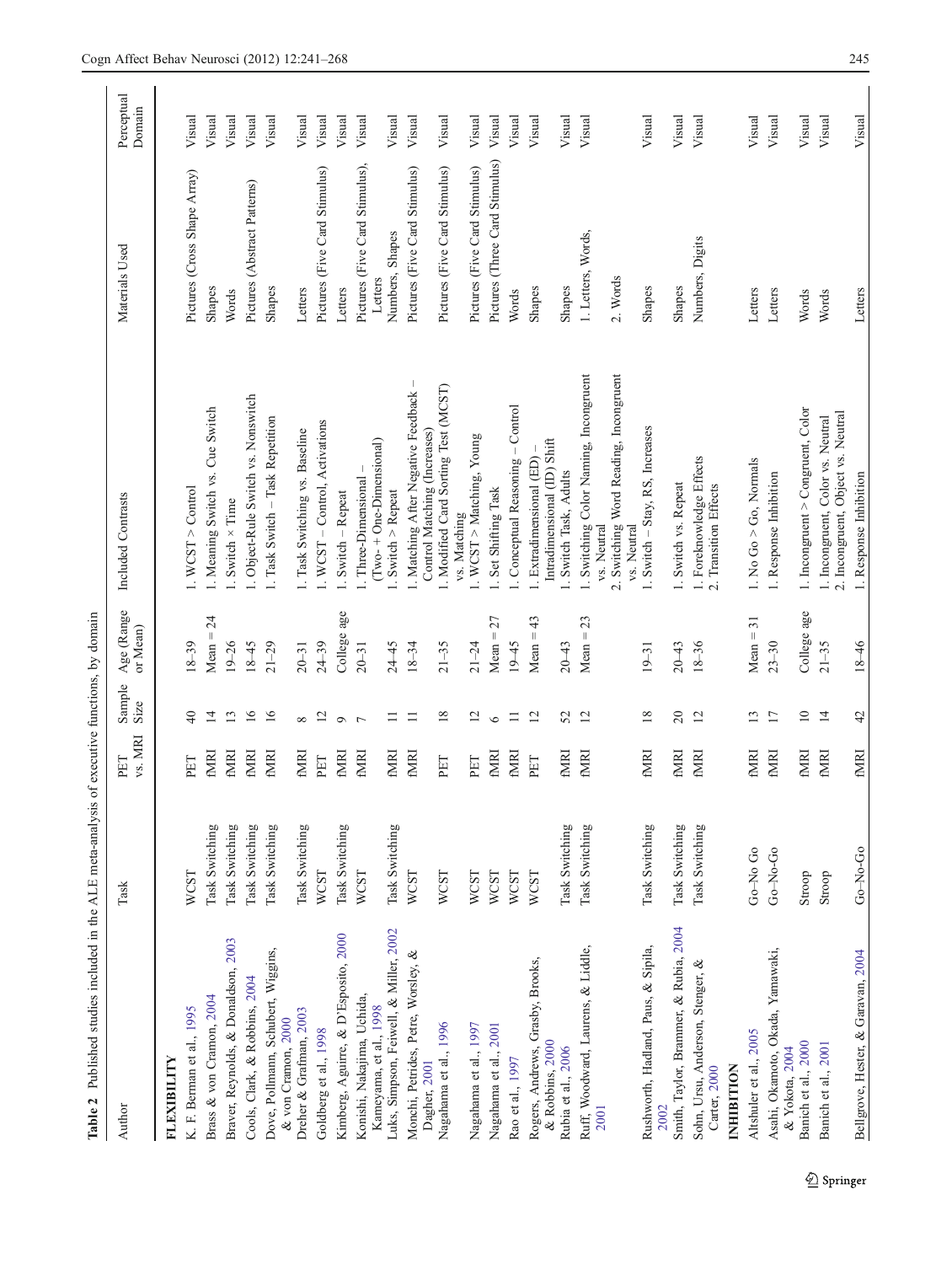**Table 2** Published studies included in the ALE meta-analysis of executive functions, by domain

| Author | Task | PET vs. MRI | Sample Size | Age (Range or Mean) | Included Contrasts | Materials Used | Perceptual Domain |
|---|---|---|---|---|---|---|---|
| **FLEXIBILITY** | | | | | | | |
| K. F. Berman et al., 1995 | WCST | PET | 40 | 18–39 | 1. WCST > Control | Pictures (Cross Shape Array) | Visual |
| Brass & von Cramon, 2004 | Task Switching | fMRI | 14 | Mean = 24 | 1. Meaning Switch vs. Cue Switch | Shapes | Visual |
| Braver, Reynolds, & Donaldson, 2003 | Task Switching | fMRI | 13 | 19–26 | 1. Switch × Time | Words | Visual |
| Cools, Clark, & Robbins, 2004 | Task Switching | fMRI | 16 | 18–45 | 1. Object-Rule Switch vs. Nonswitch | Pictures (Abstract Patterns) | Visual |
| Dove, Pollmann, Schubert, Wiggins, & von Cramon, 2000 | Task Switching | fMRI | 16 | 21–29 | 1. Task Switch – Task Repetition | Shapes | Visual |
| Dreher & Grafman, 2003 | Task Switching | fMRI | 8 | 20–31 | 1. Task Switching vs. Baseline | Letters | Visual |
| Goldberg et al., 1998 | WCST | PET | 12 | 24–39 | 1. WCST – Control, Activations | Pictures (Five Card Stimulus) | Visual |
| Kimberg, Aguirre, & D'Esposito, 2000 | Task Switching | fMRI | 9 | College age | 1. Switch – Repeat | Letters | Visual |
| Konishi, Nakajima, Uchida, Kameyama, et al., 1998 | WCST | fMRI | 7 | 20–31 | 1. Three-Dimensional – (Two- + One-Dimensional) | Pictures (Five Card Stimulus), Letters | Visual |
| Luks, Simpson, Feiwell, & Miller, 2002 | Task Switching | fMRI | 11 | 24–45 | 1. Switch > Repeat | Numbers, Shapes | Visual |
| Monchi, Petrides, Petre, Worsley, & Dagher, 2001 | WCST | fMRI | 11 | 18–34 | 1. Matching After Negative Feedback – Control Matching (Increases) | Pictures (Five Card Stimulus) | Visual |
| Nagahama et al., 1996 | WCST | PET | 18 | 21–35 | 1. Modified Card Sorting Test (MCST) vs. Matching | Pictures (Five Card Stimulus) | Visual |
| Nagahama et al., 1997 | WCST | PET | 12 | 21–24 | 1. WCST > Matching, Young | Pictures (Five Card Stimulus) | Visual |
| Nagahama et al., 2001 | WCST | fMRI | 6 | Mean = 27 | 1. Set Shifting Task | Pictures (Three Card Stimulus) | Visual |
| Rao et al., 1997 | WCST | fMRI | 11 | 19–45 | 1. Conceptual Reasoning – Control | Words | Visual |
| Rogers, Andrews, Grasby, Brooks, & Robbins, 2000 | WCST | PET | 12 | Mean = 43 | 1. Extradimensional (ED) – Intradimensional (ID) Shift | Shapes | Visual |
| Rubia et al., 2006 | Task Switching | fMRI | 52 | 20–43 | 1. Switch Task, Adults | Shapes | Visual |
| Ruff, Woodward, Laurens, & Liddle, 2001 | Task Switching | fMRI | 12 | Mean = 23 | 1. Switching Color Naming, Incongruent vs. Neutral<br>2. Switching Word Reading, Incongruent vs. Neutral | 1. Letters, Words,<br>2. Words | Visual |
| Rushworth, Hadland, Paus, & Sipila, 2002 | Task Switching | fMRI | 18 | 19–31 | 1. Switch – Stay, RS, Increases | Shapes | Visual |
| Smith, Taylor, Brammer, & Rubia, 2004 | Task Switching | fMRI | 20 | 20–43 | 1. Switch vs. Repeat | Shapes | Visual |
| Sohn, Ursu, Anderson, Stenger, & Carter, 2000 | Task Switching | fMRI | 12 | 18–36 | 1. Foreknowledge Effects<br>2. Transition Effects | Numbers, Digits | Visual |
| **INHIBITION** | | | | | | | |
| Altshuler et al., 2005 | Go–No Go | fMRI | 13 | Mean = 31 | 1. No Go > Go, Normals | Letters | Visual |
| Asahi, Okamoto, Okada, Yamawaki, & Yokota, 2004 | Go-No-Go | fMRI | 17 | 23–30 | 1. Response Inhibition | Letters | Visual |
| Banich et al., 2000 | Stroop | fMRI | 10 | College age | 1. Incongruent > Congruent, Color | Words | Visual |
| Banich et al., 2001 | Stroop | fMRI | 14 | 21–35 | 1. Incongruent, Color vs. Neutral<br>2. Incongruent, Object vs. Neutral | Words | Visual |
| Bellgrove, Hester, & Garavan, 2004 | Go-No-Go | fMRI | 42 | 18–46 | 1. Response Inhibition | Letters | Visual |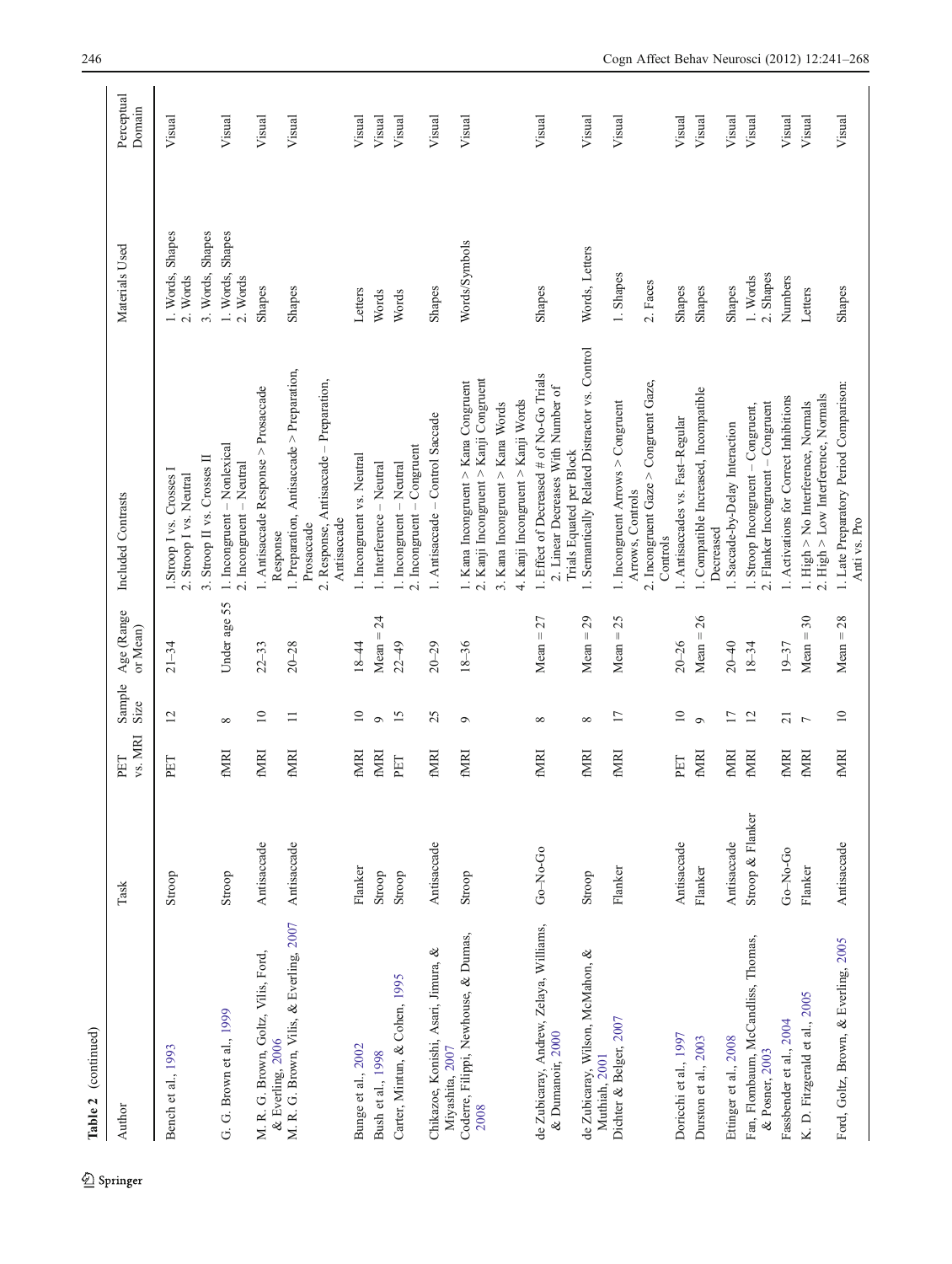Table 2 (continued)

| Author | Task | PET vs. MRI | Sample Size | Age (Range or Mean) | Included Contrasts | Materials Used | Perceptual Domain |
|---|---|---|---|---|---|---|---|
| Bench et al., 1993 | Stroop | PET | 12 | 21–34 | 1. Stroop I vs. Crosses I<br>2. Stroop I vs. Neutral<br>3. Stroop II vs. Crosses II | 1. Words, Shapes<br>2. Words<br>3. Words, Shapes | Visual |
| G. G. Brown et al., 1999 | Stroop | fMRI | 8 | Under age 55 | 1. Incongruent – Nonlexical<br>2. Incongruent – Neutral | 1. Words, Shapes<br>2. Words | Visual |
| M. R. G. Brown, Goltz, Vilis, Ford, & Everling, 2006 | Antisaccade | fMRI | 10 | 22–33 | 1. Antisaccade Response > Prosaccade Response | Shapes | Visual |
| M. R. G. Brown, Vilis, & Everling, 2007 | Antisaccade | fMRI | 11 | 20–28 | 1. Preparation, Antisaccade > Preparation, Prosaccade<br>2. Response, Antisaccade – Preparation, Antisaccade | Shapes | Visual |
| Bunge et al., 2002 | Flanker | fMRI | 10 | 18–44 | 1. Incongruent vs. Neutral | Letters | Visual |
| Bush et al., 1998 | Stroop | fMRI | 9 | Mean = 24 | 1. Interference – Neutral | Words | Visual |
| Carter, Mintun, & Cohen, 1995 | Stroop | PET | 15 | 22–49 | 1. Incongruent – Neutral<br>2. Incongruent – Congruent | Words | Visual |
| Chikazoe, Konishi, Asari, Jimura, & Miyashita, 2007 | Antisaccade | fMRI | 25 | 20–29 | 1. Antisaccade – Control Saccade | Shapes | Visual |
| Coderre, Filippi, Newhouse, & Dumas, 2008 | Stroop | fMRI | 9 | 18–36 | 1. Kana Incongruent > Kana Congruent<br>2. Kanji Incongruent > Kanji Congruent<br>3. Kana Incongruent > Kana Words<br>4. Kanji Incongruent > Kanji Words | Words/Symbols | Visual |
| de Zubicaray, Andrew, Zelaya, Williams, & Dumanoir, 2000 | Go–No-Go | fMRI | 8 | Mean = 27 | 1. Effect of Decreased # of No-Go Trials<br>2. Linear Decreases With Number of Trials Equated per Block | Shapes | Visual |
| de Zubicaray, Wilson, McMahon, & Muthiah, 2001 | Stroop | fMRI | 8 | Mean = 29 | 1. Semantically Related Distractor vs. Control | Words, Letters | Visual |
| Dichter & Belger, 2007 | Flanker | fMRI | 17 | Mean = 25 | 1. Incongruent Arrows > Congruent Arrows, Controls<br>2. Incongruent Gaze > Congruent Gaze, Controls | 1. Shapes<br>2. Faces | Visual |
| Doricchi et al., 1997 | Antisaccade | PET | 10 | 20–26 | 1. Antisaccades vs. Fast-Regular | Shapes | Visual |
| Durston et al., 2003 | Flanker | fMRI | 9 | Mean = 26 | 1. Compatible Increased, Incompatible Decreased | Shapes | Visual |
| Ettinger et al., 2008 | Antisaccade | fMRI | 17 | 20–40 | 1. Saccade-by-Delay Interaction | Shapes | Visual |
| Fan, Flombaum, McCandliss, Thomas, & Posner, 2003 | Stroop & Flanker | fMRI | 12 | 18–34 | 1. Stroop Incongruent – Congruent<br>2. Flanker Incongruent – Congruent | 1. Words<br>2. Shapes | Visual |
| Fassbender et al., 2004 | Go–No-Go | fMRI | 21 | 19–37 | 1. Activations for Correct Inhibitions | Numbers | Visual |
| K. D. Fitzgerald et al., 2005 | Flanker | fMRI | 7 | Mean = 30 | 1. High > No Interference, Normals<br>2. High > Low Interference, Normals | Letters | Visual |
| Ford, Goltz, Brown, & Everling, 2005 | Antisaccade | fMRI | 10 | Mean = 28 | 1. Late Preparatory Period Comparison: Anti vs. Pro | Shapes | Visual |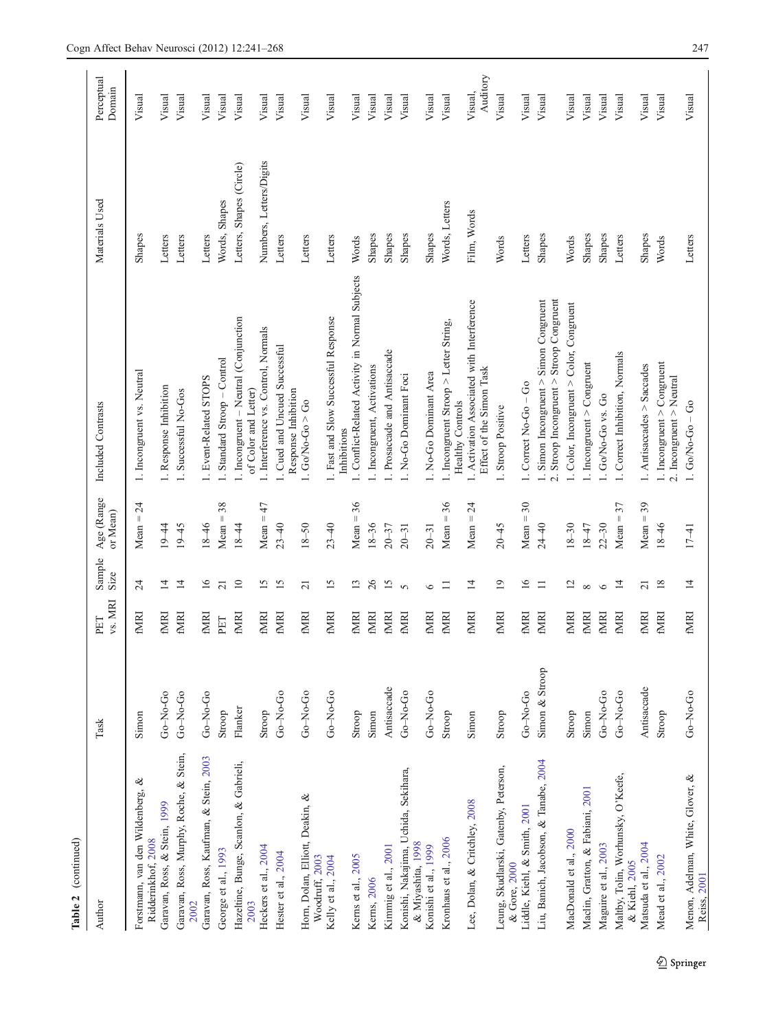**Table 2** (continued)

| Author | Task | PET vs. MRI | Sample Size | Age (Range or Mean) | Included Contrasts | Materials Used | Perceptual Domain |
|---|---|---|---|---|---|---|---|
| Forstmann, van den Wildenberg, & Ridderinkhof, 2008 | Simon | fMRI | 24 | Mean = 24 | 1. Incongruent vs. Neutral | Shapes | Visual |
| Garavan, Ross, & Stein, 1999 | Go–No-Go | fMRI | 14 | 19–44 | 1. Response Inhibition | Letters | Visual |
| Garavan, Ross, Murphy, Roche, & Stein, 2002 | Go–No-Go | fMRI | 14 | 19–45 | 1. Successful No-Gos | Letters | Visual |
| Garavan, Ross, Kaufman, & Stein, 2003 | Go–No-Go | fMRI | 16 | 18–46 | 1. Event-Related STOPS | Letters | Visual |
| George et al., 1993 | Stroop | PET | 21 | Mean = 38 | 1. Standard Stroop – Control | Words, Shapes | Visual |
| Hazeltine, Bunge, Scanlon, & Gabrieli, 2003 | Flanker | fMRI | 10 | 18–44 | 1. Incongruent – Neutral (Conjunction of Color and Letter) | Letters, Shapes (Circle) | Visual |
| Heckers et al., 2004 | Stroop | fMRI | 15 | Mean = 47 | 1. Interference vs. Control, Normals | Numbers, Letters/Digits | Visual |
| Hester et al., 2004 | Go–No-Go | fMRI | 15 | 23–40 | 1. Cued and Uncued Successful Response Inhibition | Letters | Visual |
| Horn, Dolan, Elliott, Deakin, & Woodruff, 2003 | Go–No-Go | fMRI | 21 | 18–50 | 1. Go/No-Go > Go | Letters | Visual |
| Kelly et al., 2004 | Go–No-Go | fMRI | 15 | 23–40 | 1. Fast and Slow Successful Response Inhibitions | Letters | Visual |
| Kerns et al., 2005 | Stroop | fMRI | 13 | Mean = 36 | 1. Conflict-Related Activity in Normal Subjects | Words | Visual |
| Kerns, 2006 | Simon | fMRI | 26 | 18–36 | 1. Incongruent, Activations | Shapes | Visual |
| Kimmig et al., 2001 | Antisaccade | fMRI | 15 | 20–37 | 1. Prosaccade and Antisaccade | Shapes | Visual |
| Konishi, Nakajima, Uchida, Sekihara, & Miyashita, 1998 | Go–No-Go | fMRI | 5 | 20–31 | 1. No-Go Dominant Foci | Shapes | Visual |
| Konishi et al., 1999 | Go–No-Go | fMRI | 6 | 20–31 | 1. No-Go Dominant Area | Shapes | Visual |
| Kronhaus et al., 2006 | Stroop | fMRI | 11 | Mean = 36 | 1. Incongruent Stroop > Letter String, Healthy Controls | Words, Letters | Visual |
| Lee, Dolan, & Critchley, 2008 | Simon | fMRI | 14 | Mean = 24 | 1. Activation Associated with Interference Effect of the Simon Task | Film, Words | Visual, Auditory |
| Leung, Skudlarski, Gatenby, Peterson, & Gore, 2000 | Stroop | fMRI | 19 | 20–45 | 1. Stroop Positive | Words | Visual |
| Liddle, Kiehl, & Smith, 2001 | Go–No-Go | fMRI | 16 | Mean = 30 | 1. Correct No-Go – Go | Letters | Visual |
| Liu, Banich, Jacobson, & Tanabe, 2004 | Simon & Stroop | fMRI | 11 | 24–40 | 1. Simon Incongruent > Simon Congruent<br>2. Stroop Incongruent > Stroop Congruent | Shapes | Visual |
| MacDonald et al., 2000 | Stroop | fMRI | 12 | 18–30 | 1. Color, Incongruent > Color, Congruent | Words | Visual |
| Maclin, Gratton, & Fabiani, 2001 | Simon | fMRI | 8 | 18–47 | 1. Incongruent > Congruent | Shapes | Visual |
| Maguire et al., 2003 | Go–No-Go | fMRI | 6 | 22–30 | 1. Go/No-Go vs. Go | Shapes | Visual |
| Maltby, Tolin, Worhunsky, O'Keefe, & Kiehl, 2005 | Go–No-Go | fMRI | 14 | Mean = 37 | 1. Correct Inhibition, Normals | Letters | Visual |
| Matsuda et al., 2004 | Antisaccade | fMRI | 21 | Mean = 39 | 1. Antisaccades > Saccades | Shapes | Visual |
| Mead et al., 2002 | Stroop | fMRI | 18 | 18–46 | 1. Incongruent > Congruent<br>2. Incongruent > Neutral | Words | Visual |
| Menon, Adelman, White, Glover, & Reiss, 2001 | Go–No-Go | fMRI | 14 | 17–41 | 1. Go/No-Go – Go | Letters | Visual |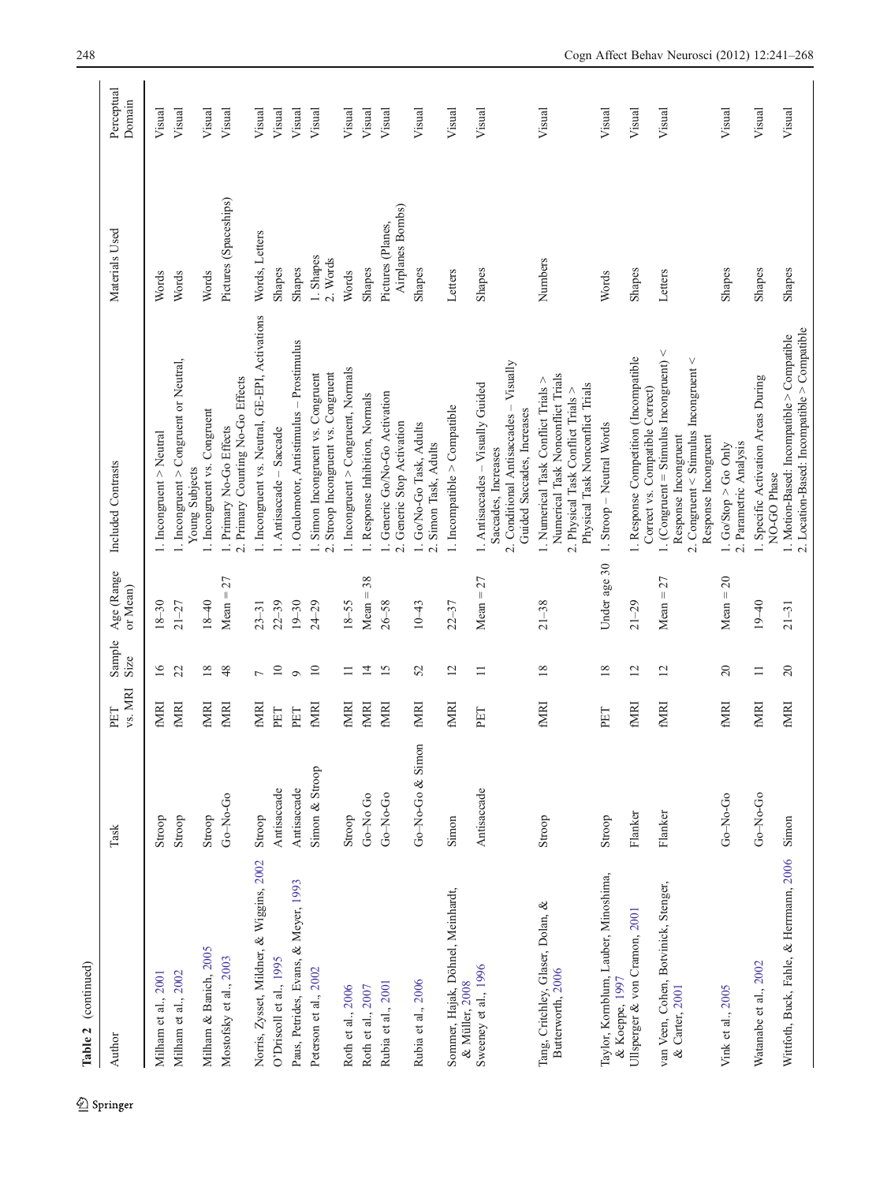**Table 2** (continued)

| Author | Task | PET vs. MRI | Sample Size | Age (Range or Mean) | Included Contrasts | Materials Used | Perceptual Domain |
|---|---|---|---|---|---|---|---|
| Milham et al., 2001 | Stroop | fMRI | 16 | 18–30 | 1. Incongruent > Neutral | Words | Visual |
| Milham et al., 2002 | Stroop | fMRI | 22 | 21–27 | 1. Incongruent > Congruent or Neutral, Young Subjects | Words | Visual |
| Milham & Banich, 2005 | Stroop | fMRI | 18 | 18–40 | 1. Incongruent vs. Congruent | Words | Visual |
| Mostofsky et al., 2003 | Go–No-Go | fMRI | 48 | Mean = 27 | 1. Primary No-Go Effects 2. Primary Counting No-Go Effects | Pictures (Spaceships) | Visual |
| Norris, Zysset, Mildner, & Wiggins, 2002 | Stroop | fMRI | 7 | 23–31 | 1. Incongruent vs. Neutral, GE-EPI, Activations | Words, Letters | Visual |
| O'Driscoll et al., 1995 | Antisaccade | PET | 10 | 22–39 | 1. Antisaccade – Saccade | Shapes | Visual |
| Paus, Petrides, Evans, & Meyer, 1993 | Antisaccade | PET | 9 | 19–30 | 1. Oculomotor, Antistimulus – Prostimulus | Shapes | Visual |
| Peterson et al., 2002 | Simon & Stroop | fMRI | 10 | 24–29 | 1. Simon Incongruent vs. Congruent 2. Stroop Incongruent vs. Congruent | 1. Shapes 2. Words | Visual |
| Roth et al., 2006 | Stroop | fMRI | 11 | 18–55 | 1. Incongruent > Congruent, Normals | Words | Visual |
| Roth et al., 2007 | Go–No Go | fMRI | 14 | Mean = 38 | 1. Response Inhibition, Normals | Shapes | Visual |
| Rubia et al., 2001 | Go–No-Go | fMRI | 15 | 26–58 | 1. Generic Go/No-Go Activation 2. Generic Stop Activation | Pictures (Planes, Airplanes Bombs) | Visual |
| Rubia et al., 2006 | Go–No-Go & Simon | fMRI | 52 | 10–43 | 1. Go/No-Go Task, Adults 2. Simon Task, Adults | Shapes | Visual |
| Sommer, Hajak, Döhnel, Meinhardt, & Müller, 2008 | Simon | fMRI | 12 | 22–37 | 1. Incompatible > Compatible | Letters | Visual |
| Sweeney et al., 1996 | Antisaccade | PET | 11 | Mean = 27 | 1. Antisaccades – Visually Guided Saccades, Increases 2. Conditional Antisaccades – Visually Guided Saccades, Increases | Shapes | Visual |
| Tang, Critchley, Glaser, Dolan, & Butterworth, 2006 | Stroop | fMRI | 18 | 21–38 | 1. Numerical Task Conflict Trials > Numerical Task Nonconflict Trials 2. Physical Task Conflict Trials > Physical Task Nonconflict Trials | Numbers | Visual |
| Taylor, Kornblum, Lauber, Minoshima, & Koeppe, 1997 | Stroop | PET | 18 | Under age 30 | 1. Stroop – Neutral Words | Words | Visual |
| Ullsperger & von Cramon, 2001 | Flanker | fMRI | 12 | 21–29 | 1. Response Competition (Incompatible Correct vs. Compatible Correct) | Shapes | Visual |
| van Veen, Cohen, Botvinick, Stenger, & Carter, 2001 | Flanker | fMRI | 12 | Mean = 27 | 1. (Congruent = Stimulus Incongruent) < Response Incongruent 2. Congruent < Stimulus Incongruent < Response Incongruent | Letters | Visual |
| Vink et al., 2005 | Go–No-Go | fMRI | 20 | Mean = 20 | 1. Go/Stop > Go Only 2. Parametric Analysis | Shapes | Visual |
| Watanabe et al., 2002 | Go–No-Go | fMRI | 11 | 19–40 | 1. Specific Activation Areas During NO-GO Phase | Shapes | Visual |
| Wittfoth, Buck, Fahle, & Herrmann, 2006 | Simon | fMRI | 20 | 21–31 | 1. Motion-Based: Incompatible > Compatible 2. Location-Based: Incompatible > Compatible | Shapes | Visual |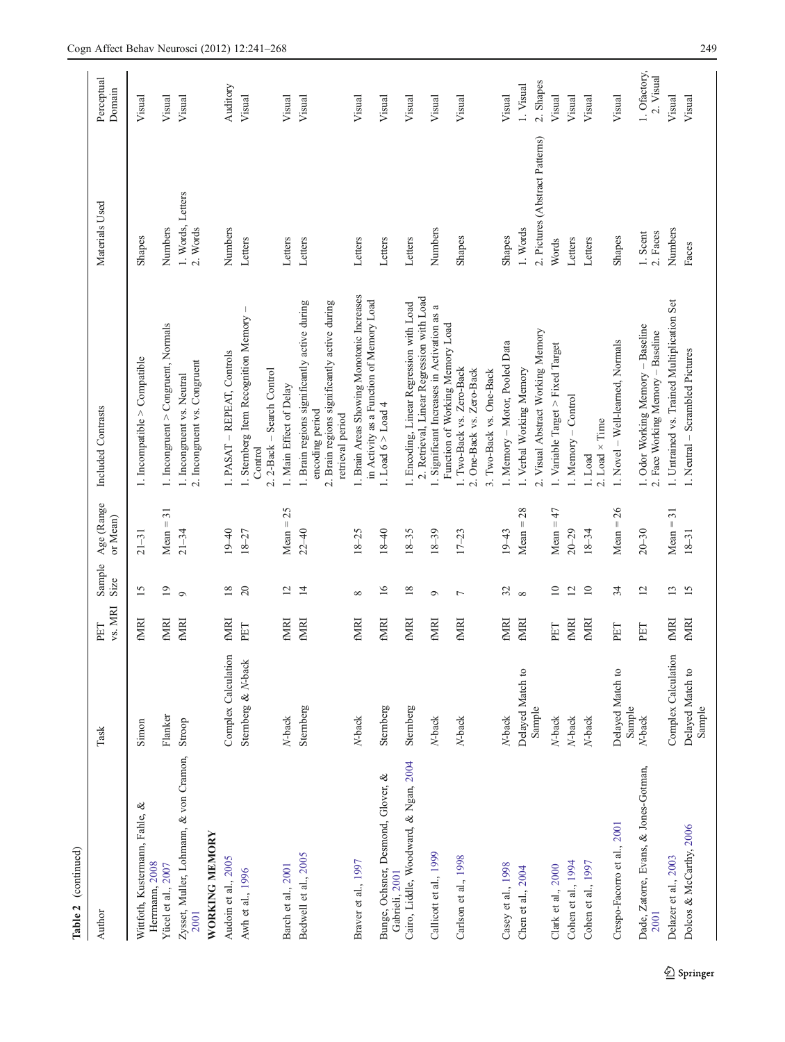**Table 2** (continued)

| Author | Task | PET vs. MRI | Sample Size | Age (Range or Mean) | Included Contrasts | Materials Used | Perceptual Domain |
|---|---|---|---|---|---|---|---|
| Wittfoth, Kustermann, Fahle, & Herrmann, 2008 | Simon | fMRI | 15 | 21–31 | 1. Incompatible > Compatible | Shapes | Visual |
| Yücel et al., 2007 | Flanker | fMRI | 19 | Mean = 31 | 1. Incongruent > Congruent, Normals | Numbers | Visual |
| Zysset, Muller, Lohmann, & von Cramon, 2001 | Stroop | fMRI | 9 | 21–34 | 1. Incongruent vs. Neutral<br>2. Incongruent vs. Congruent | 1. Words, Letters<br>2. Words | Visual |
| **WORKING MEMORY** | | | | | | | |
| Audoin et al., 2005 | Complex Calculation | fMRI | 18 | 19–40 | 1. PASAT – REPEAT, Controls | Numbers | Auditory |
| Awh et al., 1996 | Sternberg & N-back | PET | 20 | 18–27 | 1. Sternberg Item Recognition Memory – Control<br>2. 2-Back – Search Control | Letters | Visual |
| Barch et al., 2001 | N-back | fMRI | 12 | Mean = 25 | 1. Main Effect of Delay | Letters | Visual |
| Bedwell et al., 2005 | Sternberg | fMRI | 14 | 22–40 | 1. Brain regions significantly active during encoding period<br>2. Brain regions significantly active during retrieval period | Letters | Visual |
| Braver et al., 1997 | N-back | fMRI | 8 | 18–25 | 1. Brain Areas Showing Monotonic Increases in Activity as a Function of Memory Load | Letters | Visual |
| Bunge, Ochsner, Desmond, Glover, & Gabrieli, 2001 | Sternberg | fMRI | 16 | 18–40 | 1. Load 6 > Load 4 | Letters | Visual |
| Cairo, Liddle, Woodward, & Ngan, 2004 | Sternberg | fMRI | 18 | 18–35 | 1. Encoding, Linear Regression with Load<br>2. Retrieval, Linear Regression with Load | Letters | Visual |
| Callicott et al., 1999 | N-back | fMRI | 9 | 18–39 | 1. Significant Increases in Activation as a Function of Working Memory Load | Numbers | Visual |
| Carlson et al., 1998 | N-back | fMRI | 7 | 17–23 | 1. Two-Back vs. Zero-Back<br>2. One-Back vs. Zero-Back<br>3. Two-Back vs. One-Back | Shapes | Visual |
| Casey et al., 1998 | N-back | fMRI | 32 | 19–43 | 1. Memory – Motor, Pooled Data | Shapes | Visual |
| Chen et al., 2004 | Delayed Match to Sample | fMRI | 8 | Mean = 28 | 1. Verbal Working Memory<br>2. Visual Abstract Working Memory | 1. Words<br>2. Pictures (Abstract Patterns) | 1. Visual<br>2. Shapes |
| Clark et al., 2000 | N-back | PET | 10 | Mean = 47 | 1. Variable Target > Fixed Target | Words | Visual |
| Cohen et al., 1994 | N-back | fMRI | 12 | 20–29 | 1. Memory – Control | Letters | Visual |
| Cohen et al., 1997 | N-back | fMRI | 10 | 18–34 | 1. Load<br>2. Load × Time | Letters | Visual |
| Crespo-Facorro et al., 2001 | Delayed Match to Sample | PET | 34 | Mean = 26 | 1. Novel – Well-learned, Normals | Shapes | Visual |
| Dade, Zatorre, Evans, & Jones-Gotman, 2001 | N-back | PET | 12 | 20–30 | 1. Odor Working Memory – Baseline<br>2. Face Working Memory – Baseline | 1. Scent<br>2. Faces | 1. Ofactory,<br>2. Visual |
| Delazer et al., 2003 | Complex Calculation | fMRI | 13 | Mean = 31 | 1. Untrained vs. Trained Multiplication Set | Numbers | Visual |
| Dolcos & McCarthy, 2006 | Delayed Match to Sample | fMRI | 15 | 18–31 | 1. Neutral – Scrambled Pictures | Faces | Visual |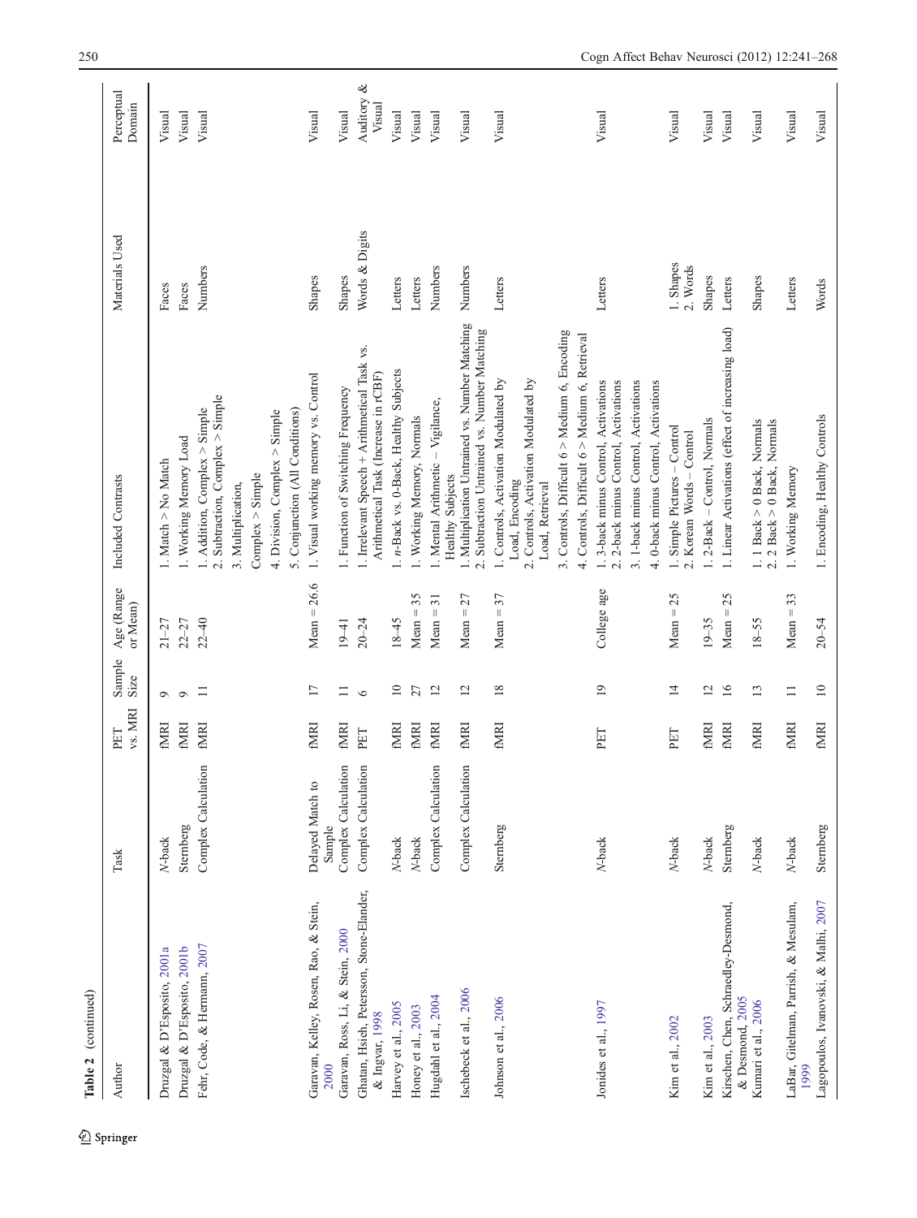**Table 2** (continued)

| Author | Task | PET vs. MRI | Sample Size | Age (Range or Mean) | Included Contrasts | Materials Used | Perceptual Domain |
|---|---|---|---|---|---|---|---|
| Druzgal & D'Esposito, 2001a | *N*-back | fMRI | 9 | 21–27 | 1. Match > No Match | Faces | Visual |
| Druzgal & D'Esposito, 2001b | Sternberg | fMRI | 9 | 22–27 | 1. Working Memory Load | Faces | Visual |
| Fehr, Code, & Hermann, 2007 | Complex Calculation | fMRI | 11 | 22–40 | 1. Addition, Complex > Simple<br>2. Subtraction, Complex > Simple<br>3. Multiplication, Complex > Simple<br>4. Division, Complex > Simple<br>5. Conjunction (All Conditions) | Numbers | Visual |
| Garavan, Kelley, Rosen, Rao, & Stein, 2000 | Delayed Match to Sample | fMRI | 17 | Mean = 26.6 | 1. Visual working memory vs. Control | Shapes | Visual |
| Garavan, Ross, Li, & Stein, 2000 | Complex Calculation | fMRI | 11 | 19–41 | 1. Function of Switching Frequency | Shapes | Visual |
| Ghatan, Hsieh, Petersson, Stone-Elander, & Ingvar, 1998 | Complex Calculation | PET | 6 | 20–24 | 1. Irrelevant Speech + Arithmetical Task vs. Arithmetical Task (Increase in rCBF) | Words & Digits | Auditory & Visual |
| Harvey et al., 2005 | *N*-back | fMRI | 10 | 18–45 | 1. *n*-Back vs. 0-Back, Healthy Subjects | Letters | Visual |
| Honey et al., 2003 | *N*-back | fMRI | 27 | Mean = 35 | 1. Working Memory, Normals | Letters | Visual |
| Hugdahl et al., 2004 | Complex Calculation | fMRI | 12 | Mean = 31 | 1. Mental Arithmetic – Vigilance, Healthy Subjects | Numbers | Visual |
| Ischebeck et al., 2006 | Complex Calculation | fMRI | 12 | Mean = 27 | 1. Multiplication Untrained vs. Number Matching<br>2. Subtraction Untrained vs. Number Matching | Numbers | Visual |
| Johnson et al., 2006 | Sternberg | fMRI | 18 | Mean = 37 | 1. Controls, Activation Modulated by Load, Encoding<br>2. Controls, Activation Modulated by Load, Retrieval<br>3. Controls, Difficult 6 > Medium 6, Encoding<br>4. Controls, Difficult 6 > Medium 6, Retrieval | Letters | Visual |
| Jonides et al., 1997 | *N*-back | PET | 19 | College age | 1. 3-back minus Control, Activations<br>2. 2-back minus Control, Activations<br>3. 1-back minus Control, Activations<br>4. 0-back minus Control, Activations | Letters | Visual |
| Kim et al., 2002 | *N*-back | PET | 14 | Mean = 25 | 1. Simple Pictures – Control<br>2. Korean Words – Control | 1. Shapes<br>2. Words | Visual |
| Kim et al., 2003 | *N*-back | fMRI | 12 | 19–35 | 1. 2-Back – Control, Normals | Shapes | Visual |
| Kirschen, Chen, Schraedley-Desmond, & Desmond, 2005 | Sternberg | fMRI | 16 | Mean = 25 | 1. Linear Activations (effect of increasing load) | Letters | Visual |
| Kumari et al., 2006 | *N*-back | fMRI | 13 | 18–55 | 1. 1 Back > 0 Back, Normals<br>2. 2 Back > 0 Back, Normals | Shapes | Visual |
| LaBar, Gitelman, Parrish, & Mesulam, 1999 | *N*-back | fMRI | 11 | Mean = 33 | 1. Working Memory | Letters | Visual |
| Lagopoulos, Ivanovski, & Malhi, 2007 | Sternberg | fMRI | 10 | 20–54 | 1. Encoding, Healthy Controls | Words | Visual |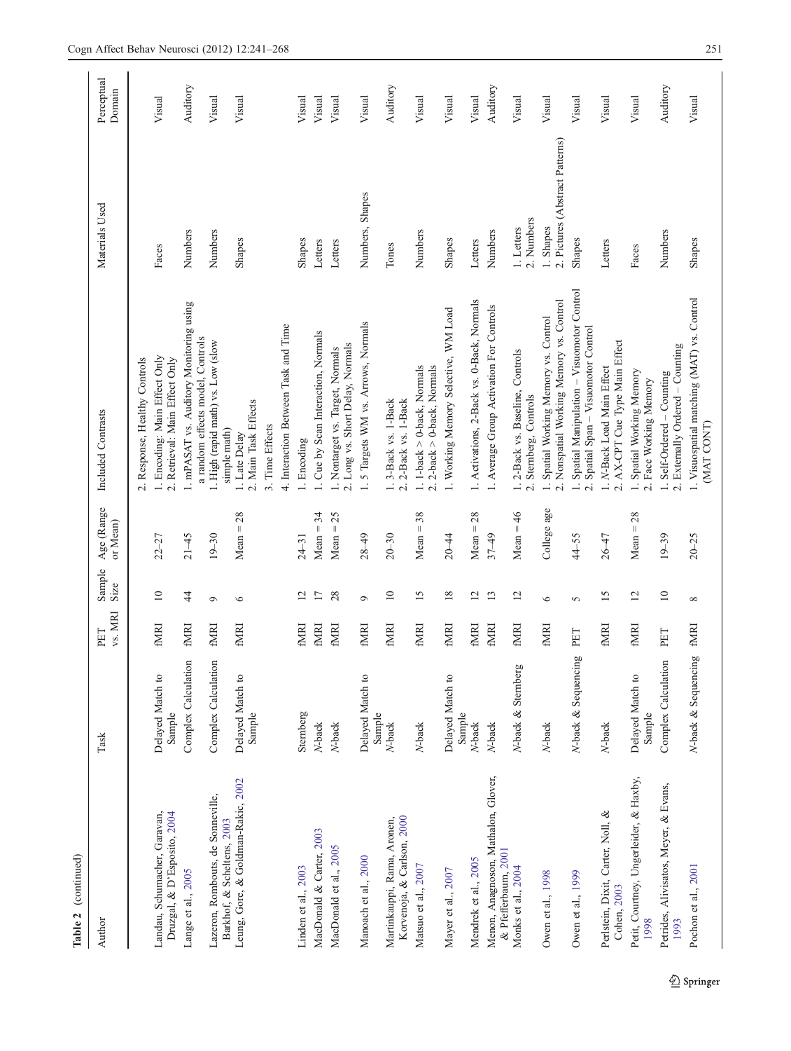Table 2 (continued)

| Author | Task | PET vs. MRI | Sample Size | Age (Range or Mean) | Included Contrasts | Materials Used | Perceptual Domain |
|---|---|---|---|---|---|---|---|
| | | | | | 2. Response, Healthy Controls | | |
| Landau, Schumacher, Garavan, Druzgal, & D'Esposito, 2004 | Delayed Match to Sample | fMRI | 10 | 22–27 | 1. Encoding: Main Effect Only<br>2. Retrieval: Main Effect Only | Faces | Visual |
| Lange et al., 2005 | Complex Calculation | fMRI | 44 | 21–45 | 1. mPASAT vs. Auditory Monitoring using a random effects model, Controls | Numbers | Auditory |
| Lazeron, Rombouts, de Sonneville, Barkhof, & Scheltens, 2003 | Complex Calculation | fMRI | 9 | 19–30 | 1. High (rapid math) vs. Low (slow simple math) | Numbers | Visual |
| Leung, Gore, & Goldman-Rakic, 2002 | Delayed Match to Sample | fMRI | 6 | Mean = 28 | 1. Late Delay<br>2. Main Task Effects<br>3. Time Effects<br>4. Interaction Between Task and Time | Shapes | Visual |
| Linden et al., 2003 | Sternberg | fMRI | 12 | 24–31 | 1. Encoding | Shapes | Visual |
| MacDonald & Carter, 2003 | N-back | fMRI | 17 | Mean = 34 | 1. Cue by Scan Interaction, Normals | Letters | Visual |
| MacDonald et al., 2005 | N-back | fMRI | 28 | Mean = 25 | 1. Nontarget vs. Target, Normals<br>2. Long vs. Short Delay, Normals | Letters | Visual |
| Manoach et al., 2000 | Delayed Match to Sample | fMRI | 9 | 28–49 | 1. 5 Targets WM vs. Arrows, Normals | Numbers, Shapes | Visual |
| Martinkauppi, Rama, Aronen, Korvenoja, & Carlson, 2000 | N-back | fMRI | 10 | 20–30 | 1. 3-Back vs. 1-Back<br>2. 2-Back vs. 1-Back | Tones | Auditory |
| Matsuo et al., 2007 | N-back | fMRI | 15 | Mean = 38 | 1. 1-back > 0-back, Normals<br>2. 2-back > 0-back, Normals | Numbers | Visual |
| Mayer et al., 2007 | Delayed Match to Sample | fMRI | 18 | 20–44 | 1. Working Memory Selective, WM Load | Shapes | Visual |
| Mendrek et al., 2005 | N-back | fMRI | 12 | Mean = 28 | 1. Activations, 2-Back vs. 0-Back, Normals | Letters | Visual |
| Menon, Anagnoson, Mathalon, Glover, & Pfefferbaum, 2001 | N-back | fMRI | 13 | 37–49 | 1. Average Group Activation For Controls | Numbers | Auditory |
| Monks et al., 2004 | N-back & Sternberg | fMRI | 12 | Mean = 46 | 1. 2-Back vs. Baseline, Controls<br>2. Sternberg, Controls | 1. Letters<br>2. Numbers | Visual |
| Owen et al., 1998 | N-back | fMRI | 6 | College age | 1. Spatial Working Memory vs. Control<br>2. Nonspatial Working Memory vs. Control | 1. Shapes<br>2. Pictures (Abstract Patterns) | Visual |
| Owen et al., 1999 | N-back & Sequencing | PET | 5 | 44–55 | 1. Spatial Manipulation – Visuomotor Control<br>2. Spatial Span – Visuomotor Control | Shapes | Visual |
| Perlstein, Dixit, Carter, Noll, & Cohen, 2003 | N-back | fMRI | 15 | 26-47 | 1. N-Back Load Main Effect<br>2. AX-CPT Cue Type Main Effect | Letters | Visual |
| Petit, Courtney, Ungerleider, & Haxby, 1998 | Delayed Match to Sample | fMRI | 12 | Mean = 28 | 1. Spatial Working Memory<br>2. Face Working Memory | Faces | Visual |
| Petrides, Alivisatos, Meyer, & Evans, 1993 | Complex Calculation | PET | 10 | 19–39 | 1. Self-Ordered – Counting<br>2. Externally Ordered – Counting | Numbers | Auditory |
| Pochon et al., 2001 | N-back & Sequencing | fMRI | 8 | 20–25 | 1. Visuospatial matching (MAT) vs. Control (MAT CONT) | Shapes | Visual |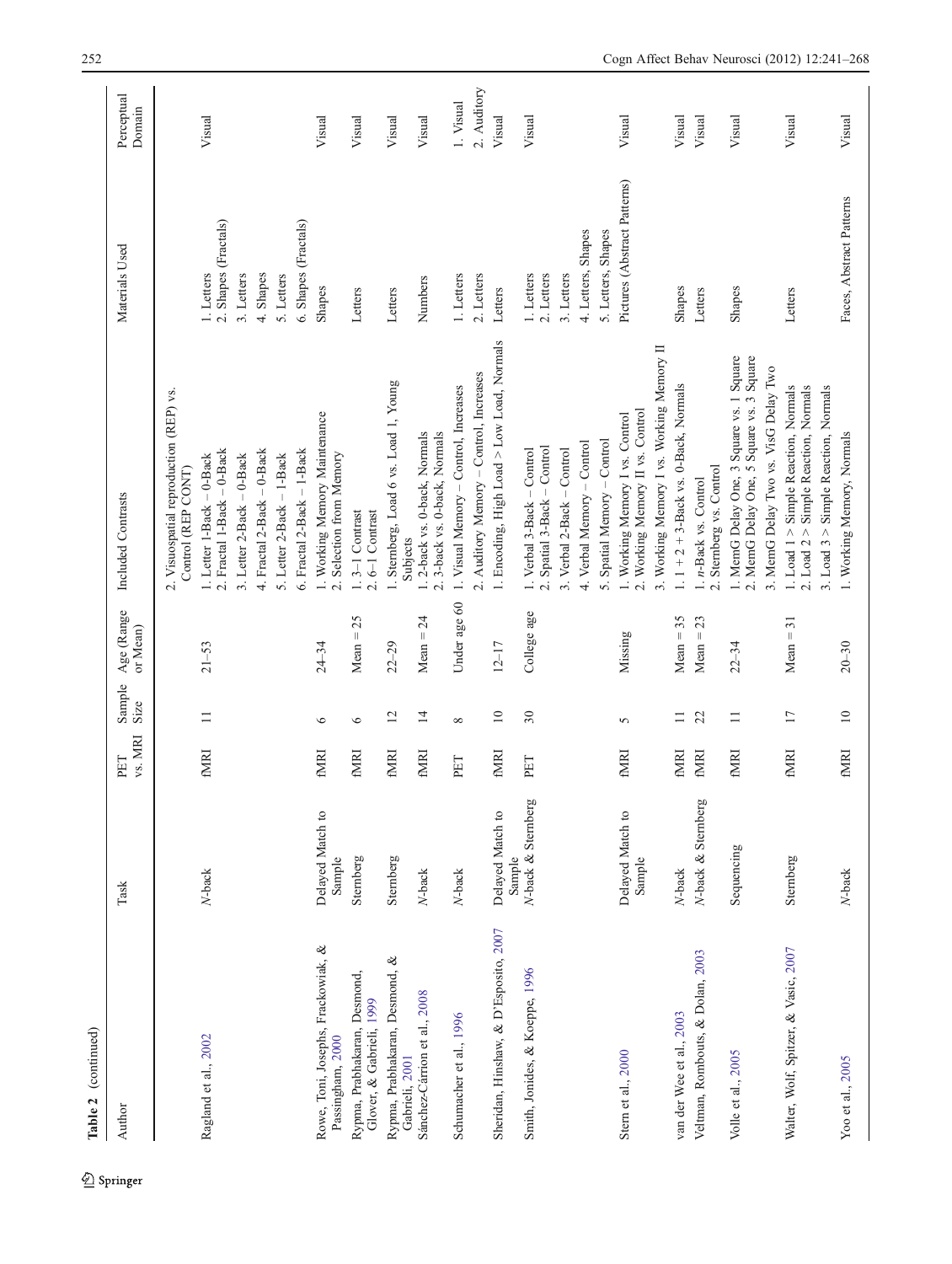**Table 2** (continued)

| Author | Task | PET vs. MRI | Sample Size | Age (Range or Mean) | Included Contrasts | Materials Used | Perceptual Domain |
|---|---|---|---|---|---|---|---|
| | | | | | 2. Visuospatial reproduction (REP) vs. Control (REP CONT) | | |
| Ragland et al., 2002 | N-back | fMRI | 11 | 21–53 | 1. Letter 1-Back – 0-Back | 1. Letters | Visual |
| | | | | | 2. Fractal 1-Back – 0-Back | 2. Shapes (Fractals) | |
| | | | | | 3. Letter 2-Back – 0-Back | 3. Letters | |
| | | | | | 4. Fractal 2-Back – 0-Back | 4. Shapes | |
| | | | | | 5. Letter 2-Back – 1-Back | 5. Letters | |
| | | | | | 6. Fractal 2-Back – 1-Back | 6. Shapes (Fractals) | |
| Rowe, Toni, Josephs, Frackowiak, & Passingham, 2000 | Delayed Match to Sample | fMRI | 6 | 24–34 | 1. Working Memory Maintenance<br>2. Selection from Memory | Shapes | Visual |
| Rypma, Prabhakaran, Desmond, Glover, & Gabrieli, 1999 | Sternberg | fMRI | 6 | Mean = 25 | 1. 3–1 Contrast<br>2. 6–1 Contrast | Letters | Visual |
| Rypma, Prabhakaran, Desmond, & Gabrieli, 2001 | Sternberg | fMRI | 12 | 22–29 | 1. Sternberg, Load 6 vs. Load 1, Young Subjects | Letters | Visual |
| Sánchez-Cárrion et al., 2008 | N-back | fMRI | 14 | Mean = 24 | 1. 2-back vs. 0-back, Normals<br>2. 3-back vs. 0-back, Normals | Numbers | Visual |
| Schumacher et al., 1996 | N-back | PET | 8 | Under age 60 | 1. Visual Memory – Control, Increases | 1. Letters | 1. Visual |
| | | | | | 2. Auditory Memory – Control, Increases | 2. Letters | 2. Auditory |
| Sheridan, Hinshaw, & D'Esposito, 2007 | Delayed Match to Sample | fMRI | 10 | 12–17 | 1. Encoding, High Load > Low Load, Normals | Letters | Visual |
| Smith, Jonides, & Koeppe, 1996 | N-back & Sternberg | PET | 30 | College age | 1. Verbal 3-Back – Control | 1. Letters | Visual |
| | | | | | 2. Spatial 3-Back – Control | 2. Letters | |
| | | | | | 3. Verbal 2-Back – Control | 3. Letters | |
| | | | | | 4. Verbal Memory – Control | 4. Letters, Shapes | |
| | | | | | 5. Spatial Memory – Control | 5. Letters, Shapes | |
| Stern et al., 2000 | Delayed Match to Sample | fMRI | 5 | Missing | 1. Working Memory I vs. Control<br>2. Working Memory II vs. Control | Pictures (Abstract Patterns) | Visual |
| | | | | | 3. Working Memory I vs. Working Memory II | | |
| van der Wee et al., 2003 | N-back | fMRI | 11 | Mean = 35 | 1. 1 + 2 + 3-Back vs. 0-Back, Normals | Shapes | Visual |
| Veltman, Rombouts, & Dolan, 2003 | N-back & Sternberg | fMRI | 22 | Mean = 23 | 1. n-Back vs. Control<br>2. Sternberg vs. Control | Letters | Visual |
| Volle et al., 2005 | Sequencing | fMRI | 11 | 22–34 | 1. MemG Delay One, 3 Square vs. 1 Square<br>2. MemG Delay One, 5 Square vs. 3 Square | Shapes | Visual |
| | | | | | 3. MemG Delay Two vs. VisG Delay Two | | |
| Walter, Wolf, Spitzer, & Vasic, 2007 | Sternberg | fMRI | 17 | Mean = 31 | 1. Load 1 > Simple Reaction, Normals<br>2. Load 2 > Simple Reaction, Normals | Letters | Visual |
| | | | | | 3. Load 3 > Simple Reaction, Normals | | |
| Yoo et al., 2005 | N-back | fMRI | 10 | 20–30 | 1. Working Memory, Normals | Faces, Abstract Patterns | Visual |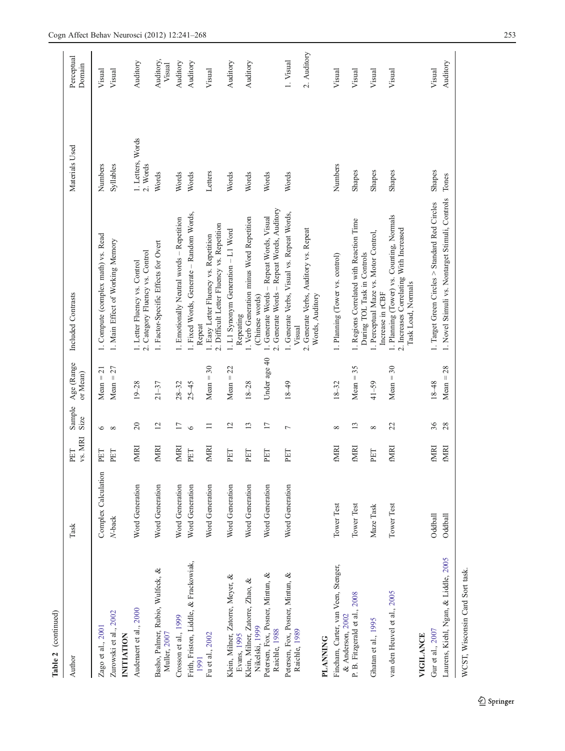Table 2 (continued)

| Author | Task | PET vs. MRI | Sample Size | Age (Range or Mean) | Included Contrasts | Materials Used | Perceptual Domain |
|---|---|---|---|---|---|---|---|
| Zago et al., 2001 | Complex Calculation | PET | 6 | Mean = 21 | 1. Compute (complex math) vs. Read | Numbers | Visual |
| Zurowski et al., 2002 | *N*-back | PET | 8 | Mean = 27 | 1. Main Effect of Working Memory | Syllables | Visual |
| **INITIATION** | | | | | | | |
| Audenaert et al., 2000 | Word Generation | fMRI | 20 | 19–28 | 1. Letter Fluency vs. Control<br>2. Category Fluency vs. Control | 1. Letters, Words<br>2. Words | Auditory |
| Basho, Palmer, Rubio, Wulfeck, & Muller, 2007 | Word Generation | fMRI | 12 | 21–37 | 1. Factor-Specific Effects for Overt | Words | Auditory, Visual |
| Crosson et al., 1999 | Word Generation | fMRI | 17 | 28–32 | 1. Emotionally Neutral words – Repetition | Words | Auditory |
| Frith, Friston, Liddle, & Frackowiak, 1991 | Word Generation | PET | 6 | 25–45 | 1. Fixed Words, Generate – Random Words, Repeat | Words | Auditory |
| Fu et al., 2002 | Word Generation | fMRI | 11 | Mean = 30 | 1. Easy Letter Fluency vs. Repetition<br>2. Difficult Letter Fluency vs. Repetition | Letters | Visual |
| Klein, Milner, Zatorre, Meyer, & Evans, 1995 | Word Generation | PET | 12 | Mean = 22 | 1. L1 Synonym Generation – L1 Word Repeating | Words | Auditory |
| Klein, Milner, Zatorre, Zhao, & Nikelski, 1999 | Word Generation | PET | 13 | 18–28 | 1. Verb Generation minus Word Repetition (Chinese words) | Words | Auditory |
| Petersen, Fox, Posner, Mintun, & Raichle, 1988 | Word Generation | PET | 17 | Under age 40 | 1. Generate Words – Repeat Words, Visual<br>2. Generate Words – Repeat Words, Auditory | Words | |
| Petersen, Fox, Posner, Mintun, & Raichle, 1989 | Word Generation | PET | 7 | 18–49 | 1. Generate Verbs, Visual vs. Repeat Words, Visual<br>2. Generate Verbs, Auditory vs. Repeat Words, Auditory | Words | 1. Visual<br>2. Auditory |
| **PLANNING** | | | | | | | |
| Fincham, Carter, van Veen, Stenger, & Anderson, 2002 | Tower Test | fMRI | 8 | 18–32 | 1. Planning (Tower vs. control) | Numbers | Visual |
| P. B. Fitzgerald et al., 2008 | Tower Test | fMRI | 13 | Mean = 35 | 1. Regions Correlated with Reaction Time During TOL Task in Controls | Shapes | Visual |
| Ghatan et al., 1995 | Maze Task | PET | 8 | 41–59 | 1. Perceptual Maze vs. Motor Control, Increase in rCBF | Shapes | Visual |
| van den Heuvel et al., 2005 | Tower Test | fMRI | 22 | Mean = 30 | 1. Planning (Tower) vs. Counting, Normals<br>2. Increases Correlating With Increased Task Load, Normals | Shapes | Visual |
| **VIGILANCE** | | | | | | | |
| Gur et al., 2007 | Oddball | fMRI | 36 | 18–48 | 1. Target Green Circles > Standard Red Circles | Shapes | Visual |
| Laurens, Kiehl, Ngan, & Liddle, 2005 | Oddball | fMRI | 28 | Mean = 28 | 1. Novel Stimuli vs. Nontarget Stimuli, Controls | Tones | Auditory |

WCST, Wisconsin Card Sort task.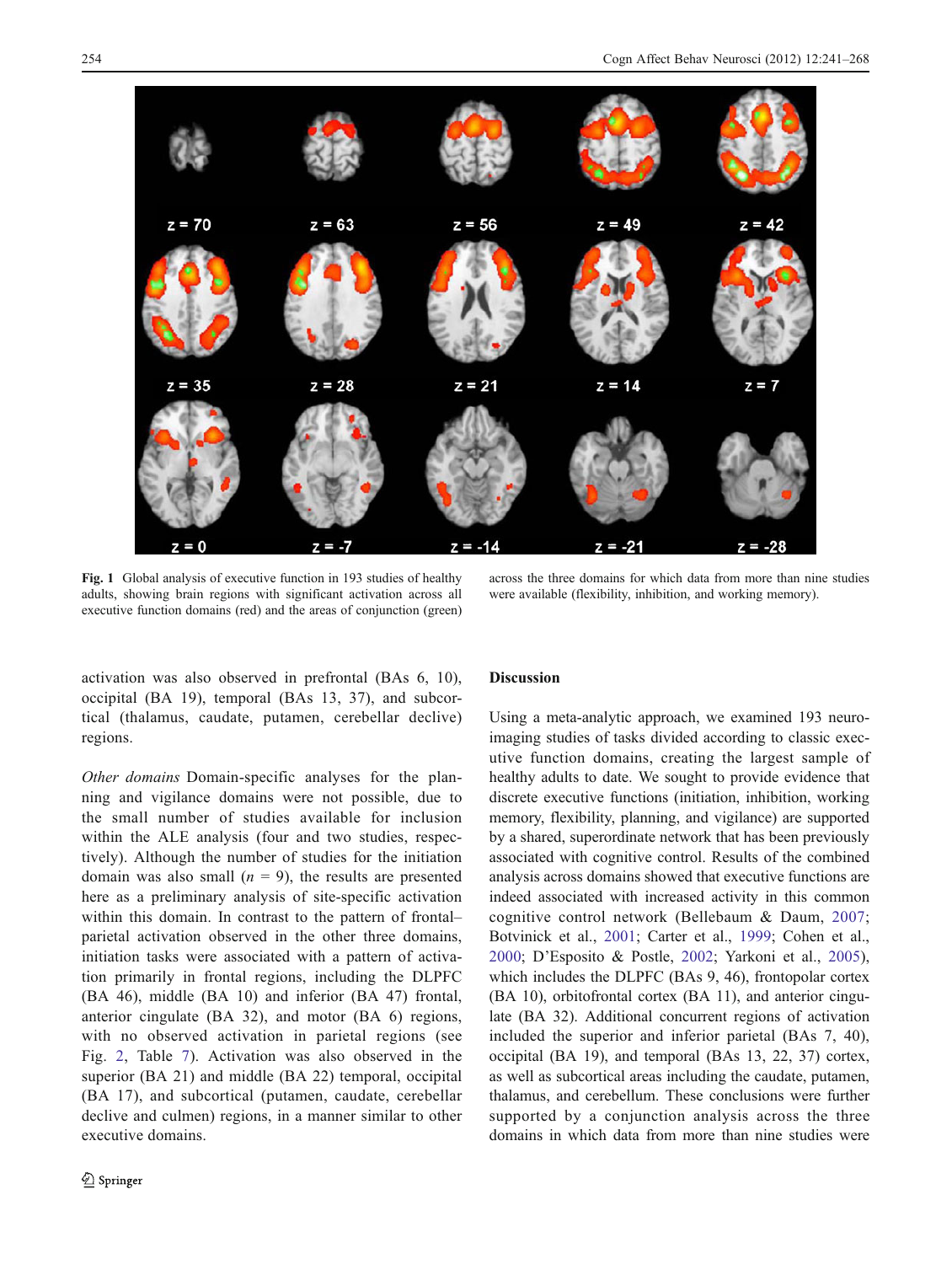Fig. 1 Global analysis of executive function in 193 studies of healthy adults, showing brain regions with significant activation across all executive function domains (red) and the areas of conjunction (green) across the three domains for which data from more than nine studies were available (flexibility, inhibition, and working memory).

activation was also observed in prefrontal (BAs 6, 10), occipital (BA 19), temporal (BAs 13, 37), and subcortical (thalamus, caudate, putamen, cerebellar declive) regions.

*Other domains* Domain-specific analyses for the planning and vigilance domains were not possible, due to the small number of studies available for inclusion within the ALE analysis (four and two studies, respectively). Although the number of studies for the initiation domain was also small ($n$ = 9), the results are presented here as a preliminary analysis of site-specific activation within this domain. In contrast to the pattern of frontal–parietal activation observed in the other three domains, initiation tasks were associated with a pattern of activation primarily in frontal regions, including the DLPFC (BA 46), middle (BA 10) and inferior (BA 47) frontal, anterior cingulate (BA 32), and motor (BA 6) regions, with no observed activation in parietal regions (see Fig. 2, Table 7). Activation was also observed in the superior (BA 21) and middle (BA 22) temporal, occipital (BA 17), and subcortical (putamen, caudate, cerebellar declive and culmen) regions, in a manner similar to other executive domains.

## Discussion

Using a meta-analytic approach, we examined 193 neuroimaging studies of tasks divided according to classic executive function domains, creating the largest sample of healthy adults to date. We sought to provide evidence that discrete executive functions (initiation, inhibition, working memory, flexibility, planning, and vigilance) are supported by a shared, superordinate network that has been previously associated with cognitive control. Results of the combined analysis across domains showed that executive functions are indeed associated with increased activity in this common cognitive control network (Bellebaum & Daum, 2007; Botvinick et al., 2001; Carter et al., 1999; Cohen et al., 2000; D'Esposito & Postle, 2002; Yarkoni et al., 2005), which includes the DLPFC (BAs 9, 46), frontopolar cortex (BA 10), orbitofrontal cortex (BA 11), and anterior cingulate (BA 32). Additional concurrent regions of activation included the superior and inferior parietal (BAs 7, 40), occipital (BA 19), and temporal (BAs 13, 22, 37) cortex, as well as subcortical areas including the caudate, putamen, thalamus, and cerebellum. These conclusions were further supported by a conjunction analysis across the three domains in which data from more than nine studies were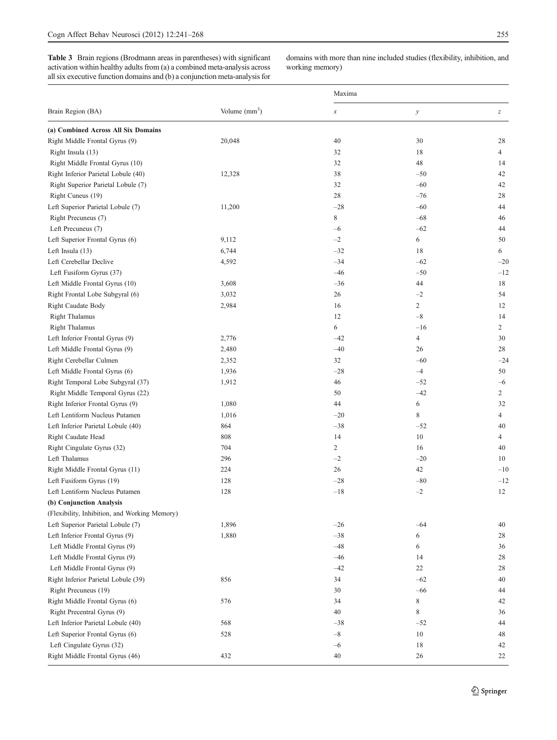**Table 3** Brain regions (Brodmann areas in parentheses) with significant activation within healthy adults from (a) a combined meta-analysis across all six executive function domains and (b) a conjunction meta-analysis for domains with more than nine included studies (flexibility, inhibition, and working memory)

| Brain Region (BA) | Volume (mm$^3$) | Maxima | | |
|---|---|---|---|---|
| | | *x* | *y* | *z* |
| **(a) Combined Across All Six Domains** | | | | |
| Right Middle Frontal Gyrus (9) | 20,048 | 40 | 30 | 28 |
| Right Insula (13) | | 32 | 18 | 4 |
| Right Middle Frontal Gyrus (10) | | 32 | 48 | 14 |
| Right Inferior Parietal Lobule (40) | 12,328 | 38 | −50 | 42 |
| Right Superior Parietal Lobule (7) | | 32 | −60 | 42 |
| Right Cuneus (19) | | 28 | −76 | 28 |
| Left Superior Parietal Lobule (7) | 11,200 | −28 | −60 | 44 |
| Right Precuneus (7) | | 8 | −68 | 46 |
| Left Precuneus (7) | | −6 | −62 | 44 |
| Left Superior Frontal Gyrus (6) | 9,112 | −2 | 6 | 50 |
| Left Insula (13) | 6,744 | −32 | 18 | 6 |
| Left Cerebellar Declive | 4,592 | −34 | −62 | −20 |
| Left Fusiform Gyrus (37) | | −46 | −50 | −12 |
| Left Middle Frontal Gyrus (10) | 3,608 | −36 | 44 | 18 |
| Right Frontal Lobe Subgyral (6) | 3,032 | 26 | −2 | 54 |
| Right Caudate Body | 2,984 | 16 | 2 | 12 |
| Right Thalamus | | 12 | −8 | 14 |
| Right Thalamus | | 6 | −16 | 2 |
| Left Inferior Frontal Gyrus (9) | 2,776 | −42 | 4 | 30 |
| Left Middle Frontal Gyrus (9) | 2,480 | −40 | 26 | 28 |
| Right Cerebellar Culmen | 2,352 | 32 | −60 | −24 |
| Left Middle Frontal Gyrus (6) | 1,936 | −28 | −4 | 50 |
| Right Temporal Lobe Subgyral (37) | 1,912 | 46 | −52 | −6 |
| Right Middle Temporal Gyrus (22) | | 50 | −42 | 2 |
| Right Inferior Frontal Gyrus (9) | 1,080 | 44 | 6 | 32 |
| Left Lentiform Nucleus Putamen | 1,016 | −20 | 8 | 4 |
| Left Inferior Parietal Lobule (40) | 864 | −38 | −52 | 40 |
| Right Caudate Head | 808 | 14 | 10 | 4 |
| Right Cingulate Gyrus (32) | 704 | 2 | 16 | 40 |
| Left Thalamus | 296 | −2 | −20 | 10 |
| Right Middle Frontal Gyrus (11) | 224 | 26 | 42 | −10 |
| Left Fusiform Gyrus (19) | 128 | −28 | −80 | −12 |
| Left Lentiform Nucleus Putamen | 128 | −18 | −2 | 12 |
| **(b) Conjunction Analysis** | | | | |
| (Flexibility, Inhibition, and Working Memory) | | | | |
| Left Superior Parietal Lobule (7) | 1,896 | −26 | −64 | 40 |
| Left Inferior Frontal Gyrus (9) | 1,880 | −38 | 6 | 28 |
| Left Middle Frontal Gyrus (9) | | −48 | 6 | 36 |
| Left Middle Frontal Gyrus (9) | | −46 | 14 | 28 |
| Left Middle Frontal Gyrus (9) | | −42 | 22 | 28 |
| Right Inferior Parietal Lobule (39) | 856 | 34 | −62 | 40 |
| Right Precuneus (19) | | 30 | −66 | 44 |
| Right Middle Frontal Gyrus (6) | 576 | 34 | 8 | 42 |
| Right Precentral Gyrus (9) | | 40 | 8 | 36 |
| Left Inferior Parietal Lobule (40) | 568 | −38 | −52 | 44 |
| Left Superior Frontal Gyrus (6) | 528 | −8 | 10 | 48 |
| Left Cingulate Gyrus (32) | | −6 | 18 | 42 |
| Right Middle Frontal Gyrus (46) | 432 | 40 | 26 | 22 |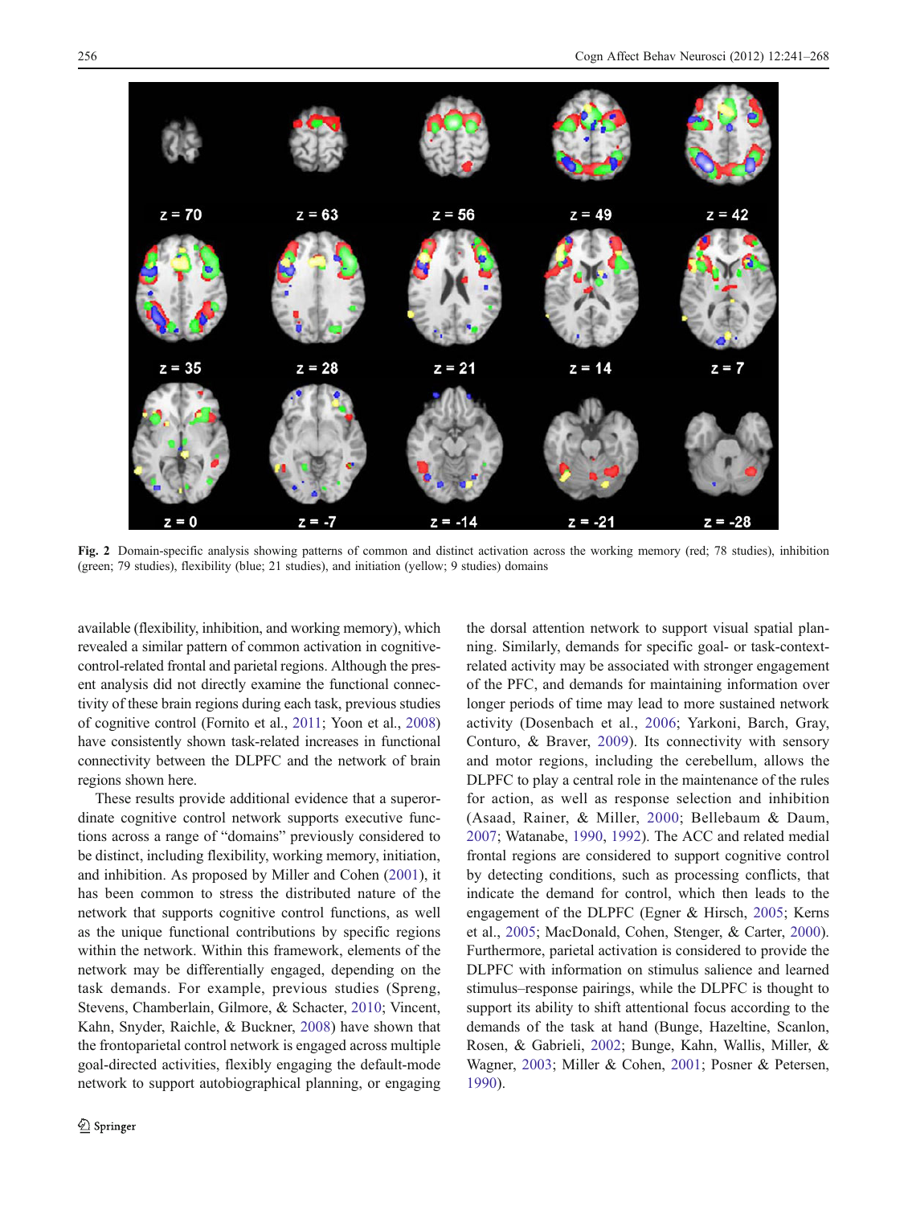Fig. 2 Domain-specific analysis showing patterns of common and distinct activation across the working memory (red; 78 studies), inhibition (green; 79 studies), flexibility (blue; 21 studies), and initiation (yellow; 9 studies) domains

available (flexibility, inhibition, and working memory), which revealed a similar pattern of common activation in cognitive-control-related frontal and parietal regions. Although the present analysis did not directly examine the functional connectivity of these brain regions during each task, previous studies of cognitive control (Fornito et al., 2011; Yoon et al., 2008) have consistently shown task-related increases in functional connectivity between the DLPFC and the network of brain regions shown here.

These results provide additional evidence that a superordinate cognitive control network supports executive functions across a range of "domains" previously considered to be distinct, including flexibility, working memory, initiation, and inhibition. As proposed by Miller and Cohen (2001), it has been common to stress the distributed nature of the network that supports cognitive control functions, as well as the unique functional contributions by specific regions within the network. Within this framework, elements of the network may be differentially engaged, depending on the task demands. For example, previous studies (Spreng, Stevens, Chamberlain, Gilmore, & Schacter, 2010; Vincent, Kahn, Snyder, Raichle, & Buckner, 2008) have shown that the frontoparietal control network is engaged across multiple goal-directed activities, flexibly engaging the default-mode network to support autobiographical planning, or engaging the dorsal attention network to support visual spatial planning. Similarly, demands for specific goal- or task-context-related activity may be associated with stronger engagement of the PFC, and demands for maintaining information over longer periods of time may lead to more sustained network activity (Dosenbach et al., 2006; Yarkoni, Barch, Gray, Conturo, & Braver, 2009). Its connectivity with sensory and motor regions, including the cerebellum, allows the DLPFC to play a central role in the maintenance of the rules for action, as well as response selection and inhibition (Asaad, Rainer, & Miller, 2000; Bellebaum & Daum, 2007; Watanabe, 1990, 1992). The ACC and related medial frontal regions are considered to support cognitive control by detecting conditions, such as processing conflicts, that indicate the demand for control, which then leads to the engagement of the DLPFC (Egner & Hirsch, 2005; Kerns et al., 2005; MacDonald, Cohen, Stenger, & Carter, 2000). Furthermore, parietal activation is considered to provide the DLPFC with information on stimulus salience and learned stimulus–response pairings, while the DLPFC is thought to support its ability to shift attentional focus according to the demands of the task at hand (Bunge, Hazeltine, Scanlon, Rosen, & Gabrieli, 2002; Bunge, Kahn, Wallis, Miller, & Wagner, 2003; Miller & Cohen, 2001; Posner & Petersen, 1990).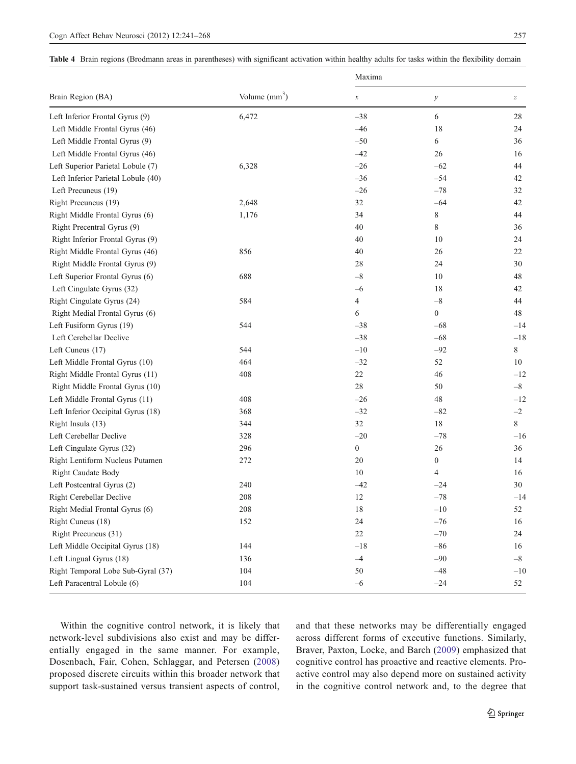**Table 4** Brain regions (Brodmann areas in parentheses) with significant activation within healthy adults for tasks within the flexibility domain

| Brain Region (BA) | Volume (mm$^3$) | Maxima | | |
|---|---|---|---|---|
| | | *x* | *y* | *z* |
| Left Inferior Frontal Gyrus (9) | 6,472 | −38 | 6 | 28 |
| Left Middle Frontal Gyrus (46) | | −46 | 18 | 24 |
| Left Middle Frontal Gyrus (9) | | −50 | 6 | 36 |
| Left Middle Frontal Gyrus (46) | | −42 | 26 | 16 |
| Left Superior Parietal Lobule (7) | 6,328 | −26 | −62 | 44 |
| Left Inferior Parietal Lobule (40) | | −36 | −54 | 42 |
| Left Precuneus (19) | | −26 | −78 | 32 |
| Right Precuneus (19) | 2,648 | 32 | −64 | 42 |
| Right Middle Frontal Gyrus (6) | 1,176 | 34 | 8 | 44 |
| Right Precentral Gyrus (9) | | 40 | 8 | 36 |
| Right Inferior Frontal Gyrus (9) | | 40 | 10 | 24 |
| Right Middle Frontal Gyrus (46) | 856 | 40 | 26 | 22 |
| Right Middle Frontal Gyrus (9) | | 28 | 24 | 30 |
| Left Superior Frontal Gyrus (6) | 688 | −8 | 10 | 48 |
| Left Cingulate Gyrus (32) | | −6 | 18 | 42 |
| Right Cingulate Gyrus (24) | 584 | 4 | −8 | 44 |
| Right Medial Frontal Gyrus (6) | | 6 | 0 | 48 |
| Left Fusiform Gyrus (19) | 544 | −38 | −68 | −14 |
| Left Cerebellar Declive | | −38 | −68 | −18 |
| Left Cuneus (17) | 544 | −10 | −92 | 8 |
| Left Middle Frontal Gyrus (10) | 464 | −32 | 52 | 10 |
| Right Middle Frontal Gyrus (11) | 408 | 22 | 46 | −12 |
| Right Middle Frontal Gyrus (10) | | 28 | 50 | −8 |
| Left Middle Frontal Gyrus (11) | 408 | −26 | 48 | −12 |
| Left Inferior Occipital Gyrus (18) | 368 | −32 | −82 | −2 |
| Right Insula (13) | 344 | 32 | 18 | 8 |
| Left Cerebellar Declive | 328 | −20 | −78 | −16 |
| Left Cingulate Gyrus (32) | 296 | 0 | 26 | 36 |
| Right Lentiform Nucleus Putamen | 272 | 20 | 0 | 14 |
| Right Caudate Body | | 10 | 4 | 16 |
| Left Postcentral Gyrus (2) | 240 | −42 | −24 | 30 |
| Right Cerebellar Declive | 208 | 12 | −78 | −14 |
| Right Medial Frontal Gyrus (6) | 208 | 18 | −10 | 52 |
| Right Cuneus (18) | 152 | 24 | −76 | 16 |
| Right Precuneus (31) | | 22 | −70 | 24 |
| Left Middle Occipital Gyrus (18) | 144 | −18 | −86 | 16 |
| Left Lingual Gyrus (18) | 136 | −4 | −90 | −8 |
| Right Temporal Lobe Sub-Gyral (37) | 104 | 50 | −48 | −10 |
| Left Paracentral Lobule (6) | 104 | −6 | −24 | 52 |

Within the cognitive control network, it is likely that network-level subdivisions also exist and may be differentially engaged in the same manner. For example, Dosenbach, Fair, Cohen, Schlaggar, and Petersen (2008) proposed discrete circuits within this broader network that support task-sustained versus transient aspects of control, and that these networks may be differentially engaged across different forms of executive functions. Similarly, Braver, Paxton, Locke, and Barch (2009) emphasized that cognitive control has proactive and reactive elements. Proactive control may also depend more on sustained activity in the cognitive control network and, to the degree that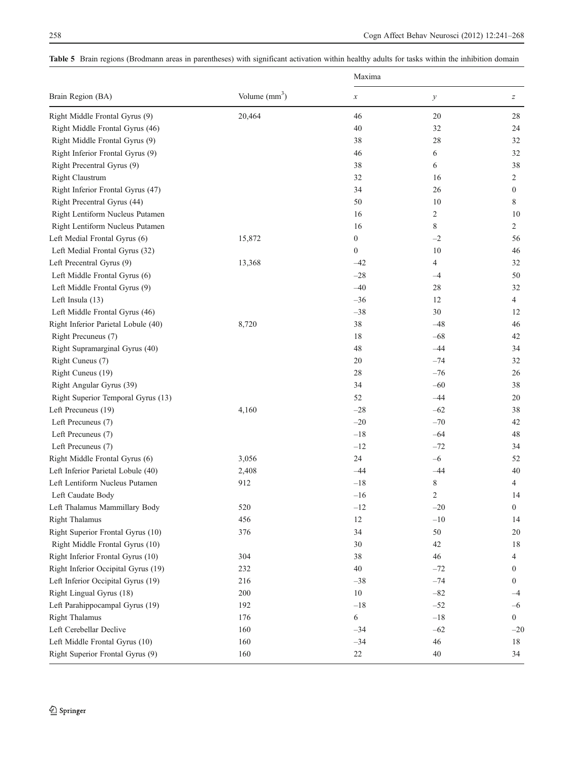**Table 5** Brain regions (Brodmann areas in parentheses) with significant activation within healthy adults for tasks within the inhibition domain

| Brain Region (BA) | Volume (mm$^3$) | Maxima | | |
|---|---|---|---|---|
| | | *x* | *y* | *z* |
| Right Middle Frontal Gyrus (9) | 20,464 | 46 | 20 | 28 |
| Right Middle Frontal Gyrus (46) | | 40 | 32 | 24 |
| Right Middle Frontal Gyrus (9) | | 38 | 28 | 32 |
| Right Inferior Frontal Gyrus (9) | | 46 | 6 | 32 |
| Right Precentral Gyrus (9) | | 38 | 6 | 38 |
| Right Claustrum | | 32 | 16 | 2 |
| Right Inferior Frontal Gyrus (47) | | 34 | 26 | 0 |
| Right Precentral Gyrus (44) | | 50 | 10 | 8 |
| Right Lentiform Nucleus Putamen | | 16 | 2 | 10 |
| Right Lentiform Nucleus Putamen | | 16 | 8 | 2 |
| Left Medial Frontal Gyrus (6) | 15,872 | 0 | –2 | 56 |
| Left Medial Frontal Gyrus (32) | | 0 | 10 | 46 |
| Left Precentral Gyrus (9) | 13,368 | –42 | 4 | 32 |
| Left Middle Frontal Gyrus (6) | | –28 | –4 | 50 |
| Left Middle Frontal Gyrus (9) | | –40 | 28 | 32 |
| Left Insula (13) | | –36 | 12 | 4 |
| Left Middle Frontal Gyrus (46) | | –38 | 30 | 12 |
| Right Inferior Parietal Lobule (40) | 8,720 | 38 | –48 | 46 |
| Right Precuneus (7) | | 18 | –68 | 42 |
| Right Supramarginal Gyrus (40) | | 48 | –44 | 34 |
| Right Cuneus (7) | | 20 | –74 | 32 |
| Right Cuneus (19) | | 28 | –76 | 26 |
| Right Angular Gyrus (39) | | 34 | –60 | 38 |
| Right Superior Temporal Gyrus (13) | | 52 | –44 | 20 |
| Left Precuneus (19) | 4,160 | –28 | –62 | 38 |
| Left Precuneus (7) | | –20 | –70 | 42 |
| Left Precuneus (7) | | –18 | –64 | 48 |
| Left Precuneus (7) | | –12 | –72 | 34 |
| Right Middle Frontal Gyrus (6) | 3,056 | 24 | –6 | 52 |
| Left Inferior Parietal Lobule (40) | 2,408 | –44 | –44 | 40 |
| Left Lentiform Nucleus Putamen | 912 | –18 | 8 | 4 |
| Left Caudate Body | | –16 | 2 | 14 |
| Left Thalamus Mammillary Body | 520 | –12 | –20 | 0 |
| Right Thalamus | 456 | 12 | –10 | 14 |
| Right Superior Frontal Gyrus (10) | 376 | 34 | 50 | 20 |
| Right Middle Frontal Gyrus (10) | | 30 | 42 | 18 |
| Right Inferior Frontal Gyrus (10) | 304 | 38 | 46 | 4 |
| Right Inferior Occipital Gyrus (19) | 232 | 40 | –72 | 0 |
| Left Inferior Occipital Gyrus (19) | 216 | –38 | –74 | 0 |
| Right Lingual Gyrus (18) | 200 | 10 | –82 | –4 |
| Left Parahippocampal Gyrus (19) | 192 | –18 | –52 | –6 |
| Right Thalamus | 176 | 6 | –18 | 0 |
| Left Cerebellar Declive | 160 | –34 | –62 | –20 |
| Left Middle Frontal Gyrus (10) | 160 | –34 | 46 | 18 |
| Right Superior Frontal Gyrus (9) | 160 | 22 | 40 | 34 |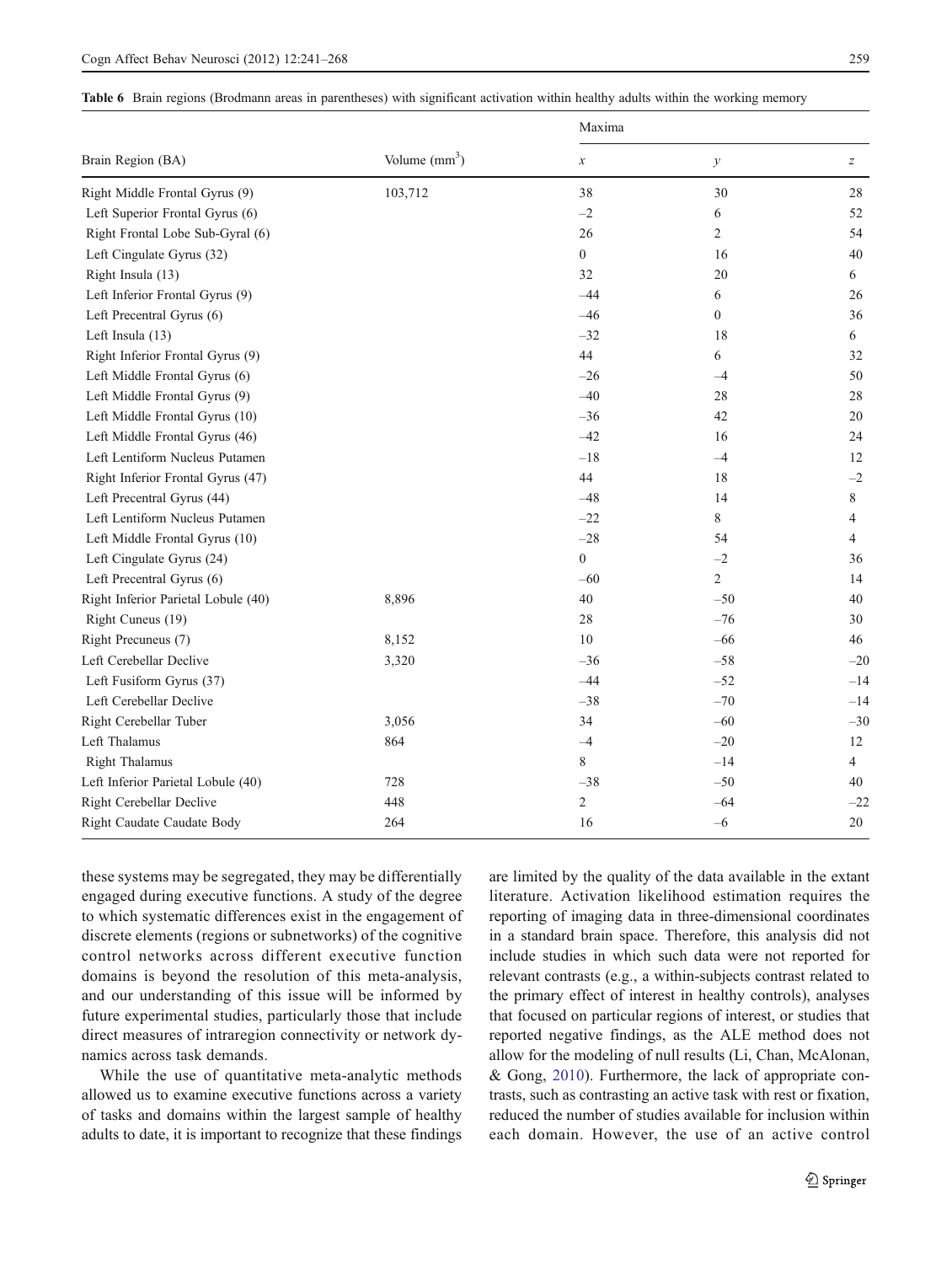**Table 6** Brain regions (Brodmann areas in parentheses) with significant activation within healthy adults within the working memory

| Brain Region (BA) | Volume (mm$^3$) | Maxima | | |
|---|---|---|---|---|
| | | *x* | *y* | *z* |
| Right Middle Frontal Gyrus (9) | 103,712 | 38 | 30 | 28 |
| Left Superior Frontal Gyrus (6) | | –2 | 6 | 52 |
| Right Frontal Lobe Sub-Gyral (6) | | 26 | 2 | 54 |
| Left Cingulate Gyrus (32) | | 0 | 16 | 40 |
| Right Insula (13) | | 32 | 20 | 6 |
| Left Inferior Frontal Gyrus (9) | | –44 | 6 | 26 |
| Left Precentral Gyrus (6) | | –46 | 0 | 36 |
| Left Insula (13) | | –32 | 18 | 6 |
| Right Inferior Frontal Gyrus (9) | | 44 | 6 | 32 |
| Left Middle Frontal Gyrus (6) | | –26 | –4 | 50 |
| Left Middle Frontal Gyrus (9) | | –40 | 28 | 28 |
| Left Middle Frontal Gyrus (10) | | –36 | 42 | 20 |
| Left Middle Frontal Gyrus (46) | | –42 | 16 | 24 |
| Left Lentiform Nucleus Putamen | | –18 | –4 | 12 |
| Right Inferior Frontal Gyrus (47) | | 44 | 18 | –2 |
| Left Precentral Gyrus (44) | | –48 | 14 | 8 |
| Left Lentiform Nucleus Putamen | | –22 | 8 | 4 |
| Left Middle Frontal Gyrus (10) | | –28 | 54 | 4 |
| Left Cingulate Gyrus (24) | | 0 | –2 | 36 |
| Left Precentral Gyrus (6) | | –60 | 2 | 14 |
| Right Inferior Parietal Lobule (40) | 8,896 | 40 | –50 | 40 |
| Right Cuneus (19) | | 28 | –76 | 30 |
| Right Precuneus (7) | 8,152 | 10 | –66 | 46 |
| Left Cerebellar Declive | 3,320 | –36 | –58 | –20 |
| Left Fusiform Gyrus (37) | | –44 | –52 | –14 |
| Left Cerebellar Declive | | –38 | –70 | –14 |
| Right Cerebellar Tuber | 3,056 | 34 | –60 | –30 |
| Left Thalamus | 864 | –4 | –20 | 12 |
| Right Thalamus | | 8 | –14 | 4 |
| Left Inferior Parietal Lobule (40) | 728 | –38 | –50 | 40 |
| Right Cerebellar Declive | 448 | 2 | –64 | –22 |
| Right Caudate Caudate Body | 264 | 16 | –6 | 20 |

these systems may be segregated, they may be differentially engaged during executive functions. A study of the degree to which systematic differences exist in the engagement of discrete elements (regions or subnetworks) of the cognitive control networks across different executive function domains is beyond the resolution of this meta-analysis, and our understanding of this issue will be informed by future experimental studies, particularly those that include direct measures of intraregion connectivity or network dynamics across task demands.

While the use of quantitative meta-analytic methods allowed us to examine executive functions across a variety of tasks and domains within the largest sample of healthy adults to date, it is important to recognize that these findings are limited by the quality of the data available in the extant literature. Activation likelihood estimation requires the reporting of imaging data in three-dimensional coordinates in a standard brain space. Therefore, this analysis did not include studies in which such data were not reported for relevant contrasts (e.g., a within-subjects contrast related to the primary effect of interest in healthy controls), analyses that focused on particular regions of interest, or studies that reported negative findings, as the ALE method does not allow for the modeling of null results (Li, Chan, McAlonan, & Gong, 2010). Furthermore, the lack of appropriate contrasts, such as contrasting an active task with rest or fixation, reduced the number of studies available for inclusion within each domain. However, the use of an active control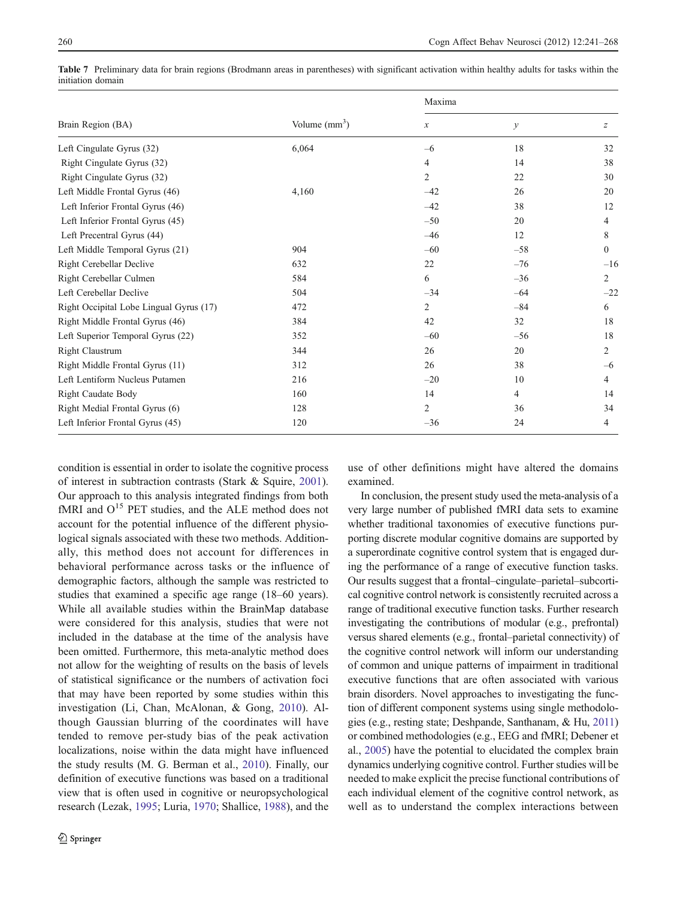**Table 7** Preliminary data for brain regions (Brodmann areas in parentheses) with significant activation within healthy adults for tasks within the initiation domain

| Brain Region (BA) | Volume (mm$^3$) | Maxima | | |
|---|---|---|---|---|
| | | *x* | *y* | *z* |
| Left Cingulate Gyrus (32) | 6,064 | –6 | 18 | 32 |
| Right Cingulate Gyrus (32) | | 4 | 14 | 38 |
| Right Cingulate Gyrus (32) | | 2 | 22 | 30 |
| Left Middle Frontal Gyrus (46) | 4,160 | –42 | 26 | 20 |
| Left Inferior Frontal Gyrus (46) | | –42 | 38 | 12 |
| Left Inferior Frontal Gyrus (45) | | –50 | 20 | 4 |
| Left Precentral Gyrus (44) | | –46 | 12 | 8 |
| Left Middle Temporal Gyrus (21) | 904 | –60 | –58 | 0 |
| Right Cerebellar Declive | 632 | 22 | –76 | –16 |
| Right Cerebellar Culmen | 584 | 6 | –36 | 2 |
| Left Cerebellar Declive | 504 | –34 | –64 | –22 |
| Right Occipital Lobe Lingual Gyrus (17) | 472 | 2 | –84 | 6 |
| Right Middle Frontal Gyrus (46) | 384 | 42 | 32 | 18 |
| Left Superior Temporal Gyrus (22) | 352 | –60 | –56 | 18 |
| Right Claustrum | 344 | 26 | 20 | 2 |
| Right Middle Frontal Gyrus (11) | 312 | 26 | 38 | –6 |
| Left Lentiform Nucleus Putamen | 216 | –20 | 10 | 4 |
| Right Caudate Body | 160 | 14 | 4 | 14 |
| Right Medial Frontal Gyrus (6) | 128 | 2 | 36 | 34 |
| Left Inferior Frontal Gyrus (45) | 120 | –36 | 24 | 4 |

condition is essential in order to isolate the cognitive process of interest in subtraction contrasts (Stark & Squire, 2001). Our approach to this analysis integrated findings from both fMRI and O$^{15}$ PET studies, and the ALE method does not account for the potential influence of the different physiological signals associated with these two methods. Additionally, this method does not account for differences in behavioral performance across tasks or the influence of demographic factors, although the sample was restricted to studies that examined a specific age range (18–60 years). While all available studies within the BrainMap database were considered for this analysis, studies that were not included in the database at the time of the analysis have been omitted. Furthermore, this meta-analytic method does not allow for the weighting of results on the basis of levels of statistical significance or the numbers of activation foci that may have been reported by some studies within this investigation (Li, Chan, McAlonan, & Gong, 2010). Although Gaussian blurring of the coordinates will have tended to remove per-study bias of the peak activation localizations, noise within the data might have influenced the study results (M. G. Berman et al., 2010). Finally, our definition of executive functions was based on a traditional view that is often used in cognitive or neuropsychological research (Lezak, 1995; Luria, 1970; Shallice, 1988), and the use of other definitions might have altered the domains examined.

In conclusion, the present study used the meta-analysis of a very large number of published fMRI data sets to examine whether traditional taxonomies of executive functions purporting discrete modular cognitive domains are supported by a superordinate cognitive control system that is engaged during the performance of a range of executive function tasks. Our results suggest that a frontal–cingulate–parietal–subcortical cognitive control network is consistently recruited across a range of traditional executive function tasks. Further research investigating the contributions of modular (e.g., prefrontal) versus shared elements (e.g., frontal–parietal connectivity) of the cognitive control network will inform our understanding of common and unique patterns of impairment in traditional executive functions that are often associated with various brain disorders. Novel approaches to investigating the function of different component systems using single methodologies (e.g., resting state; Deshpande, Santhanam, & Hu, 2011) or combined methodologies (e.g., EEG and fMRI; Debener et al., 2005) have the potential to elucidated the complex brain dynamics underlying cognitive control. Further studies will be needed to make explicit the precise functional contributions of each individual element of the cognitive control network, as well as to understand the complex interactions between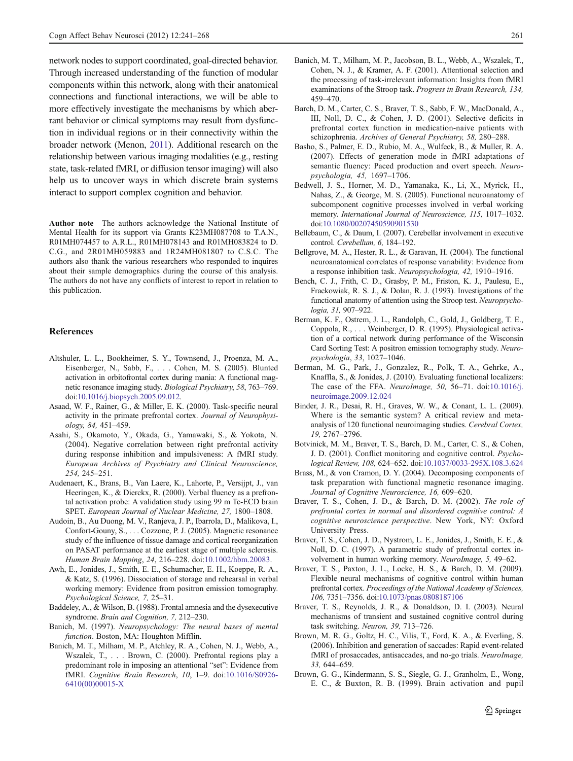network nodes to support coordinated, goal-directed behavior. Through increased understanding of the function of modular components within this network, along with their anatomical connections and functional interactions, we will be able to more effectively investigate the mechanisms by which aberrant behavior or clinical symptoms may result from dysfunction in individual regions or in their connectivity within the broader network (Menon, 2011). Additional research on the relationship between various imaging modalities (e.g., resting state, task-related fMRI, or diffusion tensor imaging) will also help us to uncover ways in which discrete brain systems interact to support complex cognition and behavior.

**Author note** The authors acknowledge the National Institute of Mental Health for its support via Grants K23MH087708 to T.A.N., R01MH074457 to A.R.L., R01MH078143 and R01MH083824 to D. C.G., and 2R01MH059883 and 1R24MH081807 to C.S.C. The authors also thank the various researchers who responded to inquires about their sample demographics during the course of this analysis. The authors do not have any conflicts of interest to report in relation to this publication.

## References

Altshuler, L. L., Bookheimer, S. Y., Townsend, J., Proenza, M. A., Eisenberger, N., Sabb, F., . . . Cohen, M. S. (2005). Blunted activation in orbitofrontal cortex during mania: A functional magnetic resonance imaging study. *Biological Psychiatry*, *58*, 763–769. doi:10.1016/j.biopsych.2005.09.012.

Asaad, W. F., Rainer, G., & Miller, E. K. (2000). Task-specific neural activity in the primate prefrontal cortex. *Journal of Neurophysiology, 84,* 451–459.

Asahi, S., Okamoto, Y., Okada, G., Yamawaki, S., & Yokota, N. (2004). Negative correlation between right prefrontal activity during response inhibition and impulsiveness: A fMRI study. *European Archives of Psychiatry and Clinical Neuroscience, 254,* 245–251.

Audenaert, K., Brans, B., Van Laere, K., Lahorte, P., Versijpt, J., van Heeringen, K., & Dierckx, R. (2000). Verbal fluency as a prefrontal activation probe: A validation study using 99 m Tc-ECD brain SPET. *European Journal of Nuclear Medicine, 27,* 1800–1808.

Audoin, B., Au Duong, M. V., Ranjeva, J. P., Ibarrola, D., Malikova, I., Confort-Gouny, S., . . . Cozzone, P. J. (2005). Magnetic resonance study of the influence of tissue damage and cortical reorganization on PASAT performance at the earliest stage of multiple sclerosis. *Human Brain Mapping*, *24*, 216–228. doi:10.1002/hbm.20083.

Awh, E., Jonides, J., Smith, E. E., Schumacher, E. H., Koeppe, R. A., & Katz, S. (1996). Dissociation of storage and rehearsal in verbal working memory: Evidence from positron emission tomography. *Psychological Science, 7,* 25–31.

Baddeley, A., & Wilson, B. (1988). Frontal amnesia and the dysexecutive syndrome. *Brain and Cognition, 7,* 212–230.

Banich, M. (1997). *Neuropsychology: The neural bases of mental function*. Boston, MA: Houghton Mifflin.

Banich, M. T., Milham, M. P., Atchley, R. A., Cohen, N. J., Webb, A., Wszalek, T., . . . Brown, C. (2000). Prefrontal regions play a predominant role in imposing an attentional "set": Evidence from fMRI. *Cognitive Brain Research*, *10*, 1–9. doi:10.1016/S0926-6410(00)00015-X

Banich, M. T., Milham, M. P., Jacobson, B. L., Webb, A., Wszalek, T., Cohen, N. J., & Kramer, A. F. (2001). Attentional selection and the processing of task-irrelevant information: Insights from fMRI examinations of the Stroop task. *Progress in Brain Research, 134,* 459–470.

Barch, D. M., Carter, C. S., Braver, T. S., Sabb, F. W., MacDonald, A., III, Noll, D. C., & Cohen, J. D. (2001). Selective deficits in prefrontal cortex function in medication-naive patients with schizophrenia. *Archives of General Psychiatry, 58,* 280–288.

Basho, S., Palmer, E. D., Rubio, M. A., Wulfeck, B., & Muller, R. A. (2007). Effects of generation mode in fMRI adaptations of semantic fluency: Paced production and overt speech. *Neuropsychologia, 45,* 1697–1706.

Bedwell, J. S., Horner, M. D., Yamanaka, K., Li, X., Myrick, H., Nahas, Z., & George, M. S. (2005). Functional neuroanatomy of subcomponent cognitive processes involved in verbal working memory. *International Journal of Neuroscience, 115,* 1017–1032. doi:10.1080/00207450590901530

Bellebaum, C., & Daum, I. (2007). Cerebellar involvement in executive control. *Cerebellum, 6,* 184–192.

Bellgrove, M. A., Hester, R. L., & Garavan, H. (2004). The functional neuroanatomical correlates of response variability: Evidence from a response inhibition task. *Neuropsychologia, 42,* 1910–1916.

Bench, C. J., Frith, C. D., Grasby, P. M., Friston, K. J., Paulesu, E., Frackowiak, R. S. J., & Dolan, R. J. (1993). Investigations of the functional anatomy of attention using the Stroop test. *Neuropsychologia, 31,* 907–922.

Berman, K. F., Ostrem, J. L., Randolph, C., Gold, J., Goldberg, T. E., Coppola, R., . . . Weinberger, D. R. (1995). Physiological activation of a cortical network during performance of the Wisconsin Card Sorting Test: A positron emission tomography study. *Neuropsychologia*, *33*, 1027–1046.

Berman, M. G., Park, J., Gonzalez, R., Polk, T. A., Gehrke, A., Knaffla, S., & Jonides, J. (2010). Evaluating functional localizers: The case of the FFA. *NeuroImage, 50,* 56–71. doi:10.1016/j.neuroimage.2009.12.024

Binder, J. R., Desai, R. H., Graves, W. W., & Conant, L. L. (2009). Where is the semantic system? A critical review and meta-analysis of 120 functional neuroimaging studies. *Cerebral Cortex, 19,* 2767–2796.

Botvinick, M. M., Braver, T. S., Barch, D. M., Carter, C. S., & Cohen, J. D. (2001). Conflict monitoring and cognitive control. *Psychological Review, 108,* 624–652. doi:10.1037/0033-295X.108.3.624

Brass, M., & von Cramon, D. Y. (2004). Decomposing components of task preparation with functional magnetic resonance imaging. *Journal of Cognitive Neuroscience, 16,* 609–620.

Braver, T. S., Cohen, J. D., & Barch, D. M. (2002). *The role of prefrontal cortex in normal and disordered cognitive control: A cognitive neuroscience perspective*. New York, NY: Oxford University Press.

Braver, T. S., Cohen, J. D., Nystrom, L. E., Jonides, J., Smith, E. E., & Noll, D. C. (1997). A parametric study of prefrontal cortex involvement in human working memory. *NeuroImage, 5,* 49–62.

Braver, T. S., Paxton, J. L., Locke, H. S., & Barch, D. M. (2009). Flexible neural mechanisms of cognitive control within human prefrontal cortex. *Proceedings of the National Academy of Sciences, 106,* 7351–7356. doi:10.1073/pnas.0808187106

Braver, T. S., Reynolds, J. R., & Donaldson, D. I. (2003). Neural mechanisms of transient and sustained cognitive control during task switching. *Neuron, 39,* 713–726.

Brown, M. R. G., Goltz, H. C., Vilis, T., Ford, K. A., & Everling, S. (2006). Inhibition and generation of saccades: Rapid event-related fMRI of prosaccades, antisaccades, and no-go trials. *NeuroImage, 33,* 644–659.

Brown, G. G., Kindermann, S. S., Siegle, G. J., Granholm, E., Wong, E. C., & Buxton, R. B. (1999). Brain activation and pupil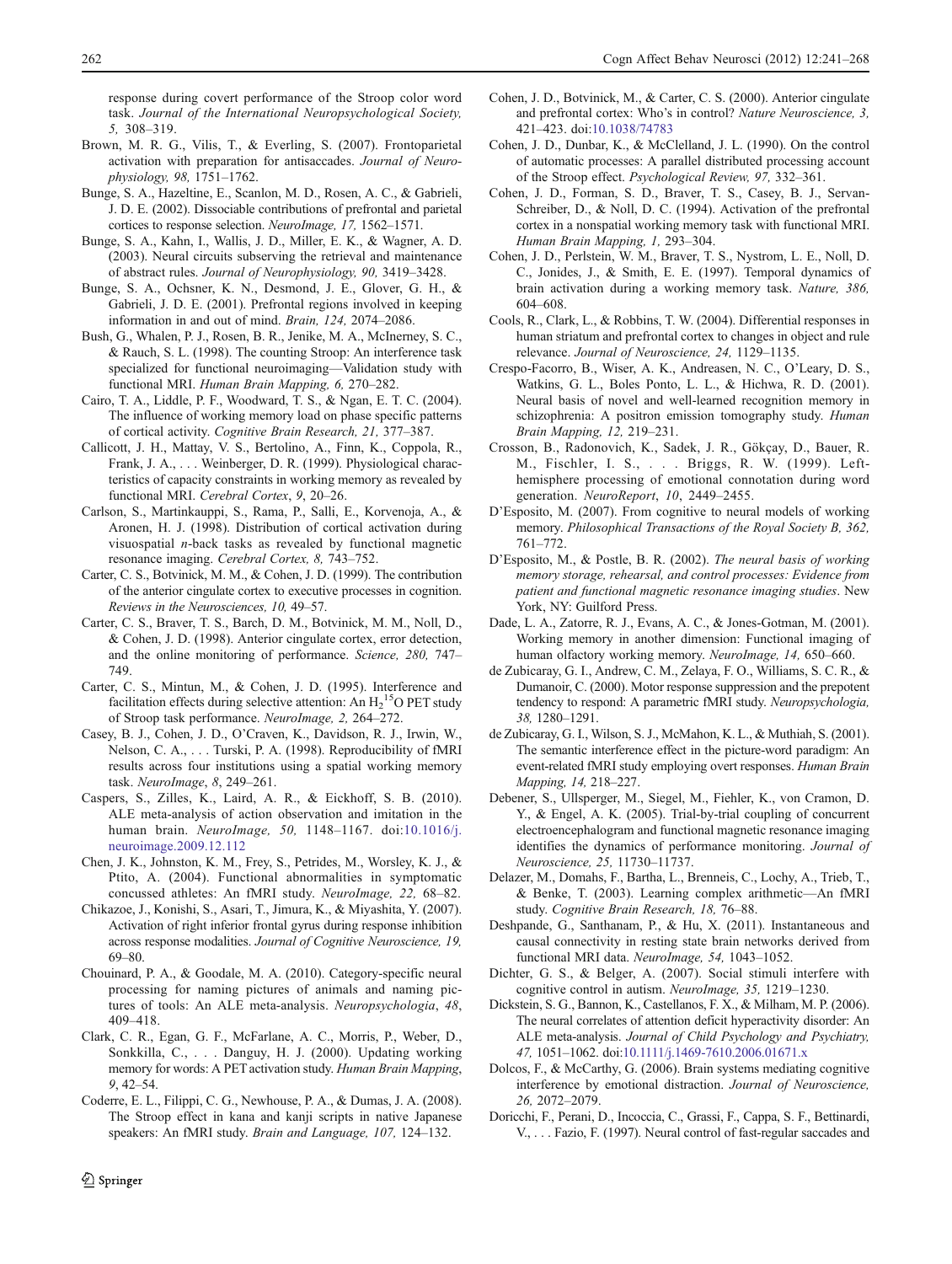response during covert performance of the Stroop color word task. *Journal of the International Neuropsychological Society, 5,* 308–319.

Brown, M. R. G., Vilis, T., & Everling, S. (2007). Frontoparietal activation with preparation for antisaccades. *Journal of Neurophysiology, 98,* 1751–1762.

Bunge, S. A., Hazeltine, E., Scanlon, M. D., Rosen, A. C., & Gabrieli, J. D. E. (2002). Dissociable contributions of prefrontal and parietal cortices to response selection. *NeuroImage, 17,* 1562–1571.

Bunge, S. A., Kahn, I., Wallis, J. D., Miller, E. K., & Wagner, A. D. (2003). Neural circuits subserving the retrieval and maintenance of abstract rules. *Journal of Neurophysiology, 90,* 3419–3428.

Bunge, S. A., Ochsner, K. N., Desmond, J. E., Glover, G. H., & Gabrieli, J. D. E. (2001). Prefrontal regions involved in keeping information in and out of mind. *Brain, 124,* 2074–2086.

Bush, G., Whalen, P. J., Rosen, B. R., Jenike, M. A., McInerney, S. C., & Rauch, S. L. (1998). The counting Stroop: An interference task specialized for functional neuroimaging—Validation study with functional MRI. *Human Brain Mapping, 6,* 270–282.

Cairo, T. A., Liddle, P. F., Woodward, T. S., & Ngan, E. T. C. (2004). The influence of working memory load on phase specific patterns of cortical activity. *Cognitive Brain Research, 21,* 377–387.

Callicott, J. H., Mattay, V. S., Bertolino, A., Finn, K., Coppola, R., Frank, J. A., . . . Weinberger, D. R. (1999). Physiological characteristics of capacity constraints in working memory as revealed by functional MRI. *Cerebral Cortex*, *9*, 20–26.

Carlson, S., Martinkauppi, S., Rama, P., Salli, E., Korvenoja, A., & Aronen, H. J. (1998). Distribution of cortical activation during visuospatial *n*-back tasks as revealed by functional magnetic resonance imaging. *Cerebral Cortex, 8,* 743–752.

Carter, C. S., Botvinick, M. M., & Cohen, J. D. (1999). The contribution of the anterior cingulate cortex to executive processes in cognition. *Reviews in the Neurosciences, 10,* 49–57.

Carter, C. S., Braver, T. S., Barch, D. M., Botvinick, M. M., Noll, D., & Cohen, J. D. (1998). Anterior cingulate cortex, error detection, and the online monitoring of performance. *Science, 280,* 747–749.

Carter, C. S., Mintun, M., & Cohen, J. D. (1995). Interference and facilitation effects during selective attention: An $H_2{}^{15}O$ PET study of Stroop task performance. *NeuroImage, 2,* 264–272.

Casey, B. J., Cohen, J. D., O'Craven, K., Davidson, R. J., Irwin, W., Nelson, C. A., . . . Turski, P. A. (1998). Reproducibility of fMRI results across four institutions using a spatial working memory task. *NeuroImage*, *8*, 249–261.

Caspers, S., Zilles, K., Laird, A. R., & Eickhoff, S. B. (2010). ALE meta-analysis of action observation and imitation in the human brain. *NeuroImage, 50,* 1148–1167. doi:10.1016/j.neuroimage.2009.12.112

Chen, J. K., Johnston, K. M., Frey, S., Petrides, M., Worsley, K. J., & Ptito, A. (2004). Functional abnormalities in symptomatic concussed athletes: An fMRI study. *NeuroImage, 22,* 68–82.

Chikazoe, J., Konishi, S., Asari, T., Jimura, K., & Miyashita, Y. (2007). Activation of right inferior frontal gyrus during response inhibition across response modalities. *Journal of Cognitive Neuroscience, 19,* 69–80.

Chouinard, P. A., & Goodale, M. A. (2010). Category-specific neural processing for naming pictures of animals and naming pictures of tools: An ALE meta-analysis. *Neuropsychologia*, *48*, 409–418.

Clark, C. R., Egan, G. F., McFarlane, A. C., Morris, P., Weber, D., Sonkkilla, C., . . . Danguy, H. J. (2000). Updating working memory for words: A PET activation study. *Human Brain Mapping*, *9*, 42–54.

Coderre, E. L., Filippi, C. G., Newhouse, P. A., & Dumas, J. A. (2008). The Stroop effect in kana and kanji scripts in native Japanese speakers: An fMRI study. *Brain and Language, 107,* 124–132.

Cohen, J. D., Botvinick, M., & Carter, C. S. (2000). Anterior cingulate and prefrontal cortex: Who's in control? *Nature Neuroscience, 3,* 421–423. doi:10.1038/74783

Cohen, J. D., Dunbar, K., & McClelland, J. L. (1990). On the control of automatic processes: A parallel distributed processing account of the Stroop effect. *Psychological Review, 97,* 332–361.

Cohen, J. D., Forman, S. D., Braver, T. S., Casey, B. J., Servan-Schreiber, D., & Noll, D. C. (1994). Activation of the prefrontal cortex in a nonspatial working memory task with functional MRI. *Human Brain Mapping, 1,* 293–304.

Cohen, J. D., Perlstein, W. M., Braver, T. S., Nystrom, L. E., Noll, D. C., Jonides, J., & Smith, E. E. (1997). Temporal dynamics of brain activation during a working memory task. *Nature, 386,* 604–608.

Cools, R., Clark, L., & Robbins, T. W. (2004). Differential responses in human striatum and prefrontal cortex to changes in object and rule relevance. *Journal of Neuroscience, 24,* 1129–1135.

Crespo-Facorro, B., Wiser, A. K., Andreasen, N. C., O'Leary, D. S., Watkins, G. L., Boles Ponto, L. L., & Hichwa, R. D. (2001). Neural basis of novel and well-learned recognition memory in schizophrenia: A positron emission tomography study. *Human Brain Mapping, 12,* 219–231.

Crosson, B., Radonovich, K., Sadek, J. R., Gökçay, D., Bauer, R. M., Fischler, I. S., . . . Briggs, R. W. (1999). Left-hemisphere processing of emotional connotation during word generation. *NeuroReport*, *10*, 2449–2455.

D'Esposito, M. (2007). From cognitive to neural models of working memory. *Philosophical Transactions of the Royal Society B, 362,* 761–772.

D'Esposito, M., & Postle, B. R. (2002). *The neural basis of working memory storage, rehearsal, and control processes: Evidence from patient and functional magnetic resonance imaging studies*. New York, NY: Guilford Press.

Dade, L. A., Zatorre, R. J., Evans, A. C., & Jones-Gotman, M. (2001). Working memory in another dimension: Functional imaging of human olfactory working memory. *NeuroImage, 14,* 650–660.

de Zubicaray, G. I., Andrew, C. M., Zelaya, F. O., Williams, S. C. R., & Dumanoir, C. (2000). Motor response suppression and the prepotent tendency to respond: A parametric fMRI study. *Neuropsychologia, 38,* 1280–1291.

de Zubicaray, G. I., Wilson, S. J., McMahon, K. L., & Muthiah, S. (2001). The semantic interference effect in the picture-word paradigm: An event-related fMRI study employing overt responses. *Human Brain Mapping, 14,* 218–227.

Debener, S., Ullsperger, M., Siegel, M., Fiehler, K., von Cramon, D. Y., & Engel, A. K. (2005). Trial-by-trial coupling of concurrent electroencephalogram and functional magnetic resonance imaging identifies the dynamics of performance monitoring. *Journal of Neuroscience, 25,* 11730–11737.

Delazer, M., Domahs, F., Bartha, L., Brenneis, C., Lochy, A., Trieb, T., & Benke, T. (2003). Learning complex arithmetic—An fMRI study. *Cognitive Brain Research, 18,* 76–88.

Deshpande, G., Santhanam, P., & Hu, X. (2011). Instantaneous and causal connectivity in resting state brain networks derived from functional MRI data. *NeuroImage, 54,* 1043–1052.

Dichter, G. S., & Belger, A. (2007). Social stimuli interfere with cognitive control in autism. *NeuroImage, 35,* 1219–1230.

Dickstein, S. G., Bannon, K., Castellanos, F. X., & Milham, M. P. (2006). The neural correlates of attention deficit hyperactivity disorder: An ALE meta-analysis. *Journal of Child Psychology and Psychiatry, 47,* 1051–1062. doi:10.1111/j.1469-7610.2006.01671.x

Dolcos, F., & McCarthy, G. (2006). Brain systems mediating cognitive interference by emotional distraction. *Journal of Neuroscience, 26,* 2072–2079.

Doricchi, F., Perani, D., Incoccia, C., Grassi, F., Cappa, S. F., Bettinardi, V., . . . Fazio, F. (1997). Neural control of fast-regular saccades and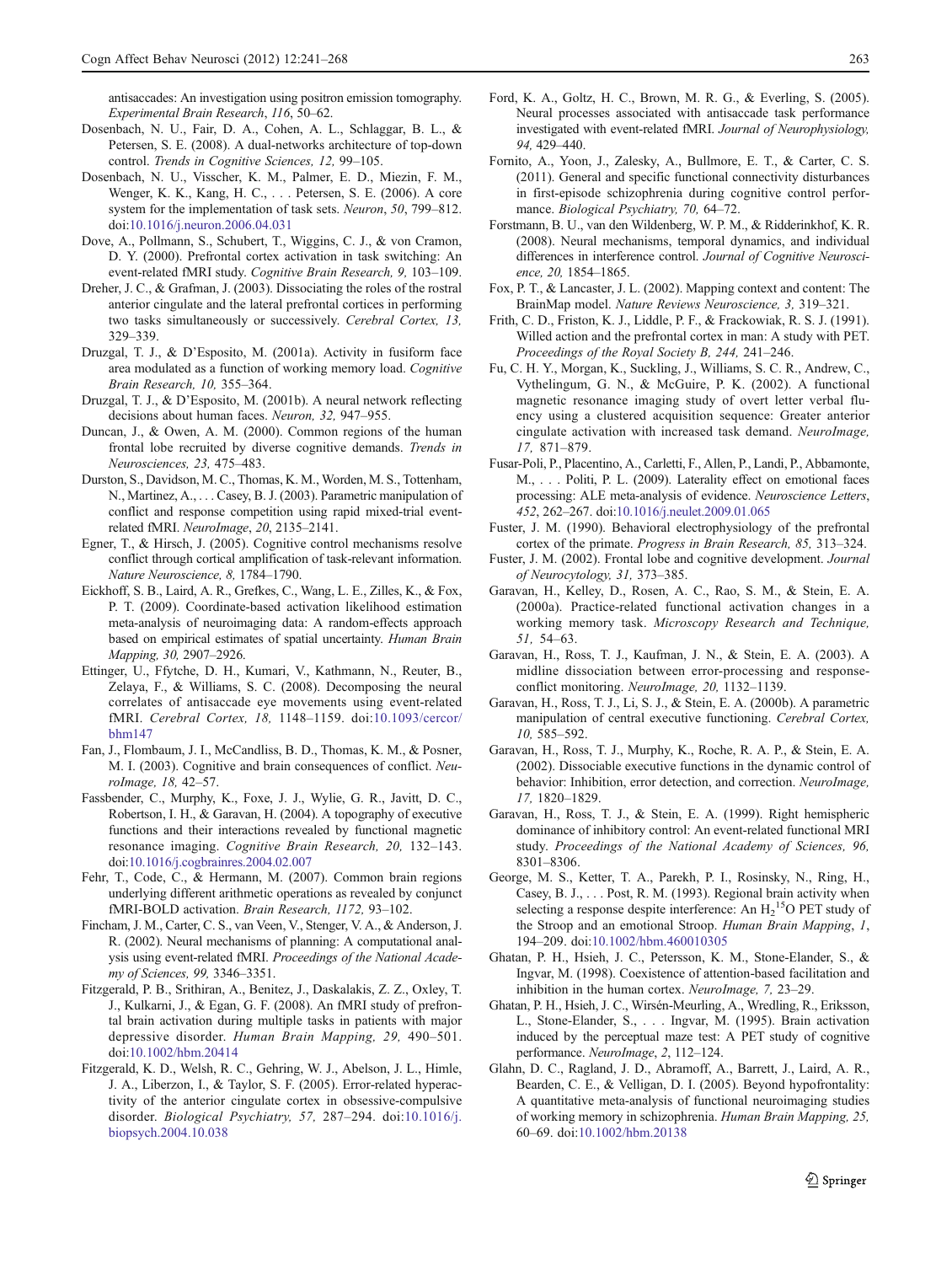antisaccades: An investigation using positron emission tomography. *Experimental Brain Research*, *116*, 50–62.

Dosenbach, N. U., Fair, D. A., Cohen, A. L., Schlaggar, B. L., & Petersen, S. E. (2008). A dual-networks architecture of top-down control. *Trends in Cognitive Sciences, 12,* 99–105.

Dosenbach, N. U., Visscher, K. M., Palmer, E. D., Miezin, F. M., Wenger, K. K., Kang, H. C., . . . Petersen, S. E. (2006). A core system for the implementation of task sets. *Neuron*, *50*, 799–812. doi:10.1016/j.neuron.2006.04.031

Dove, A., Pollmann, S., Schubert, T., Wiggins, C. J., & von Cramon, D. Y. (2000). Prefrontal cortex activation in task switching: An event-related fMRI study. *Cognitive Brain Research, 9,* 103–109.

Dreher, J. C., & Grafman, J. (2003). Dissociating the roles of the rostral anterior cingulate and the lateral prefrontal cortices in performing two tasks simultaneously or successively. *Cerebral Cortex, 13,* 329–339.

Druzgal, T. J., & D'Esposito, M. (2001a). Activity in fusiform face area modulated as a function of working memory load. *Cognitive Brain Research, 10,* 355–364.

Druzgal, T. J., & D'Esposito, M. (2001b). A neural network reflecting decisions about human faces. *Neuron, 32,* 947–955.

Duncan, J., & Owen, A. M. (2000). Common regions of the human frontal lobe recruited by diverse cognitive demands. *Trends in Neurosciences, 23,* 475–483.

Durston, S., Davidson, M. C., Thomas, K. M., Worden, M. S., Tottenham, N., Martinez, A., . . . Casey, B. J. (2003). Parametric manipulation of conflict and response competition using rapid mixed-trial event-related fMRI. *NeuroImage*, *20*, 2135–2141.

Egner, T., & Hirsch, J. (2005). Cognitive control mechanisms resolve conflict through cortical amplification of task-relevant information. *Nature Neuroscience, 8,* 1784–1790.

Eickhoff, S. B., Laird, A. R., Grefkes, C., Wang, L. E., Zilles, K., & Fox, P. T. (2009). Coordinate-based activation likelihood estimation meta-analysis of neuroimaging data: A random-effects approach based on empirical estimates of spatial uncertainty. *Human Brain Mapping, 30,* 2907–2926.

Ettinger, U., Ffytche, D. H., Kumari, V., Kathmann, N., Reuter, B., Zelaya, F., & Williams, S. C. (2008). Decomposing the neural correlates of antisaccade eye movements using event-related fMRI. *Cerebral Cortex, 18,* 1148–1159. doi:10.1093/cercor/bhm147

Fan, J., Flombaum, J. I., McCandliss, B. D., Thomas, K. M., & Posner, M. I. (2003). Cognitive and brain consequences of conflict. *NeuroImage, 18,* 42–57.

Fassbender, C., Murphy, K., Foxe, J. J., Wylie, G. R., Javitt, D. C., Robertson, I. H., & Garavan, H. (2004). A topography of executive functions and their interactions revealed by functional magnetic resonance imaging. *Cognitive Brain Research, 20,* 132–143. doi:10.1016/j.cogbrainres.2004.02.007

Fehr, T., Code, C., & Hermann, M. (2007). Common brain regions underlying different arithmetic operations as revealed by conjunct fMRI-BOLD activation. *Brain Research, 1172,* 93–102.

Fincham, J. M., Carter, C. S., van Veen, V., Stenger, V. A., & Anderson, J. R. (2002). Neural mechanisms of planning: A computational analysis using event-related fMRI. *Proceedings of the National Academy of Sciences, 99,* 3346–3351.

Fitzgerald, P. B., Srithiran, A., Benitez, J., Daskalakis, Z. Z., Oxley, T. J., Kulkarni, J., & Egan, G. F. (2008). An fMRI study of prefrontal brain activation during multiple tasks in patients with major depressive disorder. *Human Brain Mapping, 29,* 490–501. doi:10.1002/hbm.20414

Fitzgerald, K. D., Welsh, R. C., Gehring, W. J., Abelson, J. L., Himle, J. A., Liberzon, I., & Taylor, S. F. (2005). Error-related hyperactivity of the anterior cingulate cortex in obsessive-compulsive disorder. *Biological Psychiatry, 57,* 287–294. doi:10.1016/j.biopsych.2004.10.038

Ford, K. A., Goltz, H. C., Brown, M. R. G., & Everling, S. (2005). Neural processes associated with antisaccade task performance investigated with event-related fMRI. *Journal of Neurophysiology, 94,* 429–440.

Fornito, A., Yoon, J., Zalesky, A., Bullmore, E. T., & Carter, C. S. (2011). General and specific functional connectivity disturbances in first-episode schizophrenia during cognitive control performance. *Biological Psychiatry, 70,* 64–72.

Forstmann, B. U., van den Wildenberg, W. P. M., & Ridderinkhof, K. R. (2008). Neural mechanisms, temporal dynamics, and individual differences in interference control. *Journal of Cognitive Neuroscience, 20,* 1854–1865.

Fox, P. T., & Lancaster, J. L. (2002). Mapping context and content: The BrainMap model. *Nature Reviews Neuroscience, 3,* 319–321.

Frith, C. D., Friston, K. J., Liddle, P. F., & Frackowiak, R. S. J. (1991). Willed action and the prefrontal cortex in man: A study with PET. *Proceedings of the Royal Society B, 244,* 241–246.

Fu, C. H. Y., Morgan, K., Suckling, J., Williams, S. C. R., Andrew, C., Vythelingum, G. N., & McGuire, P. K. (2002). A functional magnetic resonance imaging study of overt letter verbal fluency using a clustered acquisition sequence: Greater anterior cingulate activation with increased task demand. *NeuroImage, 17,* 871–879.

Fusar-Poli, P., Placentino, A., Carletti, F., Allen, P., Landi, P., Abbamonte, M., . . . Politi, P. L. (2009). Laterality effect on emotional faces processing: ALE meta-analysis of evidence. *Neuroscience Letters*, *452*, 262–267. doi:10.1016/j.neulet.2009.01.065

Fuster, J. M. (1990). Behavioral electrophysiology of the prefrontal cortex of the primate. *Progress in Brain Research, 85,* 313–324.

Fuster, J. M. (2002). Frontal lobe and cognitive development. *Journal of Neurocytology, 31,* 373–385.

Garavan, H., Kelley, D., Rosen, A. C., Rao, S. M., & Stein, E. A. (2000a). Practice-related functional activation changes in a working memory task. *Microscopy Research and Technique, 51,* 54–63.

Garavan, H., Ross, T. J., Kaufman, J. N., & Stein, E. A. (2003). A midline dissociation between error-processing and response-conflict monitoring. *NeuroImage, 20,* 1132–1139.

Garavan, H., Ross, T. J., Li, S. J., & Stein, E. A. (2000b). A parametric manipulation of central executive functioning. *Cerebral Cortex, 10,* 585–592.

Garavan, H., Ross, T. J., Murphy, K., Roche, R. A. P., & Stein, E. A. (2002). Dissociable executive functions in the dynamic control of behavior: Inhibition, error detection, and correction. *NeuroImage, 17,* 1820–1829.

Garavan, H., Ross, T. J., & Stein, E. A. (1999). Right hemispheric dominance of inhibitory control: An event-related functional MRI study. *Proceedings of the National Academy of Sciences, 96,* 8301–8306.

George, M. S., Ketter, T. A., Parekh, P. I., Rosinsky, N., Ring, H., Casey, B. J., . . . Post, R. M. (1993). Regional brain activity when selecting a response despite interference: An $H_2{}^{15}O$ PET study of the Stroop and an emotional Stroop. *Human Brain Mapping*, *1*, 194–209. doi:10.1002/hbm.460010305

Ghatan, P. H., Hsieh, J. C., Petersson, K. M., Stone-Elander, S., & Ingvar, M. (1998). Coexistence of attention-based facilitation and inhibition in the human cortex. *NeuroImage, 7,* 23–29.

Ghatan, P. H., Hsieh, J. C., Wirsén-Meurling, A., Wredling, R., Eriksson, L., Stone-Elander, S., . . . Ingvar, M. (1995). Brain activation induced by the perceptual maze test: A PET study of cognitive performance. *NeuroImage*, *2*, 112–124.

Glahn, D. C., Ragland, J. D., Abramoff, A., Barrett, J., Laird, A. R., Bearden, C. E., & Velligan, D. I. (2005). Beyond hypofrontality: A quantitative meta-analysis of functional neuroimaging studies of working memory in schizophrenia. *Human Brain Mapping, 25,* 60–69. doi:10.1002/hbm.20138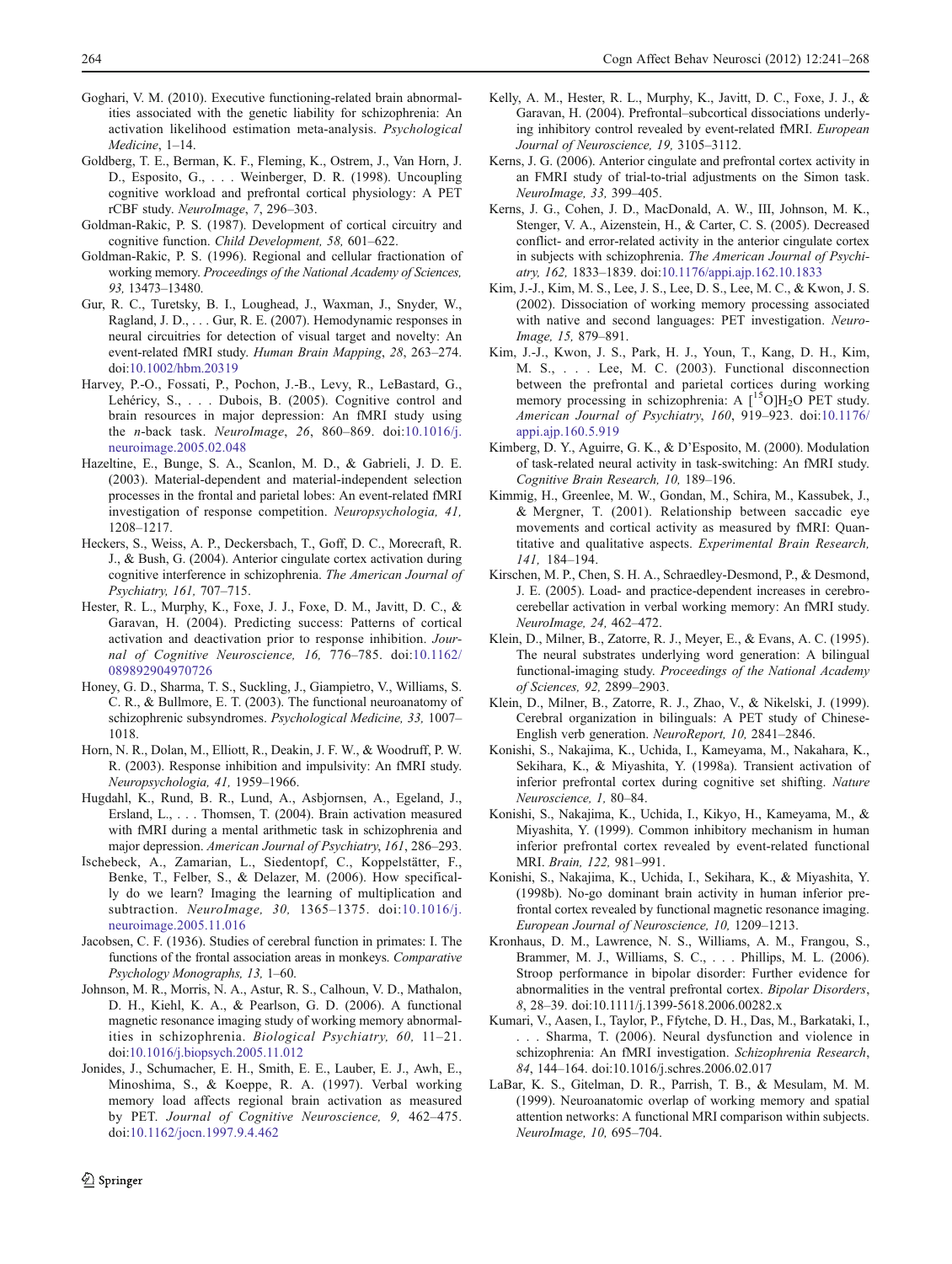Goghari, V. M. (2010). Executive functioning-related brain abnormalities associated with the genetic liability for schizophrenia: An activation likelihood estimation meta-analysis. *Psychological Medicine*, 1–14.

Goldberg, T. E., Berman, K. F., Fleming, K., Ostrem, J., Van Horn, J. D., Esposito, G., . . . Weinberger, D. R. (1998). Uncoupling cognitive workload and prefrontal cortical physiology: A PET rCBF study. *NeuroImage*, *7*, 296–303.

Goldman-Rakic, P. S. (1987). Development of cortical circuitry and cognitive function. *Child Development, 58,* 601–622.

Goldman-Rakic, P. S. (1996). Regional and cellular fractionation of working memory. *Proceedings of the National Academy of Sciences, 93,* 13473–13480.

Gur, R. C., Turetsky, B. I., Loughead, J., Waxman, J., Snyder, W., Ragland, J. D., . . . Gur, R. E. (2007). Hemodynamic responses in neural circuitries for detection of visual target and novelty: An event-related fMRI study. *Human Brain Mapping*, *28*, 263–274. doi:10.1002/hbm.20319

Harvey, P.-O., Fossati, P., Pochon, J.-B., Levy, R., LeBastard, G., Lehéricy, S., . . . Dubois, B. (2005). Cognitive control and brain resources in major depression: An fMRI study using the *n*-back task. *NeuroImage*, *26*, 860–869. doi:10.1016/j.neuroimage.2005.02.048

Hazeltine, E., Bunge, S. A., Scanlon, M. D., & Gabrieli, J. D. E. (2003). Material-dependent and material-independent selection processes in the frontal and parietal lobes: An event-related fMRI investigation of response competition. *Neuropsychologia, 41,* 1208–1217.

Heckers, S., Weiss, A. P., Deckersbach, T., Goff, D. C., Morecraft, R. J., & Bush, G. (2004). Anterior cingulate cortex activation during cognitive interference in schizophrenia. *The American Journal of Psychiatry, 161,* 707–715.

Hester, R. L., Murphy, K., Foxe, J. J., Foxe, D. M., Javitt, D. C., & Garavan, H. (2004). Predicting success: Patterns of cortical activation and deactivation prior to response inhibition. *Journal of Cognitive Neuroscience, 16,* 776–785. doi:10.1162/089892904970726

Honey, G. D., Sharma, T. S., Suckling, J., Giampietro, V., Williams, S. C. R., & Bullmore, E. T. (2003). The functional neuroanatomy of schizophrenic subsyndromes. *Psychological Medicine, 33,* 1007–1018.

Horn, N. R., Dolan, M., Elliott, R., Deakin, J. F. W., & Woodruff, P. W. R. (2003). Response inhibition and impulsivity: An fMRI study. *Neuropsychologia, 41,* 1959–1966.

Hugdahl, K., Rund, B. R., Lund, A., Asbjornsen, A., Egeland, J., Ersland, L., . . . Thomsen, T. (2004). Brain activation measured with fMRI during a mental arithmetic task in schizophrenia and major depression. *American Journal of Psychiatry*, *161*, 286–293.

Ischebeck, A., Zamarian, L., Siedentopf, C., Koppelstätter, F., Benke, T., Felber, S., & Delazer, M. (2006). How specifically do we learn? Imaging the learning of multiplication and subtraction. *NeuroImage, 30,* 1365–1375. doi:10.1016/j.neuroimage.2005.11.016

Jacobsen, C. F. (1936). Studies of cerebral function in primates: I. The functions of the frontal association areas in monkeys. *Comparative Psychology Monographs, 13,* 1–60.

Johnson, M. R., Morris, N. A., Astur, R. S., Calhoun, V. D., Mathalon, D. H., Kiehl, K. A., & Pearlson, G. D. (2006). A functional magnetic resonance imaging study of working memory abnormalities in schizophrenia. *Biological Psychiatry, 60,* 11–21. doi:10.1016/j.biopsych.2005.11.012

Jonides, J., Schumacher, E. H., Smith, E. E., Lauber, E. J., Awh, E., Minoshima, S., & Koeppe, R. A. (1997). Verbal working memory load affects regional brain activation as measured by PET. *Journal of Cognitive Neuroscience, 9,* 462–475. doi:10.1162/jocn.1997.9.4.462

Kelly, A. M., Hester, R. L., Murphy, K., Javitt, D. C., Foxe, J. J., & Garavan, H. (2004). Prefrontal–subcortical dissociations underlying inhibitory control revealed by event-related fMRI. *European Journal of Neuroscience, 19,* 3105–3112.

Kerns, J. G. (2006). Anterior cingulate and prefrontal cortex activity in an FMRI study of trial-to-trial adjustments on the Simon task. *NeuroImage, 33,* 399–405.

Kerns, J. G., Cohen, J. D., MacDonald, A. W., III, Johnson, M. K., Stenger, V. A., Aizenstein, H., & Carter, C. S. (2005). Decreased conflict- and error-related activity in the anterior cingulate cortex in subjects with schizophrenia. *The American Journal of Psychiatry, 162,* 1833–1839. doi:10.1176/appi.ajp.162.10.1833

Kim, J.-J., Kim, M. S., Lee, J. S., Lee, D. S., Lee, M. C., & Kwon, J. S. (2002). Dissociation of working memory processing associated with native and second languages: PET investigation. *NeuroImage, 15,* 879–891.

Kim, J.-J., Kwon, J. S., Park, H. J., Youn, T., Kang, D. H., Kim, M. S., . . . Lee, M. C. (2003). Functional disconnection between the prefrontal and parietal cortices during working memory processing in schizophrenia: A [$^{15}$O]$H_2O$ PET study. *American Journal of Psychiatry*, *160*, 919–923. doi:10.1176/appi.ajp.160.5.919

Kimberg, D. Y., Aguirre, G. K., & D'Esposito, M. (2000). Modulation of task-related neural activity in task-switching: An fMRI study. *Cognitive Brain Research, 10,* 189–196.

Kimmig, H., Greenlee, M. W., Gondan, M., Schira, M., Kassubek, J., & Mergner, T. (2001). Relationship between saccadic eye movements and cortical activity as measured by fMRI: Quantitative and qualitative aspects. *Experimental Brain Research, 141,* 184–194.

Kirschen, M. P., Chen, S. H. A., Schraedley-Desmond, P., & Desmond, J. E. (2005). Load- and practice-dependent increases in cerebro-cerebellar activation in verbal working memory: An fMRI study. *NeuroImage, 24,* 462–472.

Klein, D., Milner, B., Zatorre, R. J., Meyer, E., & Evans, A. C. (1995). The neural substrates underlying word generation: A bilingual functional-imaging study. *Proceedings of the National Academy of Sciences, 92,* 2899–2903.

Klein, D., Milner, B., Zatorre, R. J., Zhao, V., & Nikelski, J. (1999). Cerebral organization in bilinguals: A PET study of Chinese-English verb generation. *NeuroReport, 10,* 2841–2846.

Konishi, S., Nakajima, K., Uchida, I., Kameyama, M., Nakahara, K., Sekihara, K., & Miyashita, Y. (1998a). Transient activation of inferior prefrontal cortex during cognitive set shifting. *Nature Neuroscience, 1,* 80–84.

Konishi, S., Nakajima, K., Uchida, I., Kikyo, H., Kameyama, M., & Miyashita, Y. (1999). Common inhibitory mechanism in human inferior prefrontal cortex revealed by event-related functional MRI. *Brain, 122,* 981–991.

Konishi, S., Nakajima, K., Uchida, I., Sekihara, K., & Miyashita, Y. (1998b). No-go dominant brain activity in human inferior prefrontal cortex revealed by functional magnetic resonance imaging. *European Journal of Neuroscience, 10,* 1209–1213.

Kronhaus, D. M., Lawrence, N. S., Williams, A. M., Frangou, S., Brammer, M. J., Williams, S. C., . . . Phillips, M. L. (2006). Stroop performance in bipolar disorder: Further evidence for abnormalities in the ventral prefrontal cortex. *Bipolar Disorders*, *8*, 28–39. doi:10.1111/j.1399-5618.2006.00282.x

Kumari, V., Aasen, I., Taylor, P., Ffytche, D. H., Das, M., Barkataki, I., . . . Sharma, T. (2006). Neural dysfunction and violence in schizophrenia: An fMRI investigation. *Schizophrenia Research*, *84*, 144–164. doi:10.1016/j.schres.2006.02.017

LaBar, K. S., Gitelman, D. R., Parrish, T. B., & Mesulam, M. M. (1999). Neuroanatomic overlap of working memory and spatial attention networks: A functional MRI comparison within subjects. *NeuroImage, 10,* 695–704.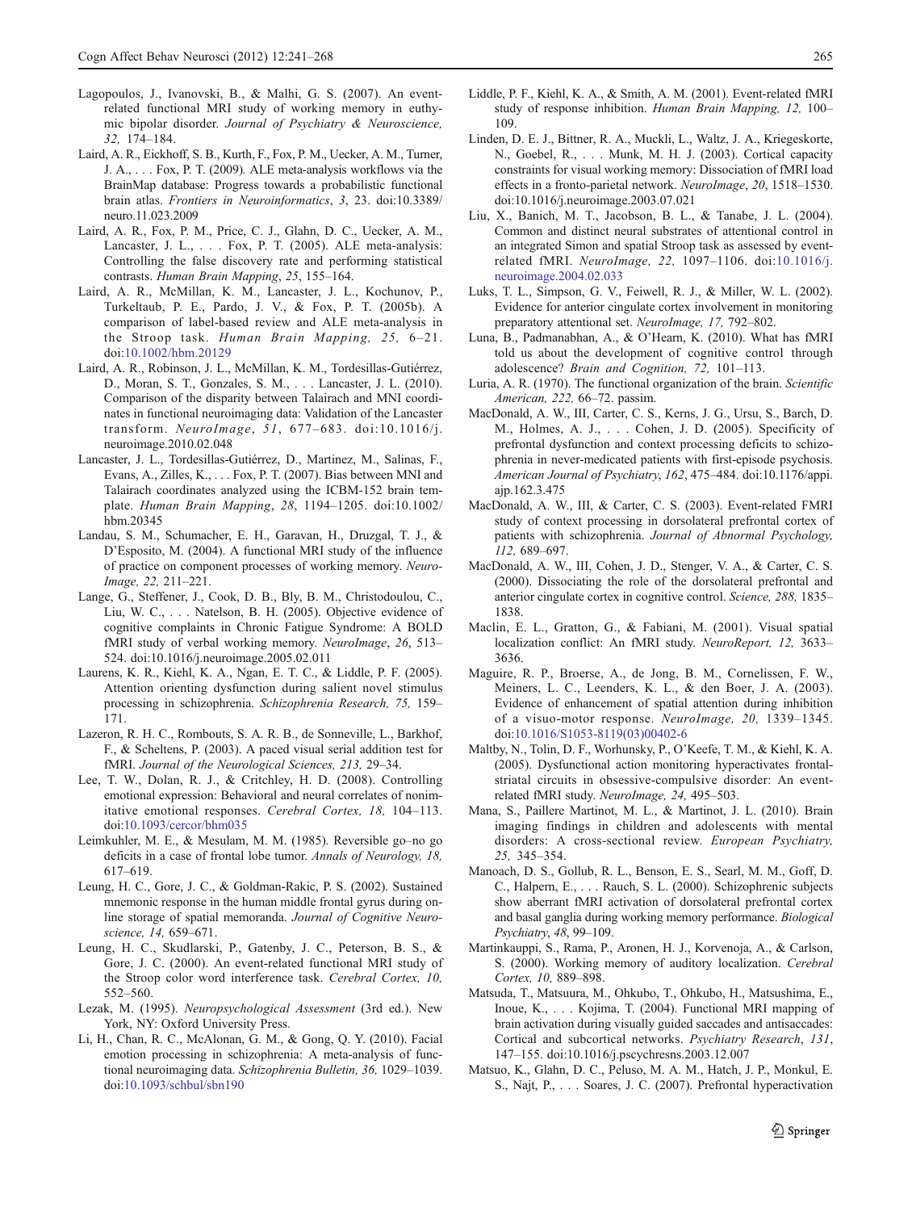Lagopoulos, J., Ivanovski, B., & Malhi, G. S. (2007). An event-related functional MRI study of working memory in euthymic bipolar disorder. *Journal of Psychiatry & Neuroscience, 32,* 174–184.

Laird, A. R., Eickhoff, S. B., Kurth, F., Fox, P. M., Uecker, A. M., Turner, J. A., . . . Fox, P. T. (2009). ALE meta-analysis workflows via the BrainMap database: Progress towards a probabilistic functional brain atlas. *Frontiers in Neuroinformatics*, *3*, 23. doi:10.3389/neuro.11.023.2009

Laird, A. R., Fox, P. M., Price, C. J., Glahn, D. C., Uecker, A. M., Lancaster, J. L., . . . Fox, P. T. (2005). ALE meta-analysis: Controlling the false discovery rate and performing statistical contrasts. *Human Brain Mapping*, *25*, 155–164.

Laird, A. R., McMillan, K. M., Lancaster, J. L., Kochunov, P., Turkeltaub, P. E., Pardo, J. V., & Fox, P. T. (2005b). A comparison of label-based review and ALE meta-analysis in the Stroop task. *Human Brain Mapping, 25,* 6–21. doi:10.1002/hbm.20129

Laird, A. R., Robinson, J. L., McMillan, K. M., Tordesillas-Gutiérrez, D., Moran, S. T., Gonzales, S. M., . . . Lancaster, J. L. (2010). Comparison of the disparity between Talairach and MNI coordinates in functional neuroimaging data: Validation of the Lancaster transform. *NeuroImage*, *51*, 677–683. doi:10.1016/j.neuroimage.2010.02.048

Lancaster, J. L., Tordesillas-Gutiérrez, D., Martinez, M., Salinas, F., Evans, A., Zilles, K., . . . Fox, P. T. (2007). Bias between MNI and Talairach coordinates analyzed using the ICBM-152 brain template. *Human Brain Mapping*, *28*, 1194–1205. doi:10.1002/hbm.20345

Landau, S. M., Schumacher, E. H., Garavan, H., Druzgal, T. J., & D'Esposito, M. (2004). A functional MRI study of the influence of practice on component processes of working memory. *NeuroImage, 22,* 211–221.

Lange, G., Steffener, J., Cook, D. B., Bly, B. M., Christodoulou, C., Liu, W. C., . . . Natelson, B. H. (2005). Objective evidence of cognitive complaints in Chronic Fatigue Syndrome: A BOLD fMRI study of verbal working memory. *NeuroImage*, *26*, 513–524. doi:10.1016/j.neuroimage.2005.02.011

Laurens, K. R., Kiehl, K. A., Ngan, E. T. C., & Liddle, P. F. (2005). Attention orienting dysfunction during salient novel stimulus processing in schizophrenia. *Schizophrenia Research, 75,* 159–171.

Lazeron, R. H. C., Rombouts, S. A. R. B., de Sonneville, L., Barkhof, F., & Scheltens, P. (2003). A paced visual serial addition test for fMRI. *Journal of the Neurological Sciences, 213,* 29–34.

Lee, T. W., Dolan, R. J., & Critchley, H. D. (2008). Controlling emotional expression: Behavioral and neural correlates of nonimitative emotional responses. *Cerebral Cortex, 18,* 104–113. doi:10.1093/cercor/bhm035

Leimkuhler, M. E., & Mesulam, M. M. (1985). Reversible go–no go deficits in a case of frontal lobe tumor. *Annals of Neurology, 18,* 617–619.

Leung, H. C., Gore, J. C., & Goldman-Rakic, P. S. (2002). Sustained mnemonic response in the human middle frontal gyrus during on-line storage of spatial memoranda. *Journal of Cognitive Neuroscience, 14,* 659–671.

Leung, H. C., Skudlarski, P., Gatenby, J. C., Peterson, B. S., & Gore, J. C. (2000). An event-related functional MRI study of the Stroop color word interference task. *Cerebral Cortex, 10,* 552–560.

Lezak, M. (1995). *Neuropsychological Assessment* (3rd ed.). New York, NY: Oxford University Press.

Li, H., Chan, R. C., McAlonan, G. M., & Gong, Q. Y. (2010). Facial emotion processing in schizophrenia: A meta-analysis of functional neuroimaging data. *Schizophrenia Bulletin, 36,* 1029–1039. doi:10.1093/schbul/sbn190

Liddle, P. F., Kiehl, K. A., & Smith, A. M. (2001). Event-related fMRI study of response inhibition. *Human Brain Mapping, 12,* 100–109.

Linden, D. E. J., Bittner, R. A., Muckli, L., Waltz, J. A., Kriegeskorte, N., Goebel, R., . . . Munk, M. H. J. (2003). Cortical capacity constraints for visual working memory: Dissociation of fMRI load effects in a fronto-parietal network. *NeuroImage*, *20*, 1518–1530. doi:10.1016/j.neuroimage.2003.07.021

Liu, X., Banich, M. T., Jacobson, B. L., & Tanabe, J. L. (2004). Common and distinct neural substrates of attentional control in an integrated Simon and spatial Stroop task as assessed by event-related fMRI. *NeuroImage, 22,* 1097–1106. doi:10.1016/j.neuroimage.2004.02.033

Luks, T. L., Simpson, G. V., Feiwell, R. J., & Miller, W. L. (2002). Evidence for anterior cingulate cortex involvement in monitoring preparatory attentional set. *NeuroImage, 17,* 792–802.

Luna, B., Padmanabhan, A., & O'Hearn, K. (2010). What has fMRI told us about the development of cognitive control through adolescence? *Brain and Cognition, 72,* 101–113.

Luria, A. R. (1970). The functional organization of the brain. *Scientific American, 222,* 66–72. passim.

MacDonald, A. W., III, Carter, C. S., Kerns, J. G., Ursu, S., Barch, D. M., Holmes, A. J., . . . Cohen, J. D. (2005). Specificity of prefrontal dysfunction and context processing deficits to schizophrenia in never-medicated patients with first-episode psychosis. *American Journal of Psychiatry*, *162*, 475–484. doi:10.1176/appi.ajp.162.3.475

MacDonald, A. W., III, & Carter, C. S. (2003). Event-related FMRI study of context processing in dorsolateral prefrontal cortex of patients with schizophrenia. *Journal of Abnormal Psychology, 112,* 689–697.

MacDonald, A. W., III, Cohen, J. D., Stenger, V. A., & Carter, C. S. (2000). Dissociating the role of the dorsolateral prefrontal and anterior cingulate cortex in cognitive control. *Science, 288,* 1835–1838.

Maclin, E. L., Gratton, G., & Fabiani, M. (2001). Visual spatial localization conflict: An fMRI study. *NeuroReport, 12,* 3633–3636.

Maguire, R. P., Broerse, A., de Jong, B. M., Cornelissen, F. W., Meiners, L. C., Leenders, K. L., & den Boer, J. A. (2003). Evidence of enhancement of spatial attention during inhibition of a visuo-motor response. *NeuroImage, 20,* 1339–1345. doi:10.1016/S1053-8119(03)00402-6

Maltby, N., Tolin, D. F., Worhunsky, P., O'Keefe, T. M., & Kiehl, K. A. (2005). Dysfunctional action monitoring hyperactivates frontal-striatal circuits in obsessive-compulsive disorder: An event-related fMRI study. *NeuroImage, 24,* 495–503.

Mana, S., Paillere Martinot, M. L., & Martinot, J. L. (2010). Brain imaging findings in children and adolescents with mental disorders: A cross-sectional review. *European Psychiatry, 25,* 345–354.

Manoach, D. S., Gollub, R. L., Benson, E. S., Searl, M. M., Goff, D. C., Halpern, E., . . . Rauch, S. L. (2000). Schizophrenic subjects show aberrant fMRI activation of dorsolateral prefrontal cortex and basal ganglia during working memory performance. *Biological Psychiatry*, *48*, 99–109.

Martinkauppi, S., Rama, P., Aronen, H. J., Korvenoja, A., & Carlson, S. (2000). Working memory of auditory localization. *Cerebral Cortex, 10,* 889–898.

Matsuda, T., Matsuura, M., Ohkubo, T., Ohkubo, H., Matsushima, E., Inoue, K., . . . Kojima, T. (2004). Functional MRI mapping of brain activation during visually guided saccades and antisaccades: Cortical and subcortical networks. *Psychiatry Research*, *131*, 147–155. doi:10.1016/j.pscychresns.2003.12.007

Matsuo, K., Glahn, D. C., Peluso, M. A. M., Hatch, J. P., Monkul, E. S., Najt, P., . . . Soares, J. C. (2007). Prefrontal hyperactivation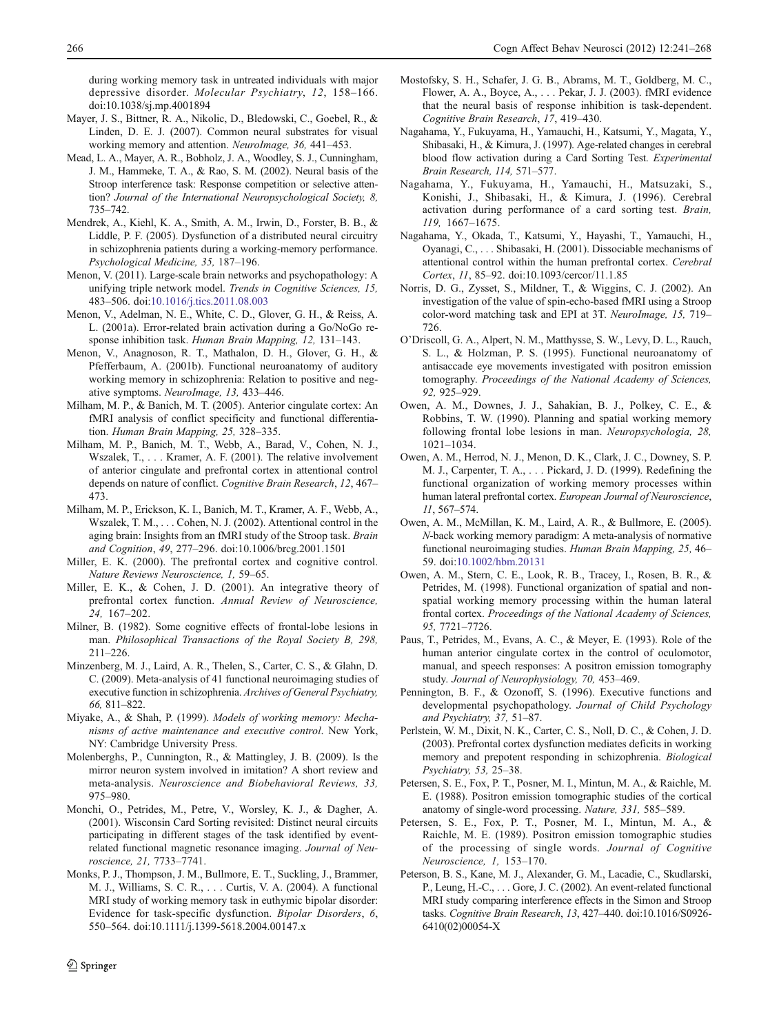during working memory task in untreated individuals with major depressive disorder. *Molecular Psychiatry*, *12*, 158–166. doi:10.1038/sj.mp.4001894

Mayer, J. S., Bittner, R. A., Nikolic, D., Bledowski, C., Goebel, R., & Linden, D. E. J. (2007). Common neural substrates for visual working memory and attention. *NeuroImage, 36,* 441–453.

Mead, L. A., Mayer, A. R., Bobholz, J. A., Woodley, S. J., Cunningham, J. M., Hammeke, T. A., & Rao, S. M. (2002). Neural basis of the Stroop interference task: Response competition or selective attention? *Journal of the International Neuropsychological Society, 8,* 735–742.

Mendrek, A., Kiehl, K. A., Smith, A. M., Irwin, D., Forster, B. B., & Liddle, P. F. (2005). Dysfunction of a distributed neural circuitry in schizophrenia patients during a working-memory performance. *Psychological Medicine, 35,* 187–196.

Menon, V. (2011). Large-scale brain networks and psychopathology: A unifying triple network model. *Trends in Cognitive Sciences, 15,* 483–506. doi:10.1016/j.tics.2011.08.003

Menon, V., Adelman, N. E., White, C. D., Glover, G. H., & Reiss, A. L. (2001a). Error-related brain activation during a Go/NoGo response inhibition task. *Human Brain Mapping, 12,* 131–143.

Menon, V., Anagnoson, R. T., Mathalon, D. H., Glover, G. H., & Pfefferbaum, A. (2001b). Functional neuroanatomy of auditory working memory in schizophrenia: Relation to positive and negative symptoms. *NeuroImage, 13,* 433–446.

Milham, M. P., & Banich, M. T. (2005). Anterior cingulate cortex: An fMRI analysis of conflict specificity and functional differentiation. *Human Brain Mapping, 25,* 328–335.

Milham, M. P., Banich, M. T., Webb, A., Barad, V., Cohen, N. J., Wszalek, T., . . . Kramer, A. F. (2001). The relative involvement of anterior cingulate and prefrontal cortex in attentional control depends on nature of conflict. *Cognitive Brain Research*, *12*, 467–473.

Milham, M. P., Erickson, K. I., Banich, M. T., Kramer, A. F., Webb, A., Wszalek, T. M., . . . Cohen, N. J. (2002). Attentional control in the aging brain: Insights from an fMRI study of the Stroop task. *Brain and Cognition*, *49*, 277–296. doi:10.1006/brcg.2001.1501

Miller, E. K. (2000). The prefrontal cortex and cognitive control. *Nature Reviews Neuroscience, 1,* 59–65.

Miller, E. K., & Cohen, J. D. (2001). An integrative theory of prefrontal cortex function. *Annual Review of Neuroscience, 24,* 167–202.

Milner, B. (1982). Some cognitive effects of frontal-lobe lesions in man. *Philosophical Transactions of the Royal Society B, 298,* 211–226.

Minzenberg, M. J., Laird, A. R., Thelen, S., Carter, C. S., & Glahn, D. C. (2009). Meta-analysis of 41 functional neuroimaging studies of executive function in schizophrenia. *Archives of General Psychiatry, 66,* 811–822.

Miyake, A., & Shah, P. (1999). *Models of working memory: Mechanisms of active maintenance and executive control*. New York, NY: Cambridge University Press.

Molenberghs, P., Cunnington, R., & Mattingley, J. B. (2009). Is the mirror neuron system involved in imitation? A short review and meta-analysis. *Neuroscience and Biobehavioral Reviews, 33,* 975–980.

Monchi, O., Petrides, M., Petre, V., Worsley, K. J., & Dagher, A. (2001). Wisconsin Card Sorting revisited: Distinct neural circuits participating in different stages of the task identified by event-related functional magnetic resonance imaging. *Journal of Neuroscience, 21,* 7733–7741.

Monks, P. J., Thompson, J. M., Bullmore, E. T., Suckling, J., Brammer, M. J., Williams, S. C. R., . . . Curtis, V. A. (2004). A functional MRI study of working memory task in euthymic bipolar disorder: Evidence for task-specific dysfunction. *Bipolar Disorders*, *6*, 550–564. doi:10.1111/j.1399-5618.2004.00147.x

Mostofsky, S. H., Schafer, J. G. B., Abrams, M. T., Goldberg, M. C., Flower, A. A., Boyce, A., . . . Pekar, J. J. (2003). fMRI evidence that the neural basis of response inhibition is task-dependent. *Cognitive Brain Research*, *17*, 419–430.

Nagahama, Y., Fukuyama, H., Yamauchi, H., Katsumi, Y., Magata, Y., Shibasaki, H., & Kimura, J. (1997). Age-related changes in cerebral blood flow activation during a Card Sorting Test. *Experimental Brain Research, 114,* 571–577.

Nagahama, Y., Fukuyama, H., Yamauchi, H., Matsuzaki, S., Konishi, J., Shibasaki, H., & Kimura, J. (1996). Cerebral activation during performance of a card sorting test. *Brain, 119,* 1667–1675.

Nagahama, Y., Okada, T., Katsumi, Y., Hayashi, T., Yamauchi, H., Oyanagi, C., . . . Shibasaki, H. (2001). Dissociable mechanisms of attentional control within the human prefrontal cortex. *Cerebral Cortex*, *11*, 85–92. doi:10.1093/cercor/11.1.85

Norris, D. G., Zysset, S., Mildner, T., & Wiggins, C. J. (2002). An investigation of the value of spin-echo-based fMRI using a Stroop color-word matching task and EPI at 3T. *NeuroImage, 15,* 719–726.

O'Driscoll, G. A., Alpert, N. M., Matthysse, S. W., Levy, D. L., Rauch, S. L., & Holzman, P. S. (1995). Functional neuroanatomy of antisaccade eye movements investigated with positron emission tomography. *Proceedings of the National Academy of Sciences, 92,* 925–929.

Owen, A. M., Downes, J. J., Sahakian, B. J., Polkey, C. E., & Robbins, T. W. (1990). Planning and spatial working memory following frontal lobe lesions in man. *Neuropsychologia, 28,* 1021–1034.

Owen, A. M., Herrod, N. J., Menon, D. K., Clark, J. C., Downey, S. P. M. J., Carpenter, T. A., . . . Pickard, J. D. (1999). Redefining the functional organization of working memory processes within human lateral prefrontal cortex. *European Journal of Neuroscience*, *11*, 567–574.

Owen, A. M., McMillan, K. M., Laird, A. R., & Bullmore, E. (2005). *N*-back working memory paradigm: A meta-analysis of normative functional neuroimaging studies. *Human Brain Mapping, 25,* 46–59. doi:10.1002/hbm.20131

Owen, A. M., Stern, C. E., Look, R. B., Tracey, I., Rosen, B. R., & Petrides, M. (1998). Functional organization of spatial and nonspatial working memory processing within the human lateral frontal cortex. *Proceedings of the National Academy of Sciences, 95,* 7721–7726.

Paus, T., Petrides, M., Evans, A. C., & Meyer, E. (1993). Role of the human anterior cingulate cortex in the control of oculomotor, manual, and speech responses: A positron emission tomography study. *Journal of Neurophysiology, 70,* 453–469.

Pennington, B. F., & Ozonoff, S. (1996). Executive functions and developmental psychopathology. *Journal of Child Psychology and Psychiatry, 37,* 51–87.

Perlstein, W. M., Dixit, N. K., Carter, C. S., Noll, D. C., & Cohen, J. D. (2003). Prefrontal cortex dysfunction mediates deficits in working memory and prepotent responding in schizophrenia. *Biological Psychiatry, 53,* 25–38.

Petersen, S. E., Fox, P. T., Posner, M. I., Mintun, M. A., & Raichle, M. E. (1988). Positron emission tomographic studies of the cortical anatomy of single-word processing. *Nature, 331,* 585–589.

Petersen, S. E., Fox, P. T., Posner, M. I., Mintun, M. A., & Raichle, M. E. (1989). Positron emission tomographic studies of the processing of single words. *Journal of Cognitive Neuroscience, 1,* 153–170.

Peterson, B. S., Kane, M. J., Alexander, G. M., Lacadie, C., Skudlarski, P., Leung, H.-C., . . . Gore, J. C. (2002). An event-related functional MRI study comparing interference effects in the Simon and Stroop tasks. *Cognitive Brain Research*, *13*, 427–440. doi:10.1016/S0926-6410(02)00054-X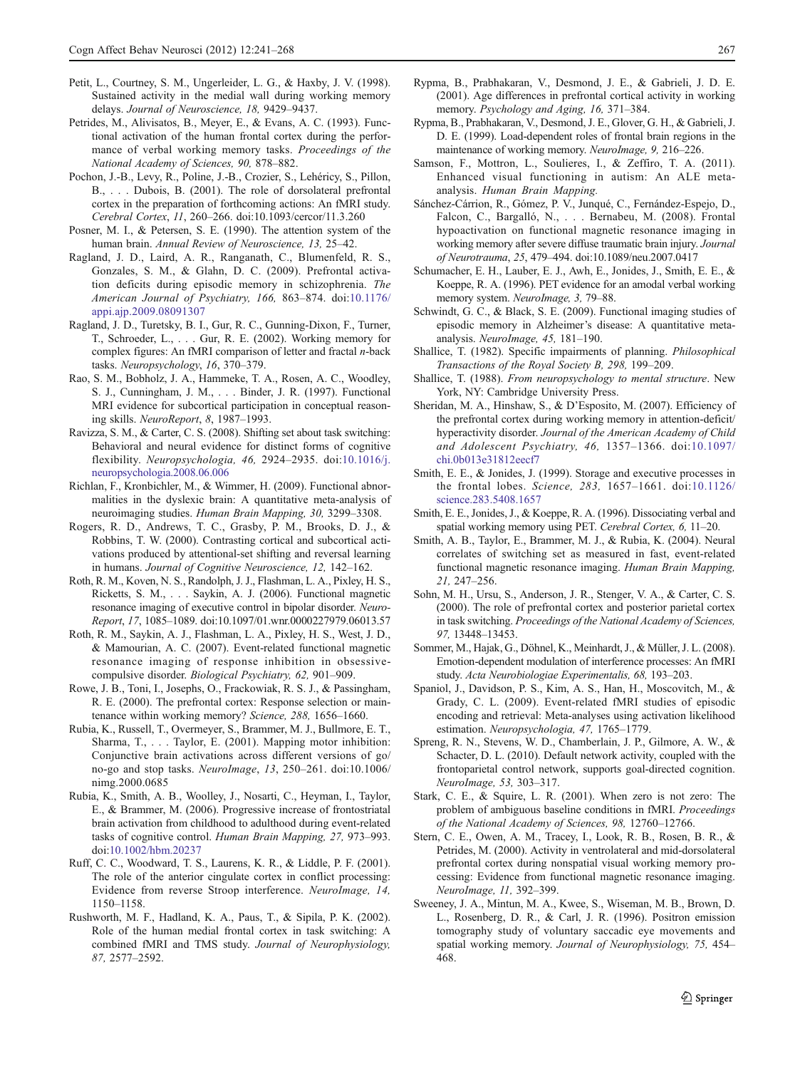Petit, L., Courtney, S. M., Ungerleider, L. G., & Haxby, J. V. (1998). Sustained activity in the medial wall during working memory delays. *Journal of Neuroscience, 18,* 9429–9437.

Petrides, M., Alivisatos, B., Meyer, E., & Evans, A. C. (1993). Functional activation of the human frontal cortex during the performance of verbal working memory tasks. *Proceedings of the National Academy of Sciences, 90,* 878–882.

Pochon, J.-B., Levy, R., Poline, J.-B., Crozier, S., Lehéricy, S., Pillon, B., . . . Dubois, B. (2001). The role of dorsolateral prefrontal cortex in the preparation of forthcoming actions: An fMRI study. *Cerebral Cortex*, *11*, 260–266. doi:10.1093/cercor/11.3.260

Posner, M. I., & Petersen, S. E. (1990). The attention system of the human brain. *Annual Review of Neuroscience, 13,* 25–42.

Ragland, J. D., Laird, A. R., Ranganath, C., Blumenfeld, R. S., Gonzales, S. M., & Glahn, D. C. (2009). Prefrontal activation deficits during episodic memory in schizophrenia. *The American Journal of Psychiatry, 166,* 863–874. doi:10.1176/appi.ajp.2009.08091307

Ragland, J. D., Turetsky, B. I., Gur, R. C., Gunning-Dixon, F., Turner, T., Schroeder, L., . . . Gur, R. E. (2002). Working memory for complex figures: An fMRI comparison of letter and fractal *n*-back tasks. *Neuropsychology*, *16*, 370–379.

Rao, S. M., Bobholz, J. A., Hammeke, T. A., Rosen, A. C., Woodley, S. J., Cunningham, J. M., . . . Binder, J. R. (1997). Functional MRI evidence for subcortical participation in conceptual reasoning skills. *NeuroReport*, *8*, 1987–1993.

Ravizza, S. M., & Carter, C. S. (2008). Shifting set about task switching: Behavioral and neural evidence for distinct forms of cognitive flexibility. *Neuropsychologia, 46,* 2924–2935. doi:10.1016/j.neuropsychologia.2008.06.006

Richlan, F., Kronbichler, M., & Wimmer, H. (2009). Functional abnormalities in the dyslexic brain: A quantitative meta-analysis of neuroimaging studies. *Human Brain Mapping, 30,* 3299–3308.

Rogers, R. D., Andrews, T. C., Grasby, P. M., Brooks, D. J., & Robbins, T. W. (2000). Contrasting cortical and subcortical activations produced by attentional-set shifting and reversal learning in humans. *Journal of Cognitive Neuroscience, 12,* 142–162.

Roth, R. M., Koven, N. S., Randolph, J. J., Flashman, L. A., Pixley, H. S., Ricketts, S. M., . . . Saykin, A. J. (2006). Functional magnetic resonance imaging of executive control in bipolar disorder. *NeuroReport*, *17*, 1085–1089. doi:10.1097/01.wnr.0000227979.06013.57

Roth, R. M., Saykin, A. J., Flashman, L. A., Pixley, H. S., West, J. D., & Mamourian, A. C. (2007). Event-related functional magnetic resonance imaging of response inhibition in obsessive-compulsive disorder. *Biological Psychiatry, 62,* 901–909.

Rowe, J. B., Toni, I., Josephs, O., Frackowiak, R. S. J., & Passingham, R. E. (2000). The prefrontal cortex: Response selection or maintenance within working memory? *Science, 288,* 1656–1660.

Rubia, K., Russell, T., Overmeyer, S., Brammer, M. J., Bullmore, E. T., Sharma, T., . . . Taylor, E. (2001). Mapping motor inhibition: Conjunctive brain activations across different versions of go/no-go and stop tasks. *NeuroImage*, *13*, 250–261. doi:10.1006/nimg.2000.0685

Rubia, K., Smith, A. B., Woolley, J., Nosarti, C., Heyman, I., Taylor, E., & Brammer, M. (2006). Progressive increase of frontostriatal brain activation from childhood to adulthood during event-related tasks of cognitive control. *Human Brain Mapping, 27,* 973–993. doi:10.1002/hbm.20237

Ruff, C. C., Woodward, T. S., Laurens, K. R., & Liddle, P. F. (2001). The role of the anterior cingulate cortex in conflict processing: Evidence from reverse Stroop interference. *NeuroImage, 14,* 1150–1158.

Rushworth, M. F., Hadland, K. A., Paus, T., & Sipila, P. K. (2002). Role of the human medial frontal cortex in task switching: A combined fMRI and TMS study. *Journal of Neurophysiology, 87,* 2577–2592.

Rypma, B., Prabhakaran, V., Desmond, J. E., & Gabrieli, J. D. E. (2001). Age differences in prefrontal cortical activity in working memory. *Psychology and Aging, 16,* 371–384.

Rypma, B., Prabhakaran, V., Desmond, J. E., Glover, G. H., & Gabrieli, J. D. E. (1999). Load-dependent roles of frontal brain regions in the maintenance of working memory. *NeuroImage, 9,* 216–226.

Samson, F., Mottron, L., Soulieres, I., & Zeffiro, T. A. (2011). Enhanced visual functioning in autism: An ALE meta-analysis. *Human Brain Mapping.*

Sánchez-Cárrion, R., Gómez, P. V., Junqué, C., Fernández-Espejo, D., Falcon, C., Bargalló, N., . . . Bernabeu, M. (2008). Frontal hypoactivation on functional magnetic resonance imaging in working memory after severe diffuse traumatic brain injury. *Journal of Neurotrauma*, *25*, 479–494. doi:10.1089/neu.2007.0417

Schumacher, E. H., Lauber, E. J., Awh, E., Jonides, J., Smith, E. E., & Koeppe, R. A. (1996). PET evidence for an amodal verbal working memory system. *NeuroImage, 3,* 79–88.

Schwindt, G. C., & Black, S. E. (2009). Functional imaging studies of episodic memory in Alzheimer's disease: A quantitative meta-analysis. *NeuroImage, 45,* 181–190.

Shallice, T. (1982). Specific impairments of planning. *Philosophical Transactions of the Royal Society B, 298,* 199–209.

Shallice, T. (1988). *From neuropsychology to mental structure*. New York, NY: Cambridge University Press.

Sheridan, M. A., Hinshaw, S., & D'Esposito, M. (2007). Efficiency of the prefrontal cortex during working memory in attention-deficit/hyperactivity disorder. *Journal of the American Academy of Child and Adolescent Psychiatry, 46,* 1357–1366. doi:10.1097/chi.0b013e31812eecf7

Smith, E. E., & Jonides, J. (1999). Storage and executive processes in the frontal lobes. *Science, 283,* 1657–1661. doi:10.1126/science.283.5408.1657

Smith, E. E., Jonides, J., & Koeppe, R. A. (1996). Dissociating verbal and spatial working memory using PET. *Cerebral Cortex, 6,* 11–20.

Smith, A. B., Taylor, E., Brammer, M. J., & Rubia, K. (2004). Neural correlates of switching set as measured in fast, event-related functional magnetic resonance imaging. *Human Brain Mapping, 21,* 247–256.

Sohn, M. H., Ursu, S., Anderson, J. R., Stenger, V. A., & Carter, C. S. (2000). The role of prefrontal cortex and posterior parietal cortex in task switching. *Proceedings of the National Academy of Sciences, 97,* 13448–13453.

Sommer, M., Hajak, G., Döhnel, K., Meinhardt, J., & Müller, J. L. (2008). Emotion-dependent modulation of interference processes: An fMRI study. *Acta Neurobiologiae Experimentalis, 68,* 193–203.

Spaniol, J., Davidson, P. S., Kim, A. S., Han, H., Moscovitch, M., & Grady, C. L. (2009). Event-related fMRI studies of episodic encoding and retrieval: Meta-analyses using activation likelihood estimation. *Neuropsychologia, 47,* 1765–1779.

Spreng, R. N., Stevens, W. D., Chamberlain, J. P., Gilmore, A. W., & Schacter, D. L. (2010). Default network activity, coupled with the frontoparietal control network, supports goal-directed cognition. *NeuroImage, 53,* 303–317.

Stark, C. E., & Squire, L. R. (2001). When zero is not zero: The problem of ambiguous baseline conditions in fMRI. *Proceedings of the National Academy of Sciences, 98,* 12760–12766.

Stern, C. E., Owen, A. M., Tracey, I., Look, R. B., Rosen, B. R., & Petrides, M. (2000). Activity in ventrolateral and mid-dorsolateral prefrontal cortex during nonspatial visual working memory processing: Evidence from functional magnetic resonance imaging. *NeuroImage, 11,* 392–399.

Sweeney, J. A., Mintun, M. A., Kwee, S., Wiseman, M. B., Brown, D. L., Rosenberg, D. R., & Carl, J. R. (1996). Positron emission tomography study of voluntary saccadic eye movements and spatial working memory. *Journal of Neurophysiology, 75,* 454–468.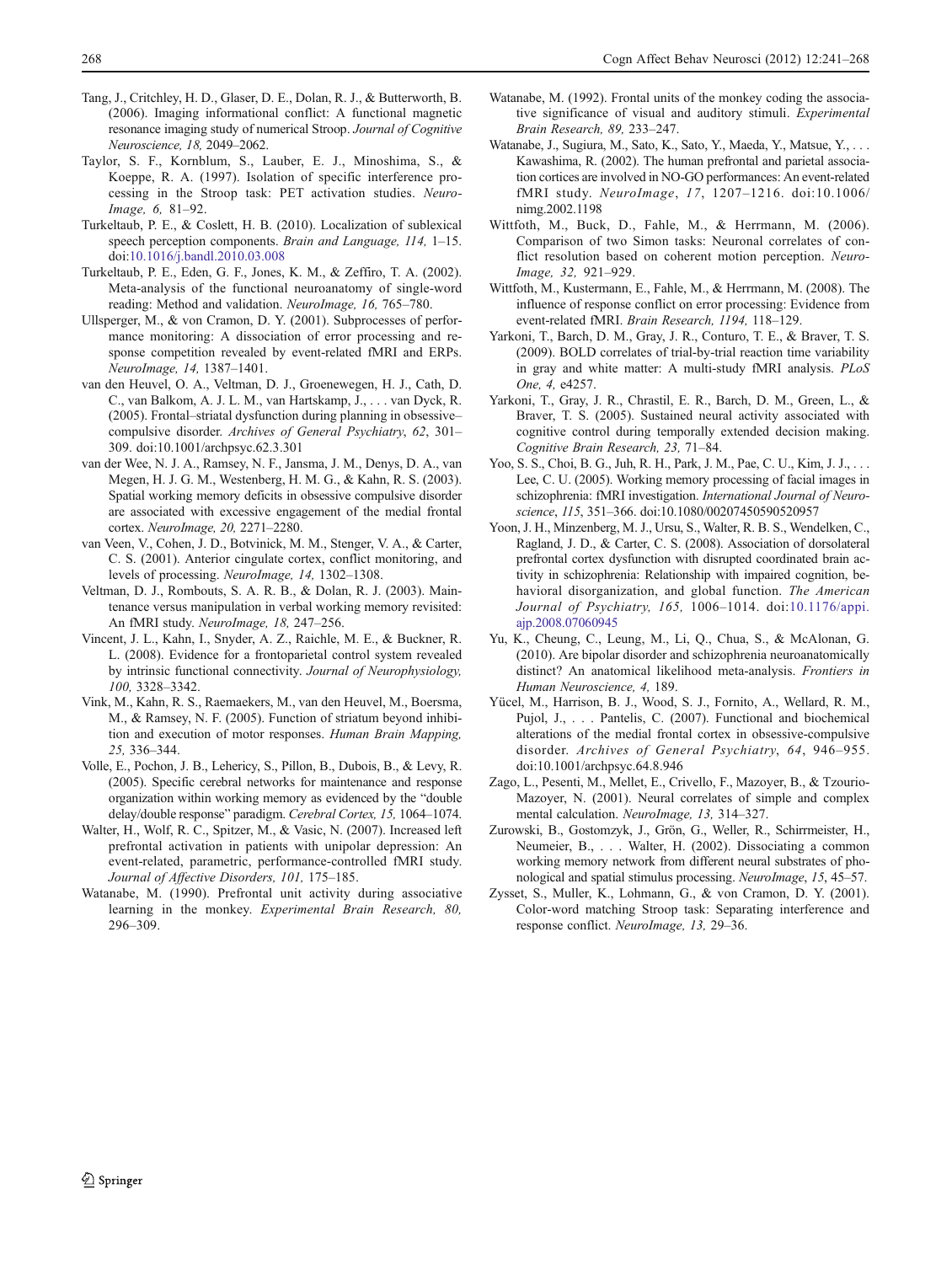Tang, J., Critchley, H. D., Glaser, D. E., Dolan, R. J., & Butterworth, B. (2006). Imaging informational conflict: A functional magnetic resonance imaging study of numerical Stroop. *Journal of Cognitive Neuroscience, 18,* 2049–2062.

Taylor, S. F., Kornblum, S., Lauber, E. J., Minoshima, S., & Koeppe, R. A. (1997). Isolation of specific interference processing in the Stroop task: PET activation studies. *NeuroImage, 6,* 81–92.

Turkeltaub, P. E., & Coslett, H. B. (2010). Localization of sublexical speech perception components. *Brain and Language, 114,* 1–15. doi:10.1016/j.bandl.2010.03.008

Turkeltaub, P. E., Eden, G. F., Jones, K. M., & Zeffiro, T. A. (2002). Meta-analysis of the functional neuroanatomy of single-word reading: Method and validation. *NeuroImage, 16,* 765–780.

Ullsperger, M., & von Cramon, D. Y. (2001). Subprocesses of performance monitoring: A dissociation of error processing and response competition revealed by event-related fMRI and ERPs. *NeuroImage, 14,* 1387–1401.

van den Heuvel, O. A., Veltman, D. J., Groenewegen, H. J., Cath, D. C., van Balkom, A. J. L. M., van Hartskamp, J., . . . van Dyck, R. (2005). Frontal–striatal dysfunction during planning in obsessive–compulsive disorder. *Archives of General Psychiatry*, *62*, 301–309. doi:10.1001/archpsyc.62.3.301

van der Wee, N. J. A., Ramsey, N. F., Jansma, J. M., Denys, D. A., van Megen, H. J. G. M., Westenberg, H. M. G., & Kahn, R. S. (2003). Spatial working memory deficits in obsessive compulsive disorder are associated with excessive engagement of the medial frontal cortex. *NeuroImage, 20,* 2271–2280.

van Veen, V., Cohen, J. D., Botvinick, M. M., Stenger, V. A., & Carter, C. S. (2001). Anterior cingulate cortex, conflict monitoring, and levels of processing. *NeuroImage, 14,* 1302–1308.

Veltman, D. J., Rombouts, S. A. R. B., & Dolan, R. J. (2003). Maintenance versus manipulation in verbal working memory revisited: An fMRI study. *NeuroImage, 18,* 247–256.

Vincent, J. L., Kahn, I., Snyder, A. Z., Raichle, M. E., & Buckner, R. L. (2008). Evidence for a frontoparietal control system revealed by intrinsic functional connectivity. *Journal of Neurophysiology, 100,* 3328–3342.

Vink, M., Kahn, R. S., Raemaekers, M., van den Heuvel, M., Boersma, M., & Ramsey, N. F. (2005). Function of striatum beyond inhibition and execution of motor responses. *Human Brain Mapping, 25,* 336–344.

Volle, E., Pochon, J. B., Lehericy, S., Pillon, B., Dubois, B., & Levy, R. (2005). Specific cerebral networks for maintenance and response organization within working memory as evidenced by the "double delay/double response" paradigm. *Cerebral Cortex, 15,* 1064–1074.

Walter, H., Wolf, R. C., Spitzer, M., & Vasic, N. (2007). Increased left prefrontal activation in patients with unipolar depression: An event-related, parametric, performance-controlled fMRI study. *Journal of Affective Disorders, 101,* 175–185.

Watanabe, M. (1990). Prefrontal unit activity during associative learning in the monkey. *Experimental Brain Research, 80,* 296–309.

Watanabe, M. (1992). Frontal units of the monkey coding the associative significance of visual and auditory stimuli. *Experimental Brain Research, 89,* 233–247.

Watanabe, J., Sugiura, M., Sato, K., Sato, Y., Maeda, Y., Matsue, Y., . . . Kawashima, R. (2002). The human prefrontal and parietal association cortices are involved in NO-GO performances: An event-related fMRI study. *NeuroImage*, *17*, 1207–1216. doi:10.1006/nimg.2002.1198

Wittfoth, M., Buck, D., Fahle, M., & Herrmann, M. (2006). Comparison of two Simon tasks: Neuronal correlates of conflict resolution based on coherent motion perception. *NeuroImage, 32,* 921–929.

Wittfoth, M., Kustermann, E., Fahle, M., & Herrmann, M. (2008). The influence of response conflict on error processing: Evidence from event-related fMRI. *Brain Research, 1194,* 118–129.

Yarkoni, T., Barch, D. M., Gray, J. R., Conturo, T. E., & Braver, T. S. (2009). BOLD correlates of trial-by-trial reaction time variability in gray and white matter: A multi-study fMRI analysis. *PLoS One, 4,* e4257.

Yarkoni, T., Gray, J. R., Chrastil, E. R., Barch, D. M., Green, L., & Braver, T. S. (2005). Sustained neural activity associated with cognitive control during temporally extended decision making. *Cognitive Brain Research, 23,* 71–84.

Yoo, S. S., Choi, B. G., Juh, R. H., Park, J. M., Pae, C. U., Kim, J. J., . . . Lee, C. U. (2005). Working memory processing of facial images in schizophrenia: fMRI investigation. *International Journal of Neuroscience*, *115*, 351–366. doi:10.1080/00207450590520957

Yoon, J. H., Minzenberg, M. J., Ursu, S., Walter, R. B. S., Wendelken, C., Ragland, J. D., & Carter, C. S. (2008). Association of dorsolateral prefrontal cortex dysfunction with disrupted coordinated brain activity in schizophrenia: Relationship with impaired cognition, behavioral disorganization, and global function. *The American Journal of Psychiatry, 165,* 1006–1014. doi:10.1176/appi.ajp.2008.07060945

Yu, K., Cheung, C., Leung, M., Li, Q., Chua, S., & McAlonan, G. (2010). Are bipolar disorder and schizophrenia neuroanatomically distinct? An anatomical likelihood meta-analysis. *Frontiers in Human Neuroscience, 4,* 189.

Yücel, M., Harrison, B. J., Wood, S. J., Fornito, A., Wellard, R. M., Pujol, J., . . . Pantelis, C. (2007). Functional and biochemical alterations of the medial frontal cortex in obsessive-compulsive disorder. *Archives of General Psychiatry*, *64*, 946–955. doi:10.1001/archpsyc.64.8.946

Zago, L., Pesenti, M., Mellet, E., Crivello, F., Mazoyer, B., & Tzourio-Mazoyer, N. (2001). Neural correlates of simple and complex mental calculation. *NeuroImage, 13,* 314–327.

Zurowski, B., Gostomzyk, J., Grön, G., Weller, R., Schirrmeister, H., Neumeier, B., . . . Walter, H. (2002). Dissociating a common working memory network from different neural substrates of phonological and spatial stimulus processing. *NeuroImage*, *15*, 45–57.

Zysset, S., Muller, K., Lohmann, G., & von Cramon, D. Y. (2001). Color-word matching Stroop task: Separating interference and response conflict. *NeuroImage, 13,* 29–36.